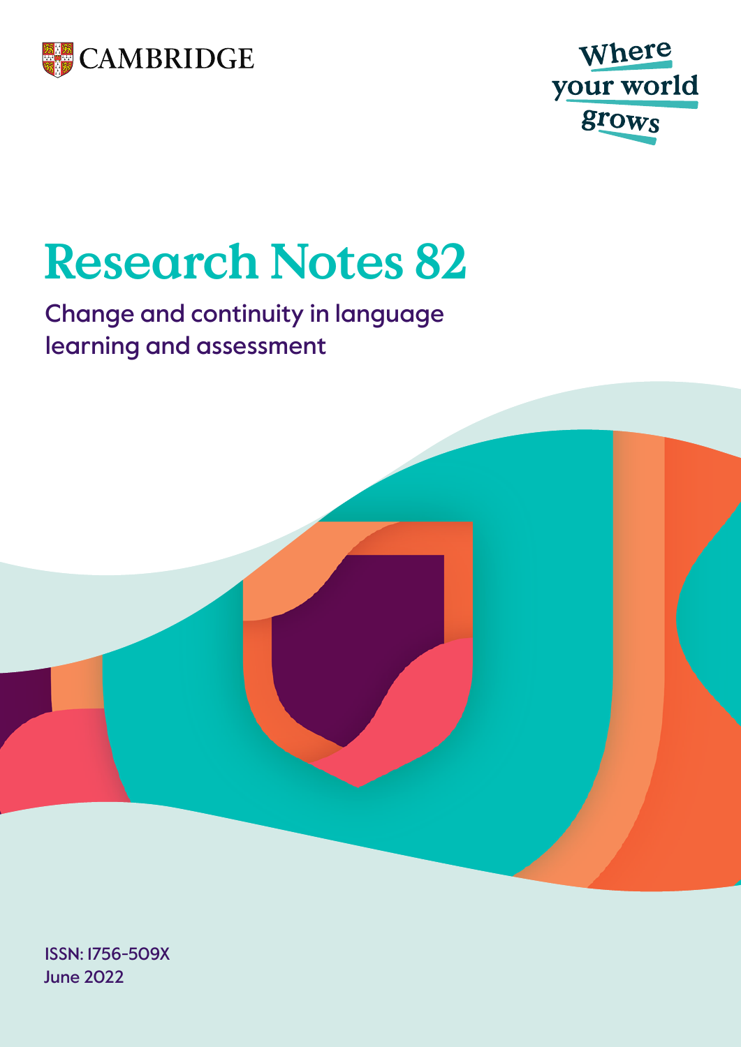CAMBRIDGE

Where your world grows

# Research Notes 82

## Change and continuity in language learning and assessment

ISSN: 1756-509X
June 2022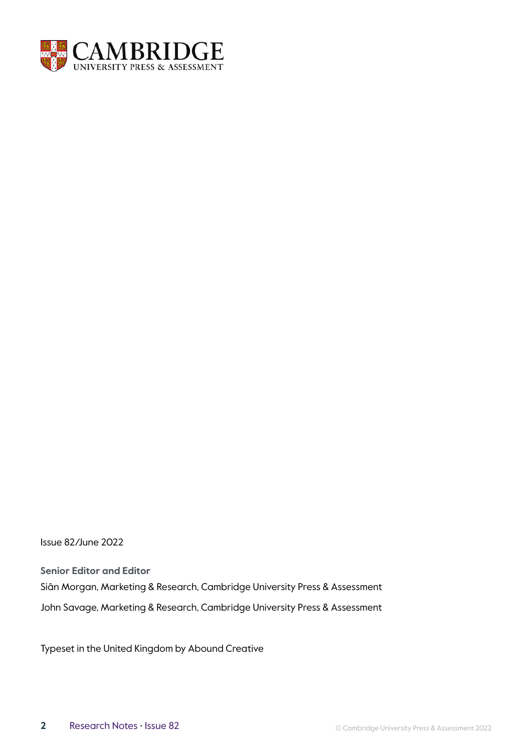Issue 82/June 2022

**Senior Editor and Editor**

Siân Morgan, Marketing & Research, Cambridge University Press & Assessment

John Savage, Marketing & Research, Cambridge University Press & Assessment

Typeset in the United Kingdom by Abound Creative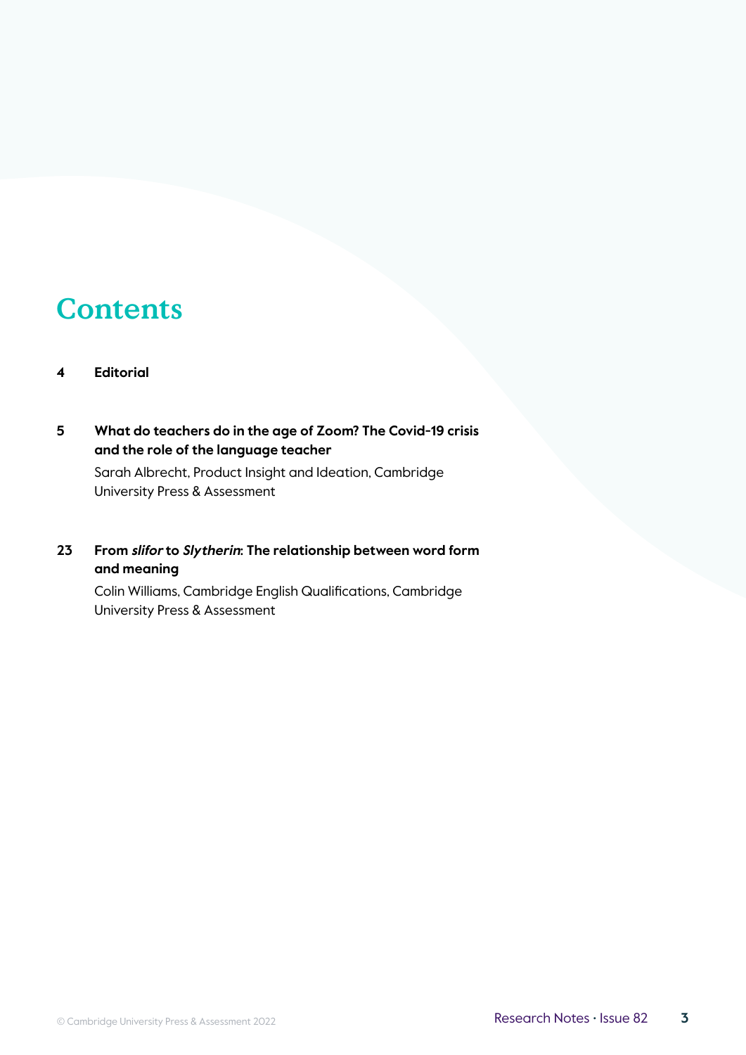# Contents

**4** **Editorial**

**5** **What do teachers do in the age of Zoom? The Covid-19 crisis and the role of the language teacher**

Sarah Albrecht, Product Insight and Ideation, Cambridge University Press & Assessment

**23** **From *slifor* to *Slytherin*: The relationship between word form and meaning**

Colin Williams, Cambridge English Qualifications, Cambridge University Press & Assessment

© Cambridge University Press & Assessment 2022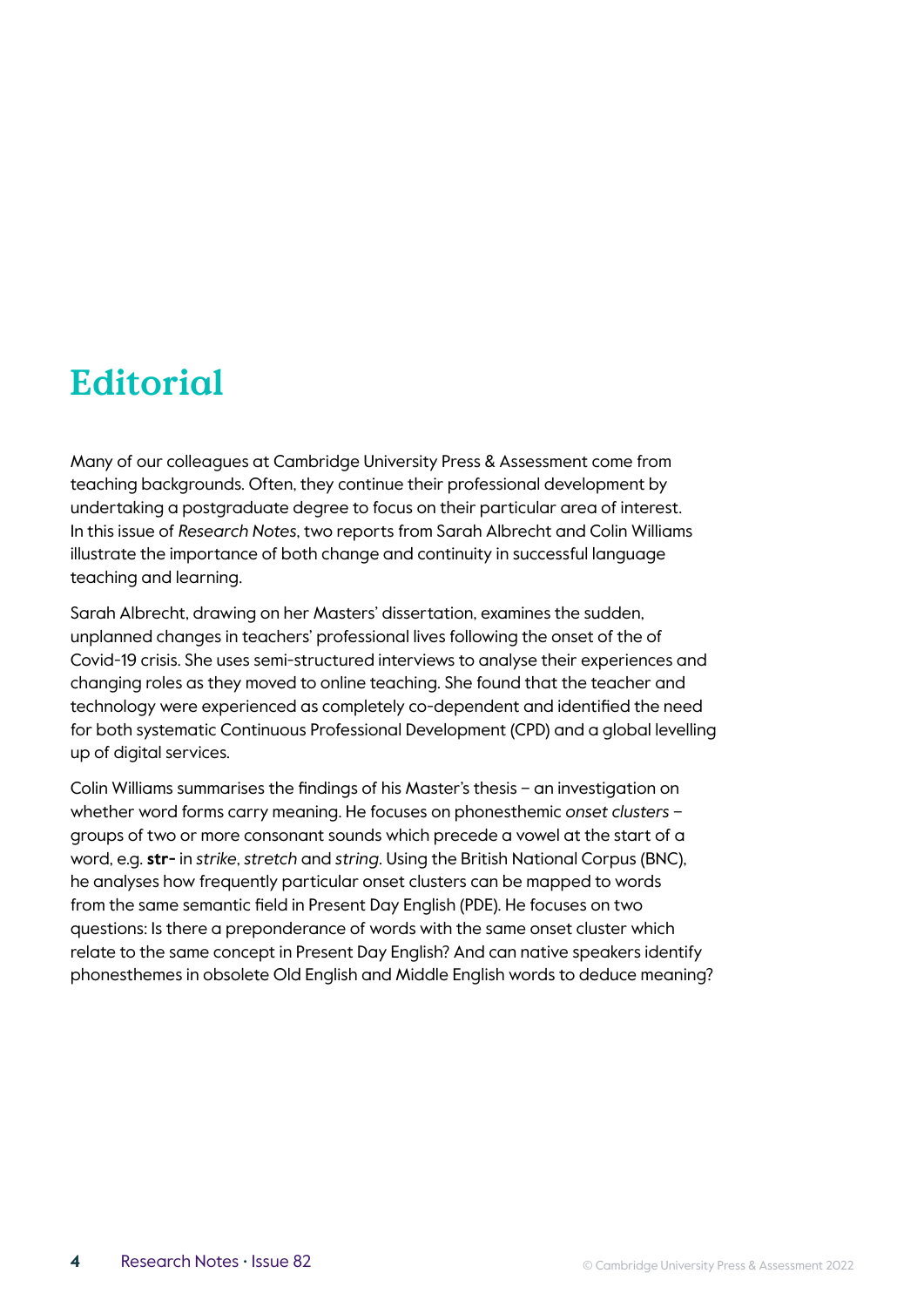# Editorial

Many of our colleagues at Cambridge University Press & Assessment come from teaching backgrounds. Often, they continue their professional development by undertaking a postgraduate degree to focus on their particular area of interest. In this issue of *Research Notes*, two reports from Sarah Albrecht and Colin Williams illustrate the importance of both change and continuity in successful language teaching and learning.

Sarah Albrecht, drawing on her Masters' dissertation, examines the sudden, unplanned changes in teachers' professional lives following the onset of the of Covid-19 crisis. She uses semi-structured interviews to analyse their experiences and changing roles as they moved to online teaching. She found that the teacher and technology were experienced as completely co-dependent and identified the need for both systematic Continuous Professional Development (CPD) and a global levelling up of digital services.

Colin Williams summarises the findings of his Master's thesis – an investigation on whether word forms carry meaning. He focuses on phonesthemic *onset clusters* – groups of two or more consonant sounds which precede a vowel at the start of a word, e.g. **str-** in *strike*, *stretch* and *string*. Using the British National Corpus (BNC), he analyses how frequently particular onset clusters can be mapped to words from the same semantic field in Present Day English (PDE). He focuses on two questions: Is there a preponderance of words with the same onset cluster which relate to the same concept in Present Day English? And can native speakers identify phonesthemes in obsolete Old English and Middle English words to deduce meaning?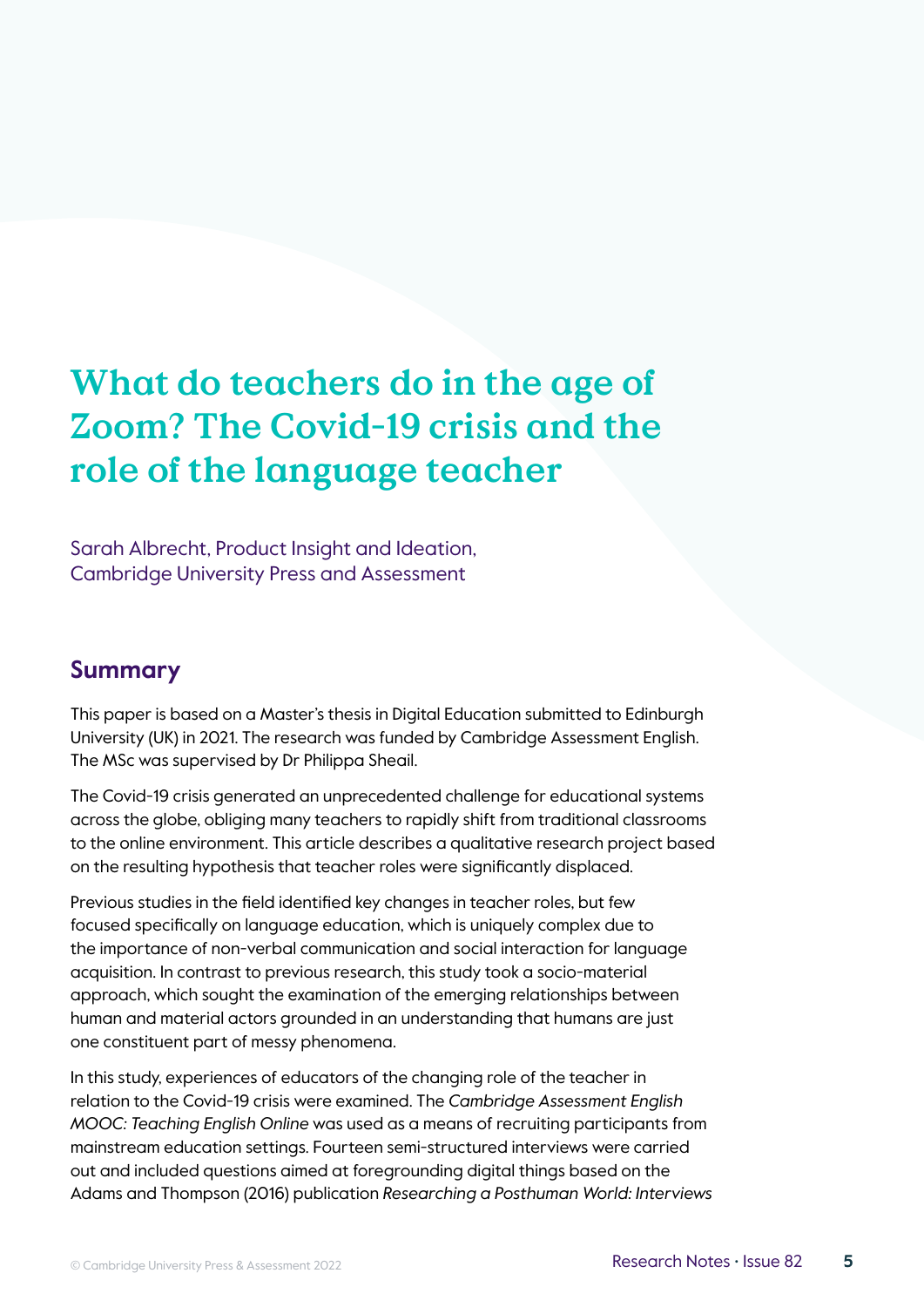# What do teachers do in the age of Zoom? The Covid-19 crisis and the role of the language teacher

Sarah Albrecht, Product Insight and Ideation, Cambridge University Press and Assessment

## Summary

This paper is based on a Master's thesis in Digital Education submitted to Edinburgh University (UK) in 2021. The research was funded by Cambridge Assessment English. The MSc was supervised by Dr Philippa Sheail.

The Covid-19 crisis generated an unprecedented challenge for educational systems across the globe, obliging many teachers to rapidly shift from traditional classrooms to the online environment. This article describes a qualitative research project based on the resulting hypothesis that teacher roles were significantly displaced.

Previous studies in the field identified key changes in teacher roles, but few focused specifically on language education, which is uniquely complex due to the importance of non-verbal communication and social interaction for language acquisition. In contrast to previous research, this study took a socio-material approach, which sought the examination of the emerging relationships between human and material actors grounded in an understanding that humans are just one constituent part of messy phenomena.

In this study, experiences of educators of the changing role of the teacher in relation to the Covid-19 crisis were examined. The *Cambridge Assessment English MOOC: Teaching English Online* was used as a means of recruiting participants from mainstream education settings. Fourteen semi-structured interviews were carried out and included questions aimed at foregrounding digital things based on the Adams and Thompson (2016) publication *Researching a Posthuman World: Interviews*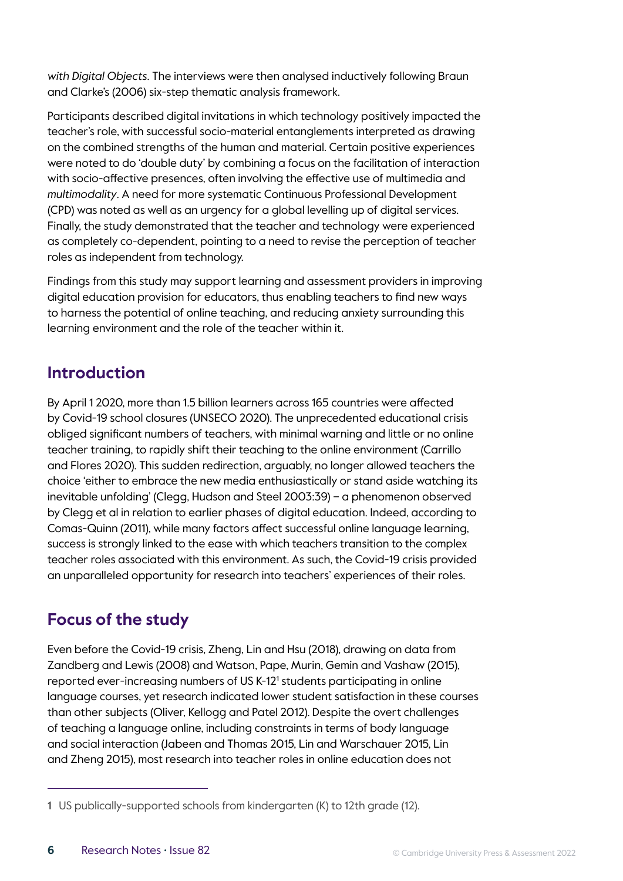*with Digital Objects*. The interviews were then analysed inductively following Braun and Clarke's (2006) six-step thematic analysis framework.

Participants described digital invitations in which technology positively impacted the teacher's role, with successful socio-material entanglements interpreted as drawing on the combined strengths of the human and material. Certain positive experiences were noted to do 'double duty' by combining a focus on the facilitation of interaction with socio-affective presences, often involving the effective use of multimedia and *multimodality*. A need for more systematic Continuous Professional Development (CPD) was noted as well as an urgency for a global levelling up of digital services. Finally, the study demonstrated that the teacher and technology were experienced as completely co-dependent, pointing to a need to revise the perception of teacher roles as independent from technology.

Findings from this study may support learning and assessment providers in improving digital education provision for educators, thus enabling teachers to find new ways to harness the potential of online teaching, and reducing anxiety surrounding this learning environment and the role of the teacher within it.

## Introduction

By April 1 2020, more than 1.5 billion learners across 165 countries were affected by Covid-19 school closures (UNSECO 2020). The unprecedented educational crisis obliged significant numbers of teachers, with minimal warning and little or no online teacher training, to rapidly shift their teaching to the online environment (Carrillo and Flores 2020). This sudden redirection, arguably, no longer allowed teachers the choice 'either to embrace the new media enthusiastically or stand aside watching its inevitable unfolding' (Clegg, Hudson and Steel 2003:39) – a phenomenon observed by Clegg et al in relation to earlier phases of digital education. Indeed, according to Comas-Quinn (2011), while many factors affect successful online language learning, success is strongly linked to the ease with which teachers transition to the complex teacher roles associated with this environment. As such, the Covid-19 crisis provided an unparalleled opportunity for research into teachers' experiences of their roles.

## Focus of the study

Even before the Covid-19 crisis, Zheng, Lin and Hsu (2018), drawing on data from Zandberg and Lewis (2008) and Watson, Pape, Murin, Gemin and Vashaw (2015), reported ever-increasing numbers of US K-12[1] students participating in online language courses, yet research indicated lower student satisfaction in these courses than other subjects (Oliver, Kellogg and Patel 2012). Despite the overt challenges of teaching a language online, including constraints in terms of body language and social interaction (Jabeen and Thomas 2015, Lin and Warschauer 2015, Lin and Zheng 2015), most research into teacher roles in online education does not

1 US publically-supported schools from kindergarten (K) to 12th grade (12).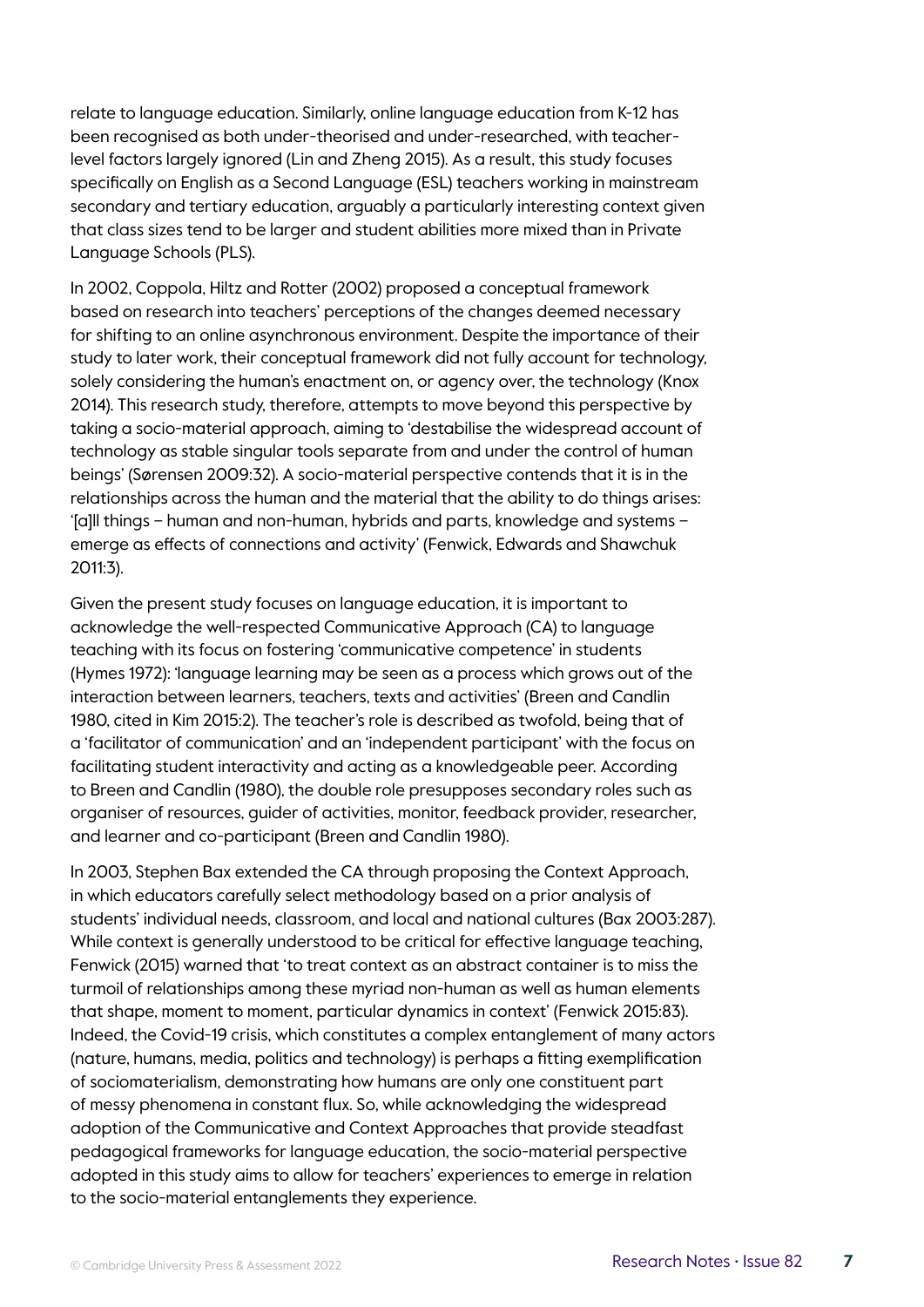relate to language education. Similarly, online language education from K-12 has been recognised as both under-theorised and under-researched, with teacher-level factors largely ignored (Lin and Zheng 2015). As a result, this study focuses specifically on English as a Second Language (ESL) teachers working in mainstream secondary and tertiary education, arguably a particularly interesting context given that class sizes tend to be larger and student abilities more mixed than in Private Language Schools (PLS).

In 2002, Coppola, Hiltz and Rotter (2002) proposed a conceptual framework based on research into teachers' perceptions of the changes deemed necessary for shifting to an online asynchronous environment. Despite the importance of their study to later work, their conceptual framework did not fully account for technology, solely considering the human's enactment on, or agency over, the technology (Knox 2014). This research study, therefore, attempts to move beyond this perspective by taking a socio-material approach, aiming to 'destabilise the widespread account of technology as stable singular tools separate from and under the control of human beings' (Sørensen 2009:32). A socio-material perspective contends that it is in the relationships across the human and the material that the ability to do things arises: '[a]ll things – human and non-human, hybrids and parts, knowledge and systems – emerge as effects of connections and activity' (Fenwick, Edwards and Shawchuk 2011:3).

Given the present study focuses on language education, it is important to acknowledge the well-respected Communicative Approach (CA) to language teaching with its focus on fostering 'communicative competence' in students (Hymes 1972): 'language learning may be seen as a process which grows out of the interaction between learners, teachers, texts and activities' (Breen and Candlin 1980, cited in Kim 2015:2). The teacher's role is described as twofold, being that of a 'facilitator of communication' and an 'independent participant' with the focus on facilitating student interactivity and acting as a knowledgeable peer. According to Breen and Candlin (1980), the double role presupposes secondary roles such as organiser of resources, guider of activities, monitor, feedback provider, researcher, and learner and co-participant (Breen and Candlin 1980).

In 2003, Stephen Bax extended the CA through proposing the Context Approach, in which educators carefully select methodology based on a prior analysis of students' individual needs, classroom, and local and national cultures (Bax 2003:287). While context is generally understood to be critical for effective language teaching, Fenwick (2015) warned that 'to treat context as an abstract container is to miss the turmoil of relationships among these myriad non-human as well as human elements that shape, moment to moment, particular dynamics in context' (Fenwick 2015:83). Indeed, the Covid-19 crisis, which constitutes a complex entanglement of many actors (nature, humans, media, politics and technology) is perhaps a fitting exemplification of sociomaterialism, demonstrating how humans are only one constituent part of messy phenomena in constant flux. So, while acknowledging the widespread adoption of the Communicative and Context Approaches that provide steadfast pedagogical frameworks for language education, the socio-material perspective adopted in this study aims to allow for teachers' experiences to emerge in relation to the socio-material entanglements they experience.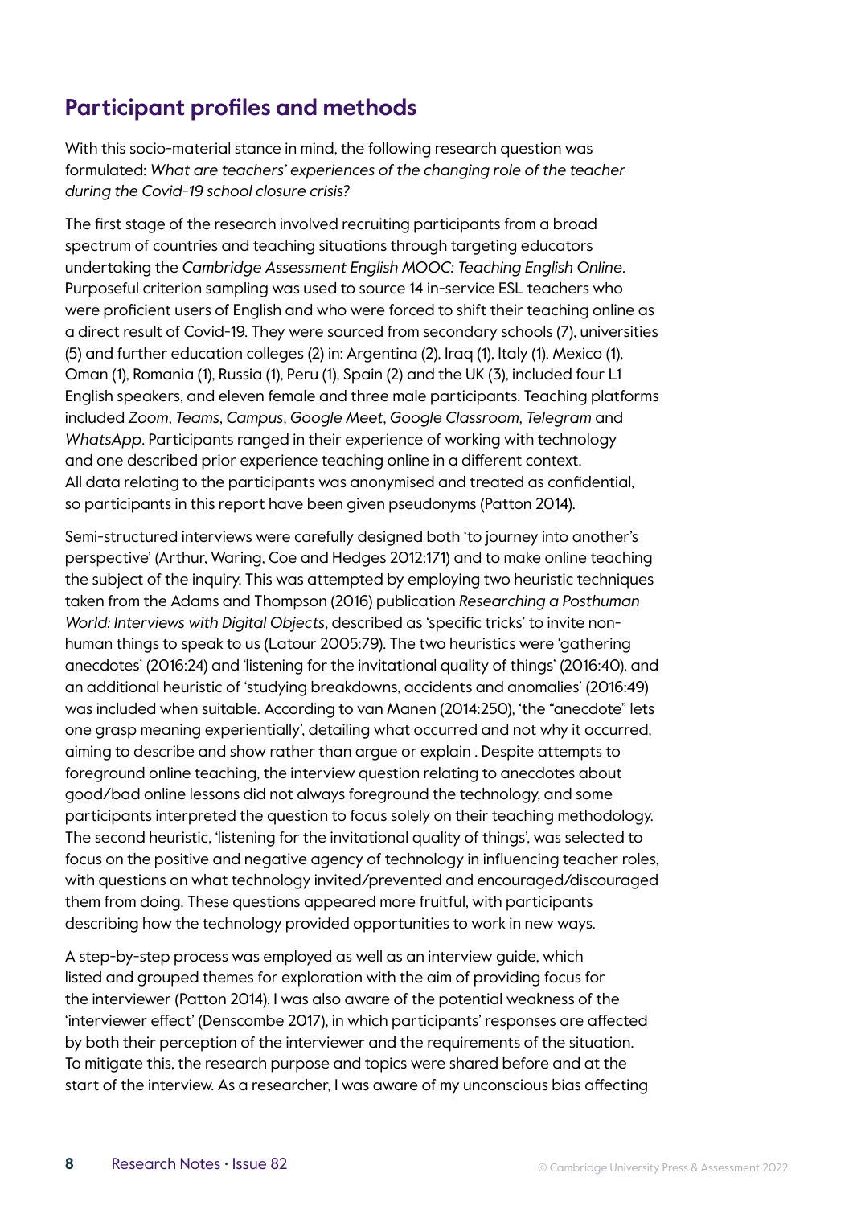## Participant profiles and methods

With this socio-material stance in mind, the following research question was formulated: *What are teachers' experiences of the changing role of the teacher during the Covid-19 school closure crisis?*

The first stage of the research involved recruiting participants from a broad spectrum of countries and teaching situations through targeting educators undertaking the *Cambridge Assessment English MOOC: Teaching English Online*. Purposeful criterion sampling was used to source 14 in-service ESL teachers who were proficient users of English and who were forced to shift their teaching online as a direct result of Covid-19. They were sourced from secondary schools (7), universities (5) and further education colleges (2) in: Argentina (2), Iraq (1), Italy (1), Mexico (1), Oman (1), Romania (1), Russia (1), Peru (1), Spain (2) and the UK (3), included four L1 English speakers, and eleven female and three male participants. Teaching platforms included *Zoom*, *Teams*, *Campus*, *Google Meet*, *Google Classroom*, *Telegram* and *WhatsApp*. Participants ranged in their experience of working with technology and one described prior experience teaching online in a different context. All data relating to the participants was anonymised and treated as confidential, so participants in this report have been given pseudonyms (Patton 2014).

Semi-structured interviews were carefully designed both 'to journey into another's perspective' (Arthur, Waring, Coe and Hedges 2012:171) and to make online teaching the subject of the inquiry. This was attempted by employing two heuristic techniques taken from the Adams and Thompson (2016) publication *Researching a Posthuman World: Interviews with Digital Objects*, described as 'specific tricks' to invite non-human things to speak to us (Latour 2005:79). The two heuristics were 'gathering anecdotes' (2016:24) and 'listening for the invitational quality of things' (2016:40), and an additional heuristic of 'studying breakdowns, accidents and anomalies' (2016:49) was included when suitable. According to van Manen (2014:250), 'the "anecdote" lets one grasp meaning experientially', detailing what occurred and not why it occurred, aiming to describe and show rather than argue or explain . Despite attempts to foreground online teaching, the interview question relating to anecdotes about good/bad online lessons did not always foreground the technology, and some participants interpreted the question to focus solely on their teaching methodology. The second heuristic, 'listening for the invitational quality of things', was selected to focus on the positive and negative agency of technology in influencing teacher roles, with questions on what technology invited/prevented and encouraged/discouraged them from doing. These questions appeared more fruitful, with participants describing how the technology provided opportunities to work in new ways.

A step-by-step process was employed as well as an interview guide, which listed and grouped themes for exploration with the aim of providing focus for the interviewer (Patton 2014). I was also aware of the potential weakness of the 'interviewer effect' (Denscombe 2017), in which participants' responses are affected by both their perception of the interviewer and the requirements of the situation. To mitigate this, the research purpose and topics were shared before and at the start of the interview. As a researcher, I was aware of my unconscious bias affecting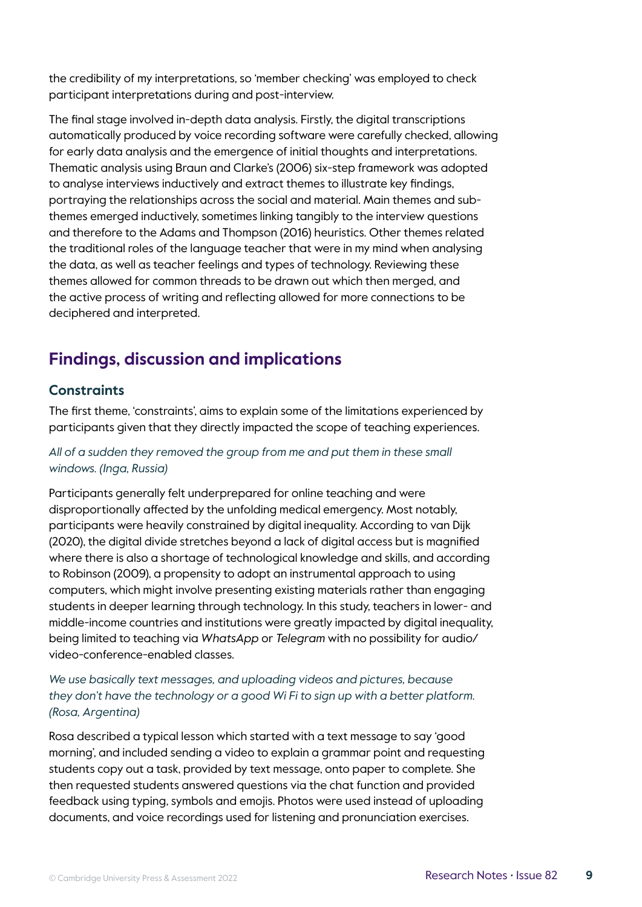the credibility of my interpretations, so 'member checking' was employed to check participant interpretations during and post-interview.

The final stage involved in-depth data analysis. Firstly, the digital transcriptions automatically produced by voice recording software were carefully checked, allowing for early data analysis and the emergence of initial thoughts and interpretations. Thematic analysis using Braun and Clarke's (2006) six-step framework was adopted to analyse interviews inductively and extract themes to illustrate key findings, portraying the relationships across the social and material. Main themes and sub-themes emerged inductively, sometimes linking tangibly to the interview questions and therefore to the Adams and Thompson (2016) heuristics. Other themes related the traditional roles of the language teacher that were in my mind when analysing the data, as well as teacher feelings and types of technology. Reviewing these themes allowed for common threads to be drawn out which then merged, and the active process of writing and reflecting allowed for more connections to be deciphered and interpreted.

## Findings, discussion and implications

### Constraints

The first theme, 'constraints', aims to explain some of the limitations experienced by participants given that they directly impacted the scope of teaching experiences.

*All of a sudden they removed the group from me and put them in these small windows. (Inga, Russia)*

Participants generally felt underprepared for online teaching and were disproportionally affected by the unfolding medical emergency. Most notably, participants were heavily constrained by digital inequality. According to van Dijk (2020), the digital divide stretches beyond a lack of digital access but is magnified where there is also a shortage of technological knowledge and skills, and according to Robinson (2009), a propensity to adopt an instrumental approach to using computers, which might involve presenting existing materials rather than engaging students in deeper learning through technology. In this study, teachers in lower- and middle-income countries and institutions were greatly impacted by digital inequality, being limited to teaching via *WhatsApp* or *Telegram* with no possibility for audio/video-conference-enabled classes.

*We use basically text messages, and uploading videos and pictures, because they don't have the technology or a good Wi Fi to sign up with a better platform. (Rosa, Argentina)*

Rosa described a typical lesson which started with a text message to say 'good morning', and included sending a video to explain a grammar point and requesting students copy out a task, provided by text message, onto paper to complete. She then requested students answered questions via the chat function and provided feedback using typing, symbols and emojis. Photos were used instead of uploading documents, and voice recordings used for listening and pronunciation exercises.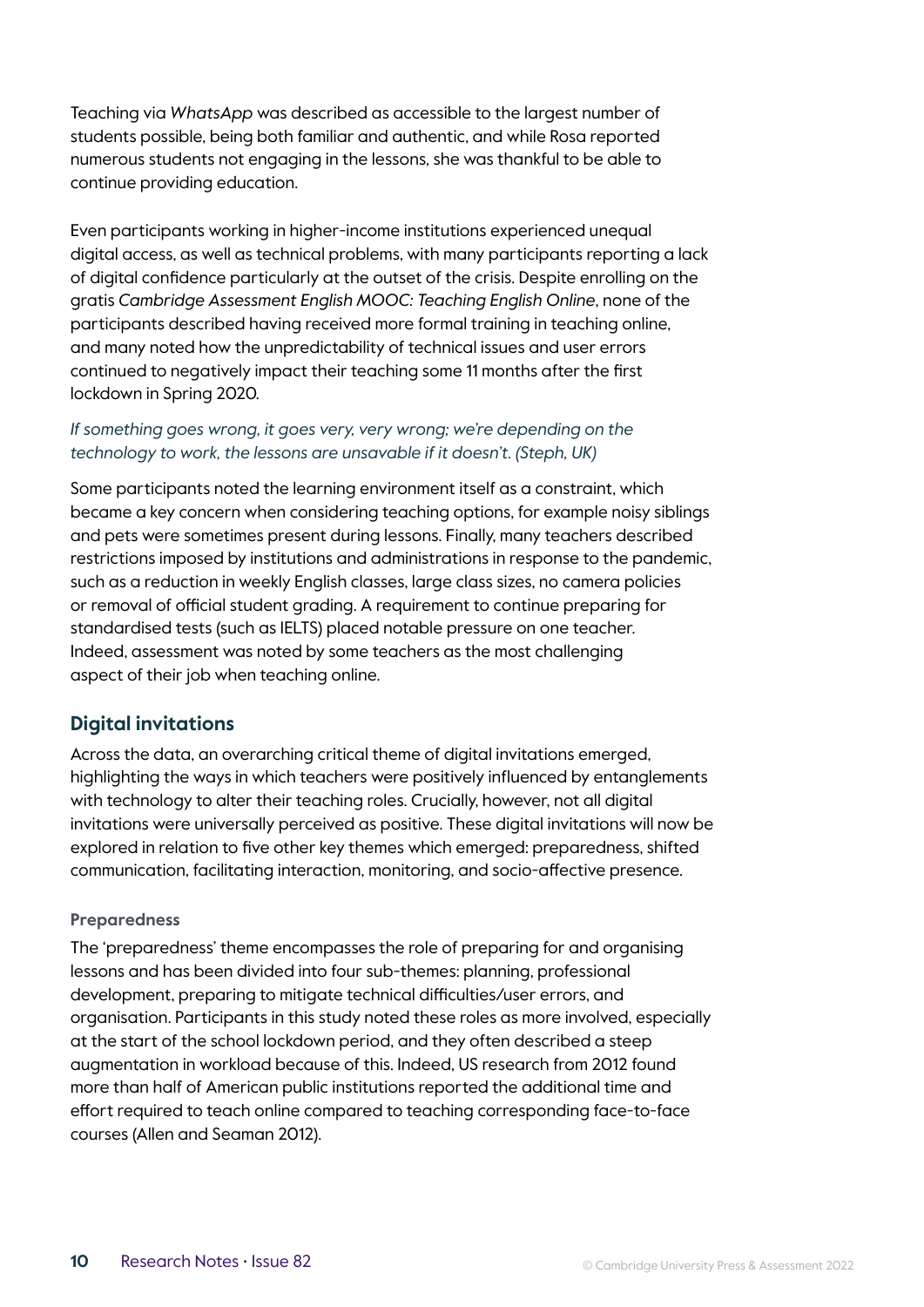Teaching via *WhatsApp* was described as accessible to the largest number of students possible, being both familiar and authentic, and while Rosa reported numerous students not engaging in the lessons, she was thankful to be able to continue providing education.

Even participants working in higher-income institutions experienced unequal digital access, as well as technical problems, with many participants reporting a lack of digital confidence particularly at the outset of the crisis. Despite enrolling on the gratis *Cambridge Assessment English MOOC: Teaching English Online*, none of the participants described having received more formal training in teaching online, and many noted how the unpredictability of technical issues and user errors continued to negatively impact their teaching some 11 months after the first lockdown in Spring 2020.

*If something goes wrong, it goes very, very wrong; we're depending on the technology to work, the lessons are unsavable if it doesn't. (Steph, UK)*

Some participants noted the learning environment itself as a constraint, which became a key concern when considering teaching options, for example noisy siblings and pets were sometimes present during lessons. Finally, many teachers described restrictions imposed by institutions and administrations in response to the pandemic, such as a reduction in weekly English classes, large class sizes, no camera policies or removal of official student grading. A requirement to continue preparing for standardised tests (such as IELTS) placed notable pressure on one teacher. Indeed, assessment was noted by some teachers as the most challenging aspect of their job when teaching online.

## Digital invitations

Across the data, an overarching critical theme of digital invitations emerged, highlighting the ways in which teachers were positively influenced by entanglements with technology to alter their teaching roles. Crucially, however, not all digital invitations were universally perceived as positive. These digital invitations will now be explored in relation to five other key themes which emerged: preparedness, shifted communication, facilitating interaction, monitoring, and socio-affective presence.

### Preparedness

The 'preparedness' theme encompasses the role of preparing for and organising lessons and has been divided into four sub-themes: planning, professional development, preparing to mitigate technical difficulties/user errors, and organisation. Participants in this study noted these roles as more involved, especially at the start of the school lockdown period, and they often described a steep augmentation in workload because of this. Indeed, US research from 2012 found more than half of American public institutions reported the additional time and effort required to teach online compared to teaching corresponding face-to-face courses (Allen and Seaman 2012).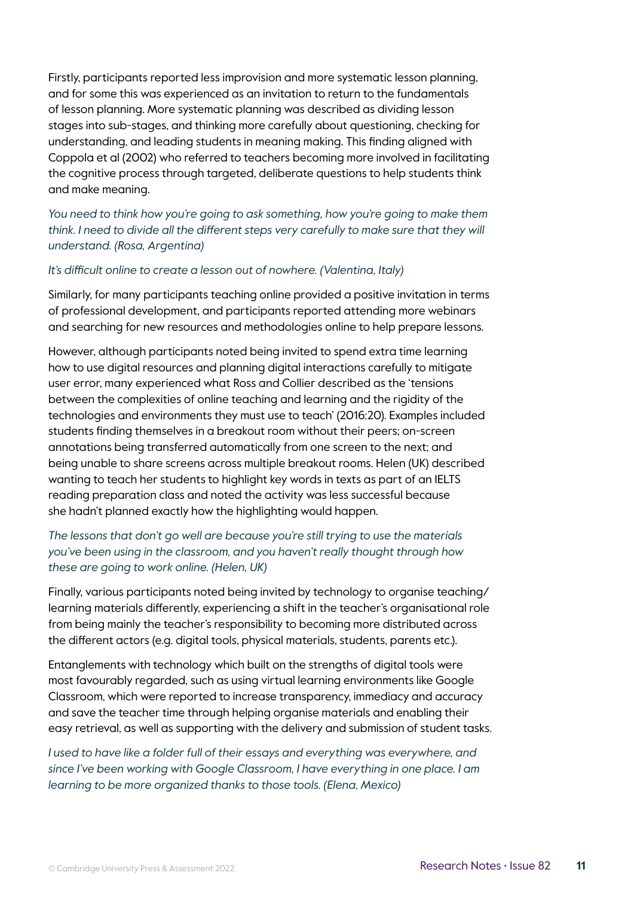Firstly, participants reported less improvision and more systematic lesson planning, and for some this was experienced as an invitation to return to the fundamentals of lesson planning. More systematic planning was described as dividing lesson stages into sub-stages, and thinking more carefully about questioning, checking for understanding, and leading students in meaning making. This finding aligned with Coppola et al (2002) who referred to teachers becoming more involved in facilitating the cognitive process through targeted, deliberate questions to help students think and make meaning.

*You need to think how you're going to ask something, how you're going to make them think. I need to divide all the different steps very carefully to make sure that they will understand. (Rosa, Argentina)*

*It's difficult online to create a lesson out of nowhere. (Valentina, Italy)*

Similarly, for many participants teaching online provided a positive invitation in terms of professional development, and participants reported attending more webinars and searching for new resources and methodologies online to help prepare lessons.

However, although participants noted being invited to spend extra time learning how to use digital resources and planning digital interactions carefully to mitigate user error, many experienced what Ross and Collier described as the 'tensions between the complexities of online teaching and learning and the rigidity of the technologies and environments they must use to teach' (2016:20). Examples included students finding themselves in a breakout room without their peers; on-screen annotations being transferred automatically from one screen to the next; and being unable to share screens across multiple breakout rooms. Helen (UK) described wanting to teach her students to highlight key words in texts as part of an IELTS reading preparation class and noted the activity was less successful because she hadn't planned exactly how the highlighting would happen.

*The lessons that don't go well are because you're still trying to use the materials you've been using in the classroom, and you haven't really thought through how these are going to work online. (Helen, UK)*

Finally, various participants noted being invited by technology to organise teaching/learning materials differently, experiencing a shift in the teacher's organisational role from being mainly the teacher's responsibility to becoming more distributed across the different actors (e.g. digital tools, physical materials, students, parents etc.).

Entanglements with technology which built on the strengths of digital tools were most favourably regarded, such as using virtual learning environments like Google Classroom, which were reported to increase transparency, immediacy and accuracy and save the teacher time through helping organise materials and enabling their easy retrieval, as well as supporting with the delivery and submission of student tasks.

*I used to have like a folder full of their essays and everything was everywhere, and since I've been working with Google Classroom, I have everything in one place. I am learning to be more organized thanks to those tools. (Elena, Mexico)*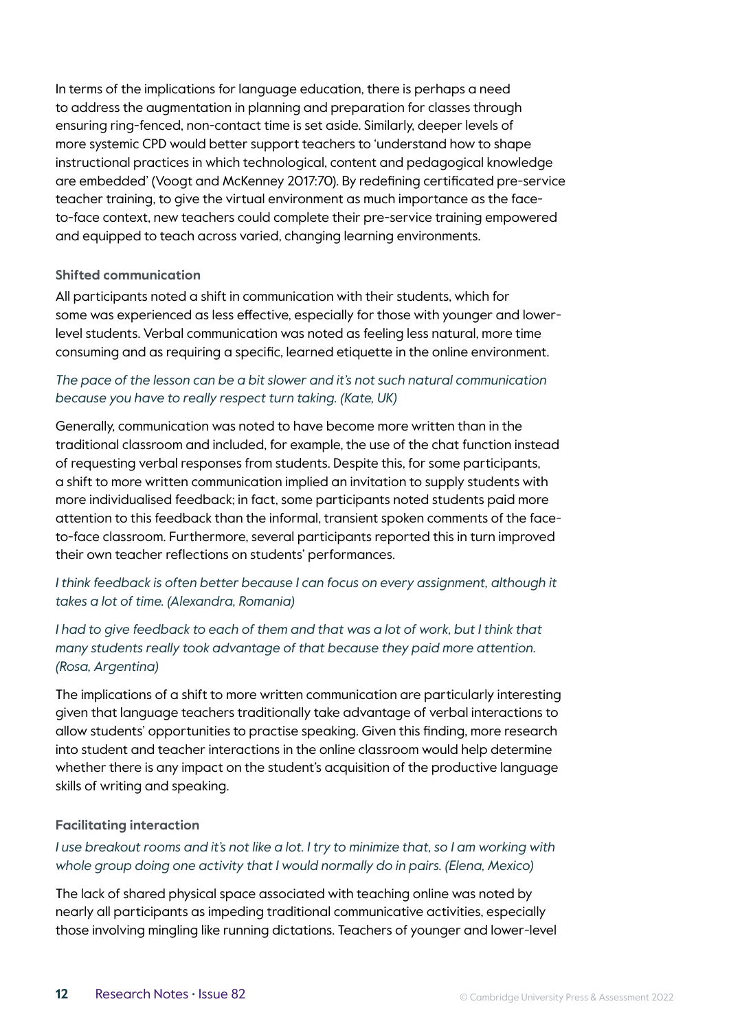In terms of the implications for language education, there is perhaps a need to address the augmentation in planning and preparation for classes through ensuring ring-fenced, non-contact time is set aside. Similarly, deeper levels of more systemic CPD would better support teachers to 'understand how to shape instructional practices in which technological, content and pedagogical knowledge are embedded' (Voogt and McKenney 2017:70). By redefining certificated pre-service teacher training, to give the virtual environment as much importance as the face-to-face context, new teachers could complete their pre-service training empowered and equipped to teach across varied, changing learning environments.

#### Shifted communication

All participants noted a shift in communication with their students, which for some was experienced as less effective, especially for those with younger and lower-level students. Verbal communication was noted as feeling less natural, more time consuming and as requiring a specific, learned etiquette in the online environment.

*The pace of the lesson can be a bit slower and it's not such natural communication because you have to really respect turn taking. (Kate, UK)*

Generally, communication was noted to have become more written than in the traditional classroom and included, for example, the use of the chat function instead of requesting verbal responses from students. Despite this, for some participants, a shift to more written communication implied an invitation to supply students with more individualised feedback; in fact, some participants noted students paid more attention to this feedback than the informal, transient spoken comments of the face-to-face classroom. Furthermore, several participants reported this in turn improved their own teacher reflections on students' performances.

*I think feedback is often better because I can focus on every assignment, although it takes a lot of time. (Alexandra, Romania)*

*I had to give feedback to each of them and that was a lot of work, but I think that many students really took advantage of that because they paid more attention. (Rosa, Argentina)*

The implications of a shift to more written communication are particularly interesting given that language teachers traditionally take advantage of verbal interactions to allow students' opportunities to practise speaking. Given this finding, more research into student and teacher interactions in the online classroom would help determine whether there is any impact on the student's acquisition of the productive language skills of writing and speaking.

#### Facilitating interaction

*I use breakout rooms and it's not like a lot. I try to minimize that, so I am working with whole group doing one activity that I would normally do in pairs. (Elena, Mexico)*

The lack of shared physical space associated with teaching online was noted by nearly all participants as impeding traditional communicative activities, especially those involving mingling like running dictations. Teachers of younger and lower-level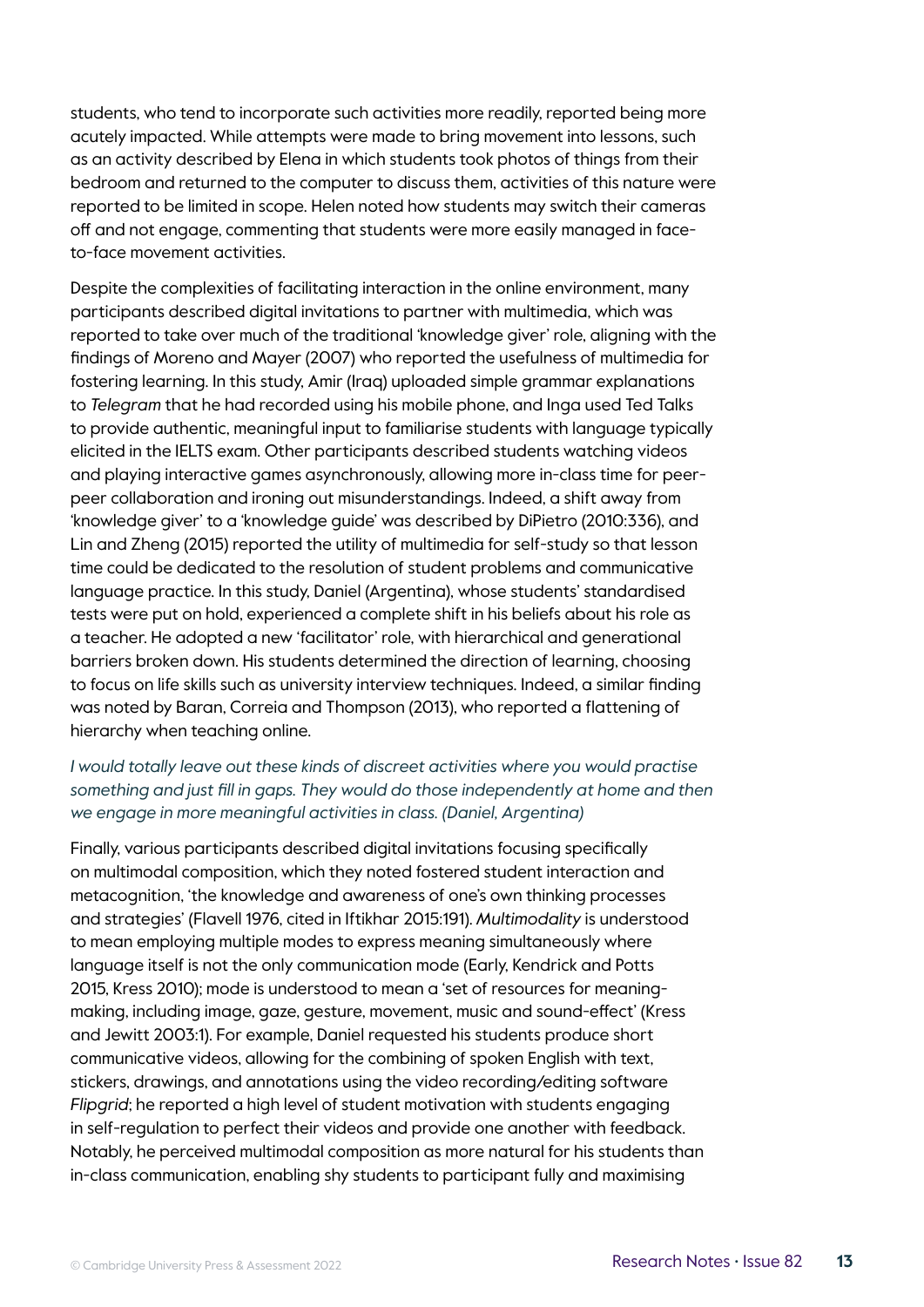students, who tend to incorporate such activities more readily, reported being more acutely impacted. While attempts were made to bring movement into lessons, such as an activity described by Elena in which students took photos of things from their bedroom and returned to the computer to discuss them, activities of this nature were reported to be limited in scope. Helen noted how students may switch their cameras off and not engage, commenting that students were more easily managed in face-to-face movement activities.

Despite the complexities of facilitating interaction in the online environment, many participants described digital invitations to partner with multimedia, which was reported to take over much of the traditional 'knowledge giver' role, aligning with the findings of Moreno and Mayer (2007) who reported the usefulness of multimedia for fostering learning. In this study, Amir (Iraq) uploaded simple grammar explanations to *Telegram* that he had recorded using his mobile phone, and Inga used Ted Talks to provide authentic, meaningful input to familiarise students with language typically elicited in the IELTS exam. Other participants described students watching videos and playing interactive games asynchronously, allowing more in-class time for peer-peer collaboration and ironing out misunderstandings. Indeed, a shift away from 'knowledge giver' to a 'knowledge guide' was described by DiPietro (2010:336), and Lin and Zheng (2015) reported the utility of multimedia for self-study so that lesson time could be dedicated to the resolution of student problems and communicative language practice. In this study, Daniel (Argentina), whose students' standardised tests were put on hold, experienced a complete shift in his beliefs about his role as a teacher. He adopted a new 'facilitator' role, with hierarchical and generational barriers broken down. His students determined the direction of learning, choosing to focus on life skills such as university interview techniques. Indeed, a similar finding was noted by Baran, Correia and Thompson (2013), who reported a flattening of hierarchy when teaching online.

*I would totally leave out these kinds of discreet activities where you would practise something and just fill in gaps. They would do those independently at home and then we engage in more meaningful activities in class. (Daniel, Argentina)*

Finally, various participants described digital invitations focusing specifically on multimodal composition, which they noted fostered student interaction and metacognition, 'the knowledge and awareness of one's own thinking processes and strategies' (Flavell 1976, cited in Iftikhar 2015:191). *Multimodality* is understood to mean employing multiple modes to express meaning simultaneously where language itself is not the only communication mode (Early, Kendrick and Potts 2015, Kress 2010); mode is understood to mean a 'set of resources for meaning-making, including image, gaze, gesture, movement, music and sound-effect' (Kress and Jewitt 2003:1). For example, Daniel requested his students produce short communicative videos, allowing for the combining of spoken English with text, stickers, drawings, and annotations using the video recording/editing software *Flipgrid*; he reported a high level of student motivation with students engaging in self-regulation to perfect their videos and provide one another with feedback. Notably, he perceived multimodal composition as more natural for his students than in-class communication, enabling shy students to participant fully and maximising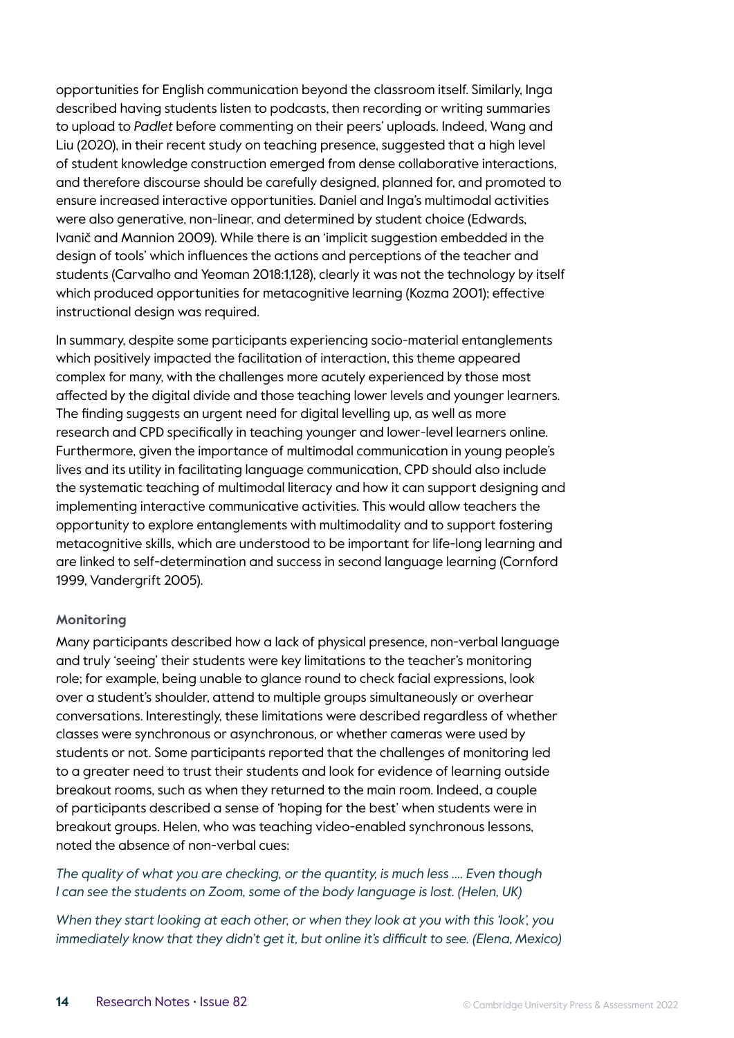opportunities for English communication beyond the classroom itself. Similarly, Inga described having students listen to podcasts, then recording or writing summaries to upload to *Padlet* before commenting on their peers' uploads. Indeed, Wang and Liu (2020), in their recent study on teaching presence, suggested that a high level of student knowledge construction emerged from dense collaborative interactions, and therefore discourse should be carefully designed, planned for, and promoted to ensure increased interactive opportunities. Daniel and Inga's multimodal activities were also generative, non-linear, and determined by student choice (Edwards, Ivanič and Mannion 2009). While there is an 'implicit suggestion embedded in the design of tools' which influences the actions and perceptions of the teacher and students (Carvalho and Yeoman 2018:1,128), clearly it was not the technology by itself which produced opportunities for metacognitive learning (Kozma 2001); effective instructional design was required.

In summary, despite some participants experiencing socio-material entanglements which positively impacted the facilitation of interaction, this theme appeared complex for many, with the challenges more acutely experienced by those most affected by the digital divide and those teaching lower levels and younger learners. The finding suggests an urgent need for digital levelling up, as well as more research and CPD specifically in teaching younger and lower-level learners online. Furthermore, given the importance of multimodal communication in young people's lives and its utility in facilitating language communication, CPD should also include the systematic teaching of multimodal literacy and how it can support designing and implementing interactive communicative activities. This would allow teachers the opportunity to explore entanglements with multimodality and to support fostering metacognitive skills, which are understood to be important for life-long learning and are linked to self-determination and success in second language learning (Cornford 1999, Vandergrift 2005).

#### Monitoring

Many participants described how a lack of physical presence, non-verbal language and truly 'seeing' their students were key limitations to the teacher's monitoring role; for example, being unable to glance round to check facial expressions, look over a student's shoulder, attend to multiple groups simultaneously or overhear conversations. Interestingly, these limitations were described regardless of whether classes were synchronous or asynchronous, or whether cameras were used by students or not. Some participants reported that the challenges of monitoring led to a greater need to trust their students and look for evidence of learning outside breakout rooms, such as when they returned to the main room. Indeed, a couple of participants described a sense of 'hoping for the best' when students were in breakout groups. Helen, who was teaching video-enabled synchronous lessons, noted the absence of non-verbal cues:

*The quality of what you are checking, or the quantity, is much less .... Even though I can see the students on Zoom, some of the body language is lost. (Helen, UK)*

*When they start looking at each other, or when they look at you with this 'look', you immediately know that they didn't get it, but online it's difficult to see. (Elena, Mexico)*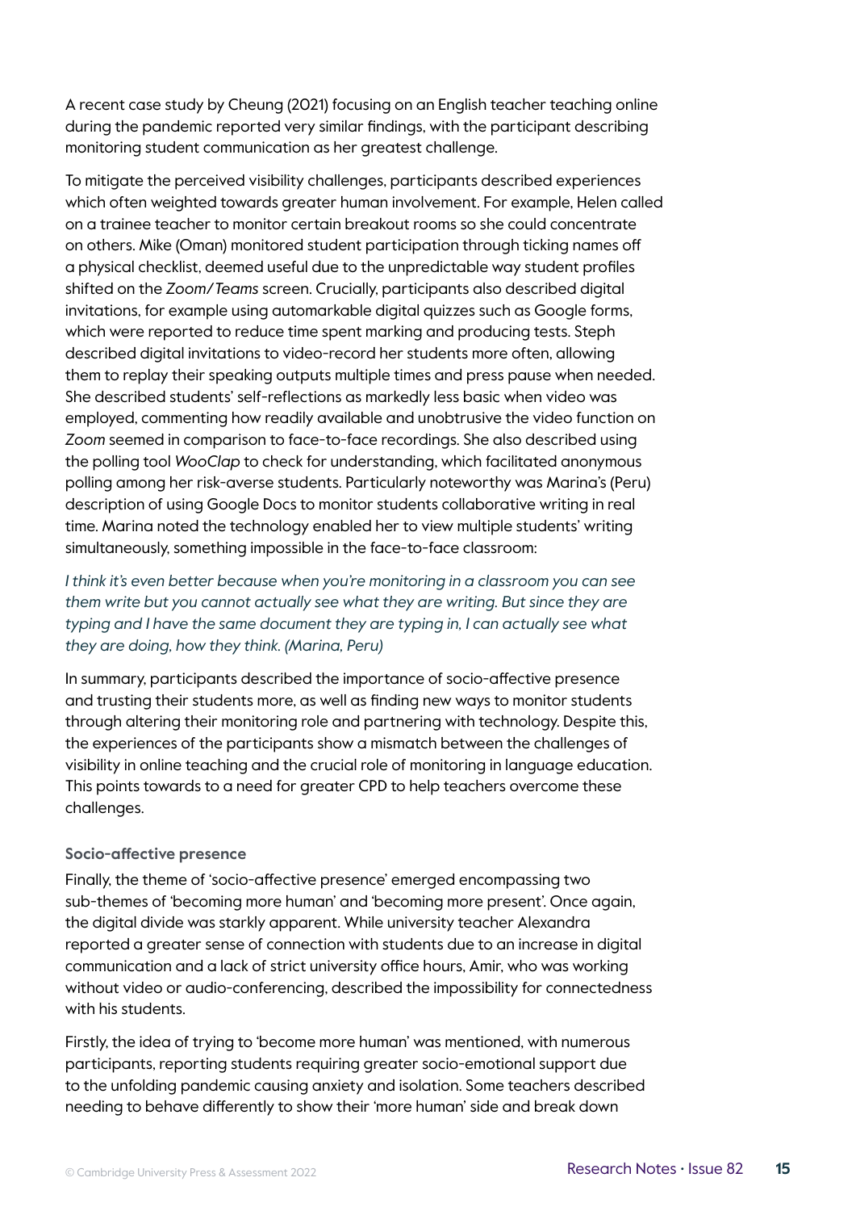A recent case study by Cheung (2021) focusing on an English teacher teaching online during the pandemic reported very similar findings, with the participant describing monitoring student communication as her greatest challenge.

To mitigate the perceived visibility challenges, participants described experiences which often weighted towards greater human involvement. For example, Helen called on a trainee teacher to monitor certain breakout rooms so she could concentrate on others. Mike (Oman) monitored student participation through ticking names off a physical checklist, deemed useful due to the unpredictable way student profiles shifted on the *Zoom/Teams* screen. Crucially, participants also described digital invitations, for example using automarkable digital quizzes such as Google forms, which were reported to reduce time spent marking and producing tests. Steph described digital invitations to video-record her students more often, allowing them to replay their speaking outputs multiple times and press pause when needed. She described students' self-reflections as markedly less basic when video was employed, commenting how readily available and unobtrusive the video function on *Zoom* seemed in comparison to face-to-face recordings. She also described using the polling tool *WooClap* to check for understanding, which facilitated anonymous polling among her risk-averse students. Particularly noteworthy was Marina's (Peru) description of using Google Docs to monitor students collaborative writing in real time. Marina noted the technology enabled her to view multiple students' writing simultaneously, something impossible in the face-to-face classroom:

*I think it's even better because when you're monitoring in a classroom you can see them write but you cannot actually see what they are writing. But since they are typing and I have the same document they are typing in, I can actually see what they are doing, how they think. (Marina, Peru)*

In summary, participants described the importance of socio-affective presence and trusting their students more, as well as finding new ways to monitor students through altering their monitoring role and partnering with technology. Despite this, the experiences of the participants show a mismatch between the challenges of visibility in online teaching and the crucial role of monitoring in language education. This points towards to a need for greater CPD to help teachers overcome these challenges.

#### Socio-affective presence

Finally, the theme of 'socio-affective presence' emerged encompassing two sub-themes of 'becoming more human' and 'becoming more present'. Once again, the digital divide was starkly apparent. While university teacher Alexandra reported a greater sense of connection with students due to an increase in digital communication and a lack of strict university office hours, Amir, who was working without video or audio-conferencing, described the impossibility for connectedness with his students.

Firstly, the idea of trying to 'become more human' was mentioned, with numerous participants, reporting students requiring greater socio-emotional support due to the unfolding pandemic causing anxiety and isolation. Some teachers described needing to behave differently to show their 'more human' side and break down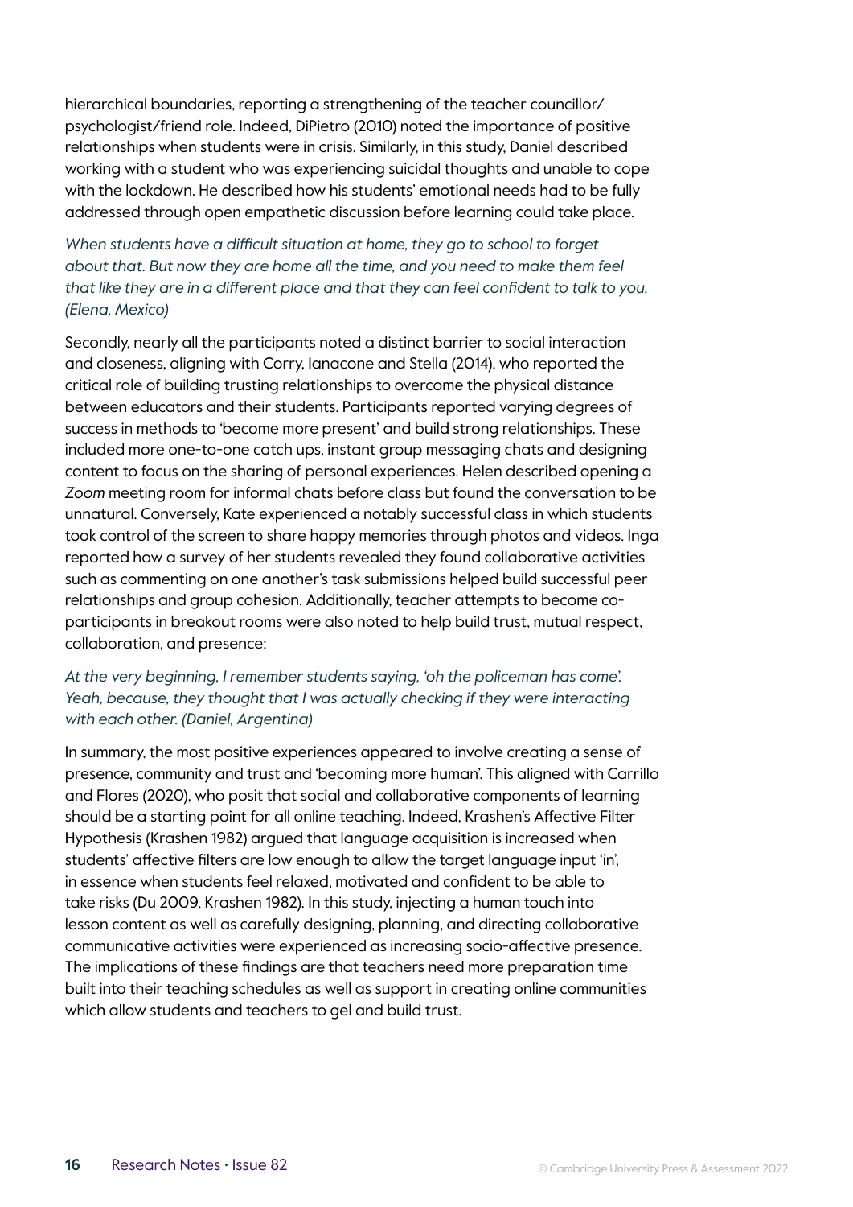hierarchical boundaries, reporting a strengthening of the teacher councillor/psychologist/friend role. Indeed, DiPietro (2010) noted the importance of positive relationships when students were in crisis. Similarly, in this study, Daniel described working with a student who was experiencing suicidal thoughts and unable to cope with the lockdown. He described how his students' emotional needs had to be fully addressed through open empathetic discussion before learning could take place.

*When students have a difficult situation at home, they go to school to forget about that. But now they are home all the time, and you need to make them feel that like they are in a different place and that they can feel confident to talk to you. (Elena, Mexico)*

Secondly, nearly all the participants noted a distinct barrier to social interaction and closeness, aligning with Corry, Ianacone and Stella (2014), who reported the critical role of building trusting relationships to overcome the physical distance between educators and their students. Participants reported varying degrees of success in methods to 'become more present' and build strong relationships. These included more one-to-one catch ups, instant group messaging chats and designing content to focus on the sharing of personal experiences. Helen described opening a *Zoom* meeting room for informal chats before class but found the conversation to be unnatural. Conversely, Kate experienced a notably successful class in which students took control of the screen to share happy memories through photos and videos. Inga reported how a survey of her students revealed they found collaborative activities such as commenting on one another's task submissions helped build successful peer relationships and group cohesion. Additionally, teacher attempts to become co-participants in breakout rooms were also noted to help build trust, mutual respect, collaboration, and presence:

*At the very beginning, I remember students saying, 'oh the policeman has come'. Yeah, because, they thought that I was actually checking if they were interacting with each other. (Daniel, Argentina)*

In summary, the most positive experiences appeared to involve creating a sense of presence, community and trust and 'becoming more human'. This aligned with Carrillo and Flores (2020), who posit that social and collaborative components of learning should be a starting point for all online teaching. Indeed, Krashen's Affective Filter Hypothesis (Krashen 1982) argued that language acquisition is increased when students' affective filters are low enough to allow the target language input 'in', in essence when students feel relaxed, motivated and confident to be able to take risks (Du 2009, Krashen 1982). In this study, injecting a human touch into lesson content as well as carefully designing, planning, and directing collaborative communicative activities were experienced as increasing socio-affective presence. The implications of these findings are that teachers need more preparation time built into their teaching schedules as well as support in creating online communities which allow students and teachers to gel and build trust.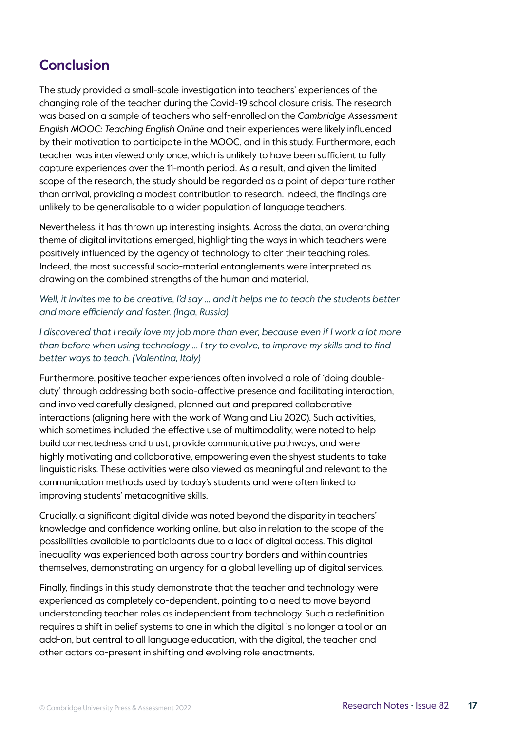## Conclusion

The study provided a small-scale investigation into teachers' experiences of the changing role of the teacher during the Covid-19 school closure crisis. The research was based on a sample of teachers who self-enrolled on the *Cambridge Assessment English MOOC: Teaching English Online* and their experiences were likely influenced by their motivation to participate in the MOOC, and in this study. Furthermore, each teacher was interviewed only once, which is unlikely to have been sufficient to fully capture experiences over the 11-month period. As a result, and given the limited scope of the research, the study should be regarded as a point of departure rather than arrival, providing a modest contribution to research. Indeed, the findings are unlikely to be generalisable to a wider population of language teachers.

Nevertheless, it has thrown up interesting insights. Across the data, an overarching theme of digital invitations emerged, highlighting the ways in which teachers were positively influenced by the agency of technology to alter their teaching roles. Indeed, the most successful socio-material entanglements were interpreted as drawing on the combined strengths of the human and material.

*Well, it invites me to be creative, I'd say … and it helps me to teach the students better and more efficiently and faster. (Inga, Russia)*

*I discovered that I really love my job more than ever, because even if I work a lot more than before when using technology … I try to evolve, to improve my skills and to find better ways to teach. (Valentina, Italy)*

Furthermore, positive teacher experiences often involved a role of 'doing double-duty' through addressing both socio-affective presence and facilitating interaction, and involved carefully designed, planned out and prepared collaborative interactions (aligning here with the work of Wang and Liu 2020). Such activities, which sometimes included the effective use of multimodality, were noted to help build connectedness and trust, provide communicative pathways, and were highly motivating and collaborative, empowering even the shyest students to take linguistic risks. These activities were also viewed as meaningful and relevant to the communication methods used by today's students and were often linked to improving students' metacognitive skills.

Crucially, a significant digital divide was noted beyond the disparity in teachers' knowledge and confidence working online, but also in relation to the scope of the possibilities available to participants due to a lack of digital access. This digital inequality was experienced both across country borders and within countries themselves, demonstrating an urgency for a global levelling up of digital services.

Finally, findings in this study demonstrate that the teacher and technology were experienced as completely co-dependent, pointing to a need to move beyond understanding teacher roles as independent from technology. Such a redefinition requires a shift in belief systems to one in which the digital is no longer a tool or an add-on, but central to all language education, with the digital, the teacher and other actors co-present in shifting and evolving role enactments.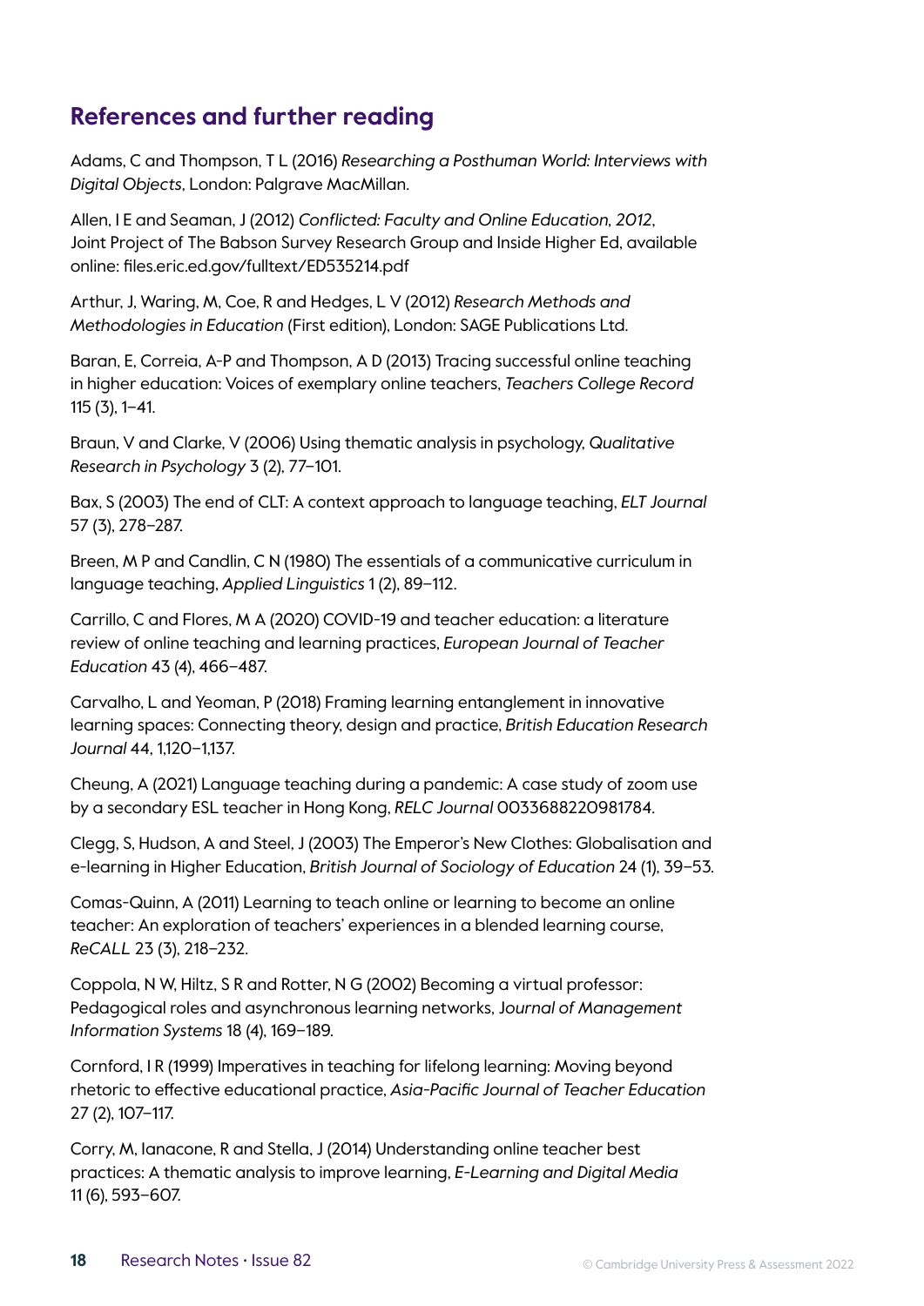## References and further reading

Adams, C and Thompson, T L (2016) *Researching a Posthuman World: Interviews with Digital Objects*, London: Palgrave MacMillan.

Allen, I E and Seaman, J (2012) *Conflicted: Faculty and Online Education, 2012*, Joint Project of The Babson Survey Research Group and Inside Higher Ed, available online: files.eric.ed.gov/fulltext/ED535214.pdf

Arthur, J, Waring, M, Coe, R and Hedges, L V (2012) *Research Methods and Methodologies in Education* (First edition), London: SAGE Publications Ltd.

Baran, E, Correia, A-P and Thompson, A D (2013) Tracing successful online teaching in higher education: Voices of exemplary online teachers, *Teachers College Record* 115 (3), 1–41.

Braun, V and Clarke, V (2006) Using thematic analysis in psychology, *Qualitative Research in Psychology* 3 (2), 77–101.

Bax, S (2003) The end of CLT: A context approach to language teaching, *ELT Journal* 57 (3), 278–287.

Breen, M P and Candlin, C N (1980) The essentials of a communicative curriculum in language teaching, *Applied Linguistics* 1 (2), 89–112.

Carrillo, C and Flores, M A (2020) COVID-19 and teacher education: a literature review of online teaching and learning practices, *European Journal of Teacher Education* 43 (4), 466–487.

Carvalho, L and Yeoman, P (2018) Framing learning entanglement in innovative learning spaces: Connecting theory, design and practice, *British Education Research Journal* 44, 1,120–1,137.

Cheung, A (2021) Language teaching during a pandemic: A case study of zoom use by a secondary ESL teacher in Hong Kong, *RELC Journal* 0033688220981784.

Clegg, S, Hudson, A and Steel, J (2003) The Emperor's New Clothes: Globalisation and e-learning in Higher Education, *British Journal of Sociology of Education* 24 (1), 39–53.

Comas-Quinn, A (2011) Learning to teach online or learning to become an online teacher: An exploration of teachers' experiences in a blended learning course, *ReCALL* 23 (3), 218–232.

Coppola, N W, Hiltz, S R and Rotter, N G (2002) Becoming a virtual professor: Pedagogical roles and asynchronous learning networks, *Journal of Management Information Systems* 18 (4), 169–189.

Cornford, I R (1999) Imperatives in teaching for lifelong learning: Moving beyond rhetoric to effective educational practice, *Asia-Pacific Journal of Teacher Education* 27 (2), 107–117.

Corry, M, Ianacone, R and Stella, J (2014) Understanding online teacher best practices: A thematic analysis to improve learning, *E-Learning and Digital Media* 11 (6), 593–607.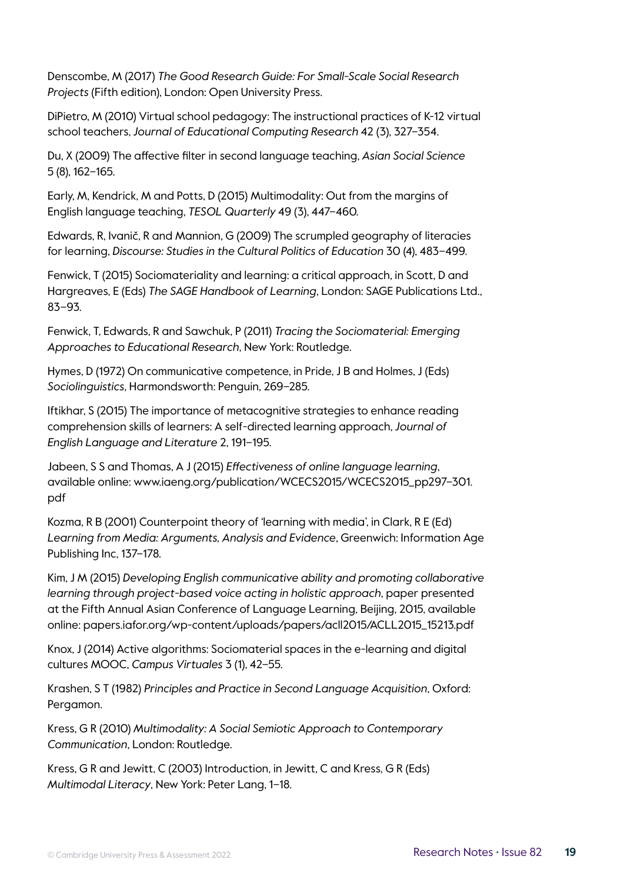Denscombe, M (2017) *The Good Research Guide: For Small-Scale Social Research Projects* (Fifth edition), London: Open University Press.

DiPietro, M (2010) Virtual school pedagogy: The instructional practices of K-12 virtual school teachers, *Journal of Educational Computing Research* 42 (3), 327–354.

Du, X (2009) The affective filter in second language teaching, *Asian Social Science* 5 (8), 162–165.

Early, M, Kendrick, M and Potts, D (2015) Multimodality: Out from the margins of English language teaching, *TESOL Quarterly* 49 (3), 447–460.

Edwards, R, Ivanič, R and Mannion, G (2009) The scrumpled geography of literacies for learning, *Discourse: Studies in the Cultural Politics of Education* 30 (4), 483–499.

Fenwick, T (2015) Sociomateriality and learning: a critical approach, in Scott, D and Hargreaves, E (Eds) *The SAGE Handbook of Learning*, London: SAGE Publications Ltd., 83–93.

Fenwick, T, Edwards, R and Sawchuk, P (2011) *Tracing the Sociomaterial: Emerging Approaches to Educational Research*, New York: Routledge.

Hymes, D (1972) On communicative competence, in Pride, J B and Holmes, J (Eds) *Sociolinguistics*, Harmondsworth: Penguin, 269–285.

Iftikhar, S (2015) The importance of metacognitive strategies to enhance reading comprehension skills of learners: A self-directed learning approach, *Journal of English Language and Literature* 2, 191–195.

Jabeen, S S and Thomas, A J (2015) *Effectiveness of online language learning*, available online: www.iaeng.org/publication/WCECS2015/WCECS2015_pp297–301.pdf

Kozma, R B (2001) Counterpoint theory of 'learning with media', in Clark, R E (Ed) *Learning from Media: Arguments, Analysis and Evidence*, Greenwich: Information Age Publishing Inc, 137–178.

Kim, J M (2015) *Developing English communicative ability and promoting collaborative learning through project-based voice acting in holistic approach*, paper presented at the Fifth Annual Asian Conference of Language Learning, Beijing, 2015, available online: papers.iafor.org/wp-content/uploads/papers/acll2015/ACLL2015_15213.pdf

Knox, J (2014) Active algorithms: Sociomaterial spaces in the e-learning and digital cultures MOOC, *Campus Virtuales* 3 (1), 42–55.

Krashen, S T (1982) *Principles and Practice in Second Language Acquisition*, Oxford: Pergamon.

Kress, G R (2010) *Multimodality: A Social Semiotic Approach to Contemporary Communication*, London: Routledge.

Kress, G R and Jewitt, C (2003) Introduction, in Jewitt, C and Kress, G R (Eds) *Multimodal Literacy*, New York: Peter Lang, 1–18.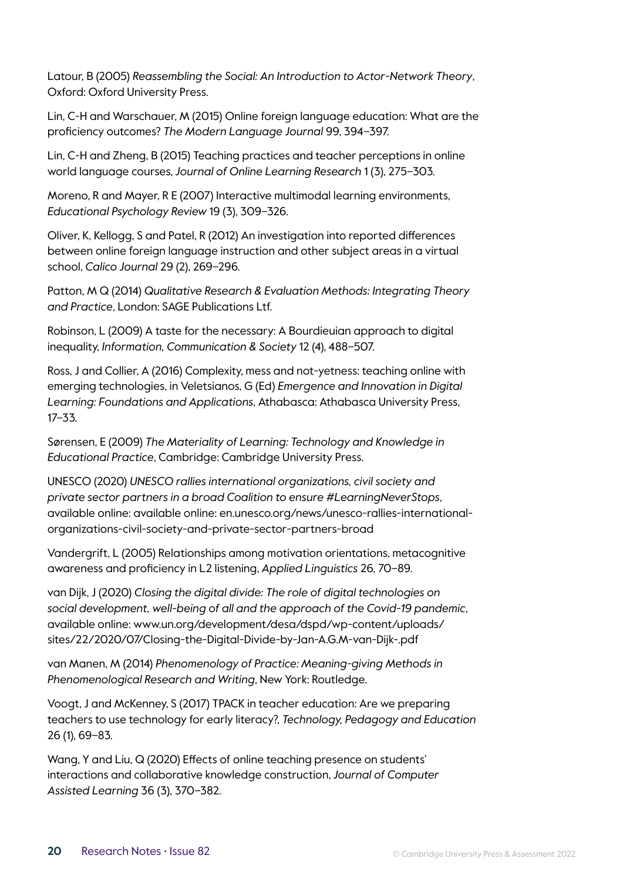Latour, B (2005) *Reassembling the Social: An Introduction to Actor-Network Theory*, Oxford: Oxford University Press.

Lin, C-H and Warschauer, M (2015) Online foreign language education: What are the proficiency outcomes? *The Modern Language Journal* 99, 394–397.

Lin, C-H and Zheng, B (2015) Teaching practices and teacher perceptions in online world language courses, *Journal of Online Learning Research* 1 (3), 275–303.

Moreno, R and Mayer, R E (2007) Interactive multimodal learning environments, *Educational Psychology Review* 19 (3), 309–326.

Oliver, K, Kellogg, S and Patel, R (2012) An investigation into reported differences between online foreign language instruction and other subject areas in a virtual school, *Calico Journal* 29 (2), 269–296.

Patton, M Q (2014) *Qualitative Research & Evaluation Methods: Integrating Theory and Practice*, London: SAGE Publications Ltf.

Robinson, L (2009) A taste for the necessary: A Bourdieuian approach to digital inequality, *Information, Communication & Society* 12 (4), 488–507.

Ross, J and Collier, A (2016) Complexity, mess and not-yetness: teaching online with emerging technologies, in Veletsianos, G (Ed) *Emergence and Innovation in Digital Learning: Foundations and Applications*, Athabasca: Athabasca University Press, 17–33.

Sørensen, E (2009) *The Materiality of Learning: Technology and Knowledge in Educational Practice*, Cambridge: Cambridge University Press.

UNESCO (2020) *UNESCO rallies international organizations, civil society and private sector partners in a broad Coalition to ensure #LearningNeverStops*, available online: available online: en.unesco.org/news/unesco-rallies-international-organizations-civil-society-and-private-sector-partners-broad

Vandergrift, L (2005) Relationships among motivation orientations, metacognitive awareness and proficiency in L2 listening, *Applied Linguistics* 26, 70–89.

van Dijk, J (2020) *Closing the digital divide: The role of digital technologies on social development, well-being of all and the approach of the Covid-19 pandemic*, available online: www.un.org/development/desa/dspd/wp-content/uploads/sites/22/2020/07/Closing-the-Digital-Divide-by-Jan-A.G.M-van-Dijk-.pdf

van Manen, M (2014) *Phenomenology of Practice: Meaning-giving Methods in Phenomenological Research and Writing*, New York: Routledge.

Voogt, J and McKenney, S (2017) TPACK in teacher education: Are we preparing teachers to use technology for early literacy?, *Technology, Pedagogy and Education* 26 (1), 69–83.

Wang, Y and Liu, Q (2020) Effects of online teaching presence on students' interactions and collaborative knowledge construction, *Journal of Computer Assisted Learning* 36 (3), 370–382.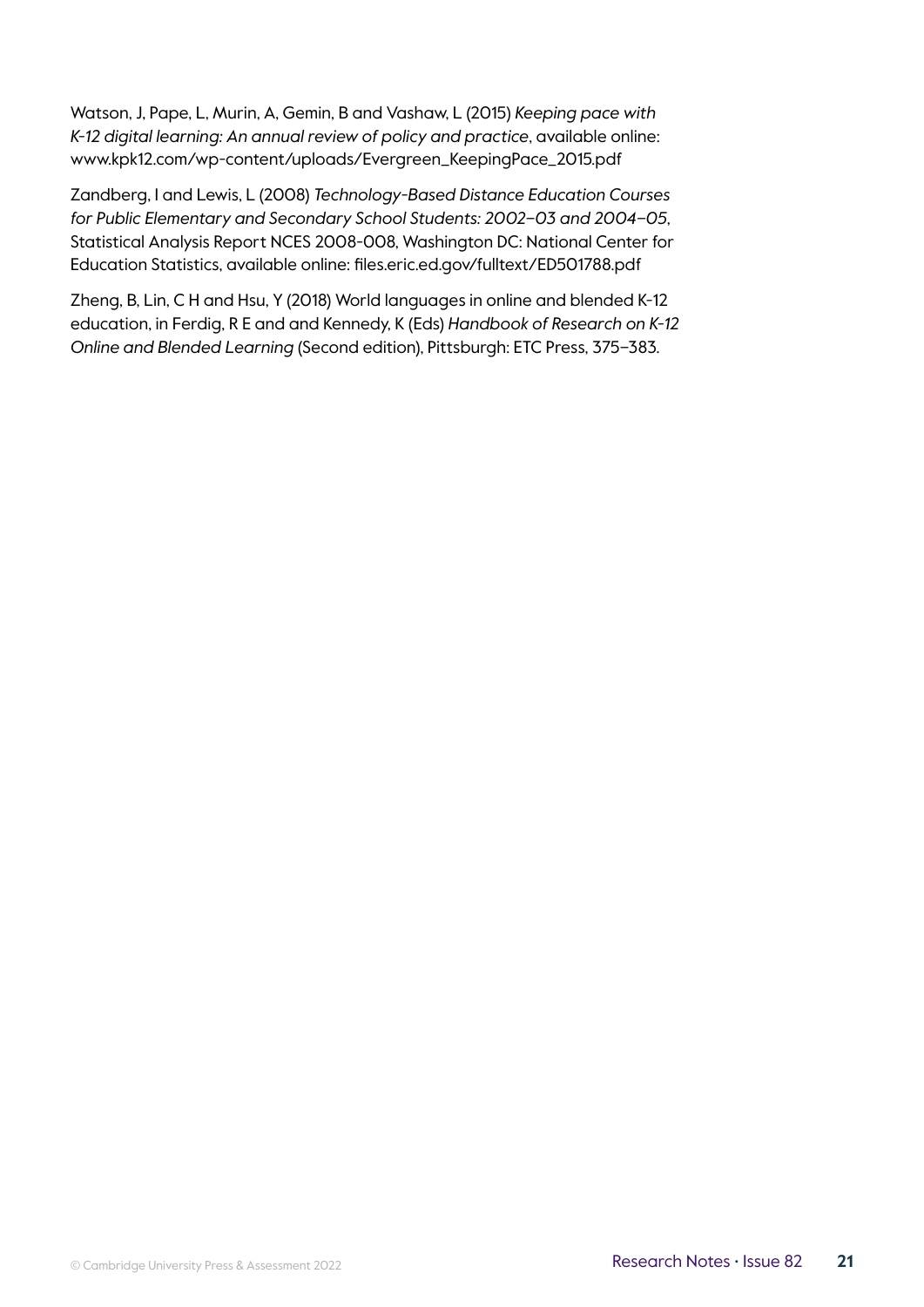Watson, J, Pape, L, Murin, A, Gemin, B and Vashaw, L (2015) *Keeping pace with K-12 digital learning: An annual review of policy and practice*, available online: www.kpk12.com/wp-content/uploads/Evergreen_KeepingPace_2015.pdf

Zandberg, I and Lewis, L (2008) *Technology-Based Distance Education Courses for Public Elementary and Secondary School Students: 2002–03 and 2004–05*, Statistical Analysis Report NCES 2008-008, Washington DC: National Center for Education Statistics, available online: files.eric.ed.gov/fulltext/ED501788.pdf

Zheng, B, Lin, C H and Hsu, Y (2018) World languages in online and blended K-12 education, in Ferdig, R E and and Kennedy, K (Eds) *Handbook of Research on K-12 Online and Blended Learning* (Second edition), Pittsburgh: ETC Press, 375–383.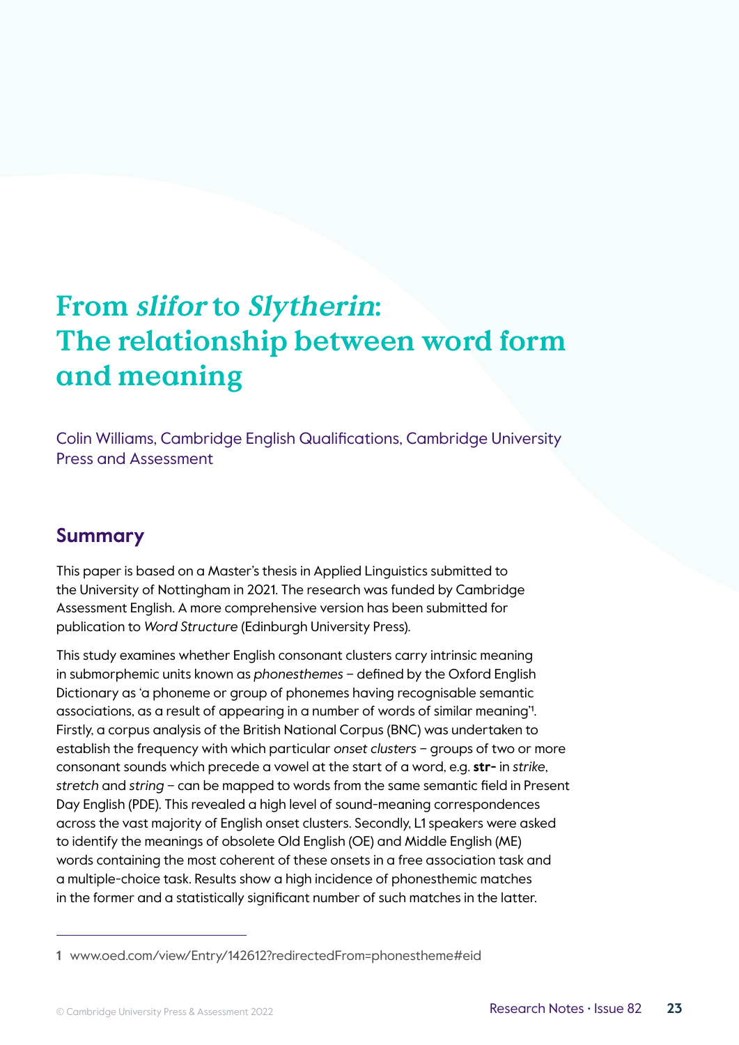# From *slifor* to *Slytherin*: The relationship between word form and meaning

Colin Williams, Cambridge English Qualifications, Cambridge University Press and Assessment

## Summary

This paper is based on a Master's thesis in Applied Linguistics submitted to the University of Nottingham in 2021. The research was funded by Cambridge Assessment English. A more comprehensive version has been submitted for publication to *Word Structure* (Edinburgh University Press).

This study examines whether English consonant clusters carry intrinsic meaning in submorphemic units known as *phonesthemes* – defined by the Oxford English Dictionary as 'a phoneme or group of phonemes having recognisable semantic associations, as a result of appearing in a number of words of similar meaning'[1]. Firstly, a corpus analysis of the British National Corpus (BNC) was undertaken to establish the frequency with which particular *onset clusters* – groups of two or more consonant sounds which precede a vowel at the start of a word, e.g. **str-** in *strike*, *stretch* and *string* – can be mapped to words from the same semantic field in Present Day English (PDE). This revealed a high level of sound-meaning correspondences across the vast majority of English onset clusters. Secondly, L1 speakers were asked to identify the meanings of obsolete Old English (OE) and Middle English (ME) words containing the most coherent of these onsets in a free association task and a multiple-choice task. Results show a high incidence of phonesthemic matches in the former and a statistically significant number of such matches in the latter.

---

1 www.oed.com/view/Entry/142612?redirectedFrom=phonestheme#eid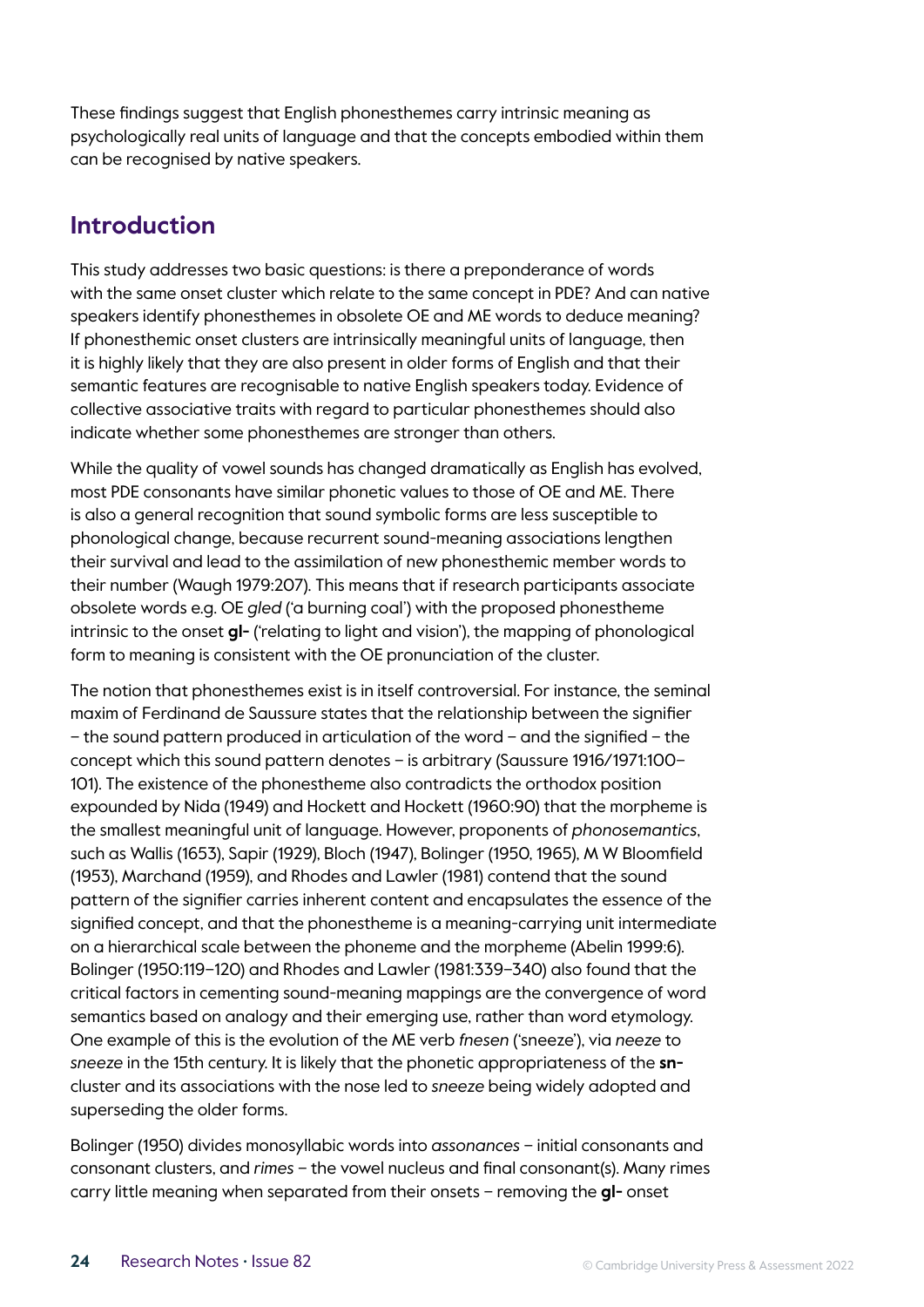These findings suggest that English phonesthemes carry intrinsic meaning as psychologically real units of language and that the concepts embodied within them can be recognised by native speakers.

## Introduction

This study addresses two basic questions: is there a preponderance of words with the same onset cluster which relate to the same concept in PDE? And can native speakers identify phonesthemes in obsolete OE and ME words to deduce meaning? If phonesthemic onset clusters are intrinsically meaningful units of language, then it is highly likely that they are also present in older forms of English and that their semantic features are recognisable to native English speakers today. Evidence of collective associative traits with regard to particular phonesthemes should also indicate whether some phonesthemes are stronger than others.

While the quality of vowel sounds has changed dramatically as English has evolved, most PDE consonants have similar phonetic values to those of OE and ME. There is also a general recognition that sound symbolic forms are less susceptible to phonological change, because recurrent sound-meaning associations lengthen their survival and lead to the assimilation of new phonesthemic member words to their number (Waugh 1979:207). This means that if research participants associate obsolete words e.g. OE *gled* ('a burning coal') with the proposed phonestheme intrinsic to the onset **gl-** ('relating to light and vision'), the mapping of phonological form to meaning is consistent with the OE pronunciation of the cluster.

The notion that phonesthemes exist is in itself controversial. For instance, the seminal maxim of Ferdinand de Saussure states that the relationship between the signifier – the sound pattern produced in articulation of the word – and the signified – the concept which this sound pattern denotes – is arbitrary (Saussure 1916/1971:100–101). The existence of the phonestheme also contradicts the orthodox position expounded by Nida (1949) and Hockett and Hockett (1960:90) that the morpheme is the smallest meaningful unit of language. However, proponents of *phonosemantics*, such as Wallis (1653), Sapir (1929), Bloch (1947), Bolinger (1950, 1965), M W Bloomfield (1953), Marchand (1959), and Rhodes and Lawler (1981) contend that the sound pattern of the signifier carries inherent content and encapsulates the essence of the signified concept, and that the phonestheme is a meaning-carrying unit intermediate on a hierarchical scale between the phoneme and the morpheme (Abelin 1999:6). Bolinger (1950:119–120) and Rhodes and Lawler (1981:339–340) also found that the critical factors in cementing sound-meaning mappings are the convergence of word semantics based on analogy and their emerging use, rather than word etymology. One example of this is the evolution of the ME verb *fnesen* ('sneeze'), via *neeze* to *sneeze* in the 15th century. It is likely that the phonetic appropriateness of the **sn-** cluster and its associations with the nose led to *sneeze* being widely adopted and superseding the older forms.

Bolinger (1950) divides monosyllabic words into *assonances* – initial consonants and consonant clusters, and *rimes* – the vowel nucleus and final consonant(s). Many rimes carry little meaning when separated from their onsets – removing the **gl-** onset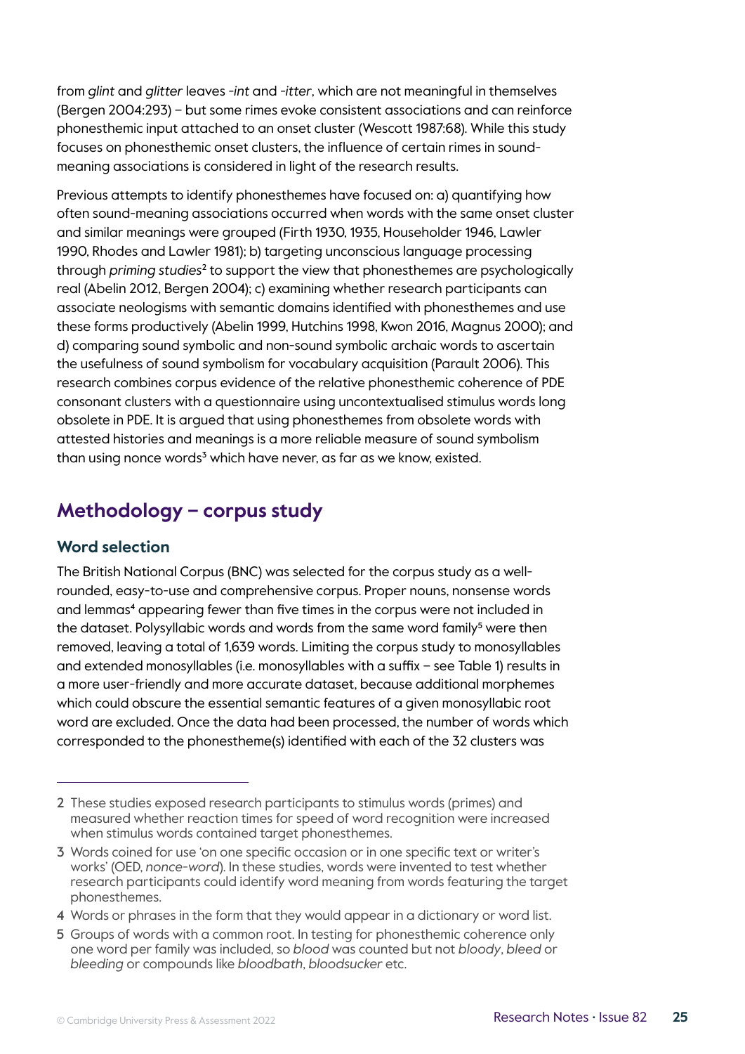from *glint* and *glitter* leaves *-int* and *-itter*, which are not meaningful in themselves (Bergen 2004:293) – but some rimes evoke consistent associations and can reinforce phonesthemic input attached to an onset cluster (Wescott 1987:68). While this study focuses on phonesthemic onset clusters, the influence of certain rimes in sound-meaning associations is considered in light of the research results.

Previous attempts to identify phonesthemes have focused on: a) quantifying how often sound-meaning associations occurred when words with the same onset cluster and similar meanings were grouped (Firth 1930, 1935, Householder 1946, Lawler 1990, Rhodes and Lawler 1981); b) targeting unconscious language processing through *priming studies*[2] to support the view that phonesthemes are psychologically real (Abelin 2012, Bergen 2004); c) examining whether research participants can associate neologisms with semantic domains identified with phonesthemes and use these forms productively (Abelin 1999, Hutchins 1998, Kwon 2016, Magnus 2000); and d) comparing sound symbolic and non-sound symbolic archaic words to ascertain the usefulness of sound symbolism for vocabulary acquisition (Parault 2006). This research combines corpus evidence of the relative phonesthemic coherence of PDE consonant clusters with a questionnaire using uncontextualised stimulus words long obsolete in PDE. It is argued that using phonesthemes from obsolete words with attested histories and meanings is a more reliable measure of sound symbolism than using nonce words[3] which have never, as far as we know, existed.

## Methodology – corpus study

### Word selection

The British National Corpus (BNC) was selected for the corpus study as a well-rounded, easy-to-use and comprehensive corpus. Proper nouns, nonsense words and lemmas[4] appearing fewer than five times in the corpus were not included in the dataset. Polysyllabic words and words from the same word family[5] were then removed, leaving a total of 1,639 words. Limiting the corpus study to monosyllables and extended monosyllables (i.e. monosyllables with a suffix – see Table 1) results in a more user-friendly and more accurate dataset, because additional morphemes which could obscure the essential semantic features of a given monosyllabic root word are excluded. Once the data had been processed, the number of words which corresponded to the phonestheme(s) identified with each of the 32 clusters was

---

2 These studies exposed research participants to stimulus words (primes) and measured whether reaction times for speed of word recognition were increased when stimulus words contained target phonesthemes.

3 Words coined for use 'on one specific occasion or in one specific text or writer's works' (OED, *nonce-word*). In these studies, words were invented to test whether research participants could identify word meaning from words featuring the target phonesthemes.

4 Words or phrases in the form that they would appear in a dictionary or word list.

5 Groups of words with a common root. In testing for phonesthemic coherence only one word per family was included, so *blood* was counted but not *bloody*, *bleed* or *bleeding* or compounds like *bloodbath*, *bloodsucker* etc.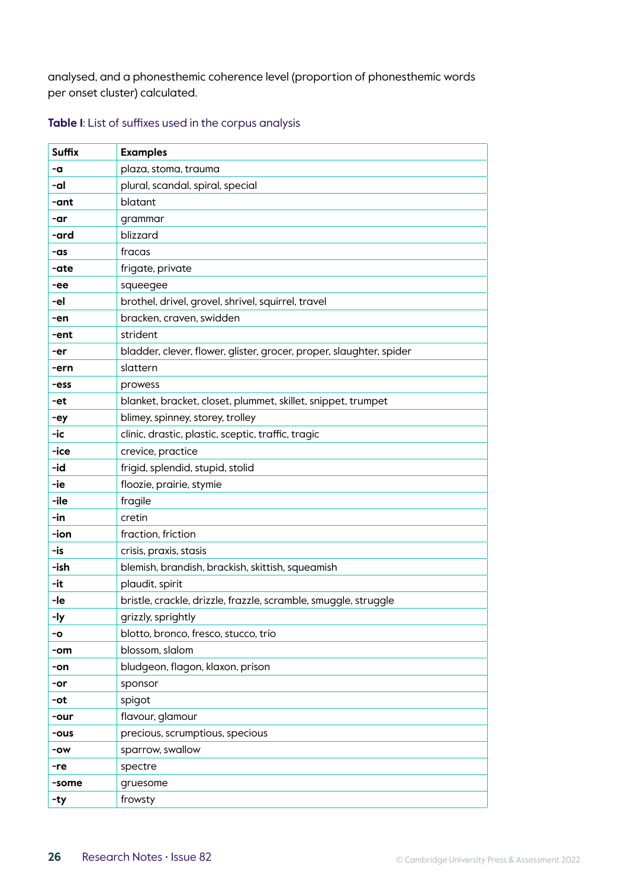analysed, and a phonesthemic coherence level (proportion of phonesthemic words per onset cluster) calculated.

**Table I**: List of suffixes used in the corpus analysis

| Suffix | Examples |
|---|---|
| **-a** | plaza, stoma, trauma |
| **-al** | plural, scandal, spiral, special |
| **-ant** | blatant |
| **-ar** | grammar |
| **-ard** | blizzard |
| **-as** | fracas |
| **-ate** | frigate, private |
| **-ee** | squeegee |
| **-el** | brothel, drivel, grovel, shrivel, squirrel, travel |
| **-en** | bracken, craven, swidden |
| **-ent** | strident |
| **-er** | bladder, clever, flower, glister, grocer, proper, slaughter, spider |
| **-ern** | slattern |
| **-ess** | prowess |
| **-et** | blanket, bracket, closet, plummet, skillet, snippet, trumpet |
| **-ey** | blimey, spinney, storey, trolley |
| **-ic** | clinic, drastic, plastic, sceptic, traffic, tragic |
| **-ice** | crevice, practice |
| **-id** | frigid, splendid, stupid, stolid |
| **-ie** | floozie, prairie, stymie |
| **-ile** | fragile |
| **-in** | cretin |
| **-ion** | fraction, friction |
| **-is** | crisis, praxis, stasis |
| **-ish** | blemish, brandish, brackish, skittish, squeamish |
| **-it** | plaudit, spirit |
| **-le** | bristle, crackle, drizzle, frazzle, scramble, smuggle, struggle |
| **-ly** | grizzly, sprightly |
| **-o** | blotto, bronco, fresco, stucco, trio |
| **-om** | blossom, slalom |
| **-on** | bludgeon, flagon, klaxon, prison |
| **-or** | sponsor |
| **-ot** | spigot |
| **-our** | flavour, glamour |
| **-ous** | precious, scrumptious, specious |
| **-ow** | sparrow, swallow |
| **-re** | spectre |
| **-some** | gruesome |
| **-ty** | frowsty |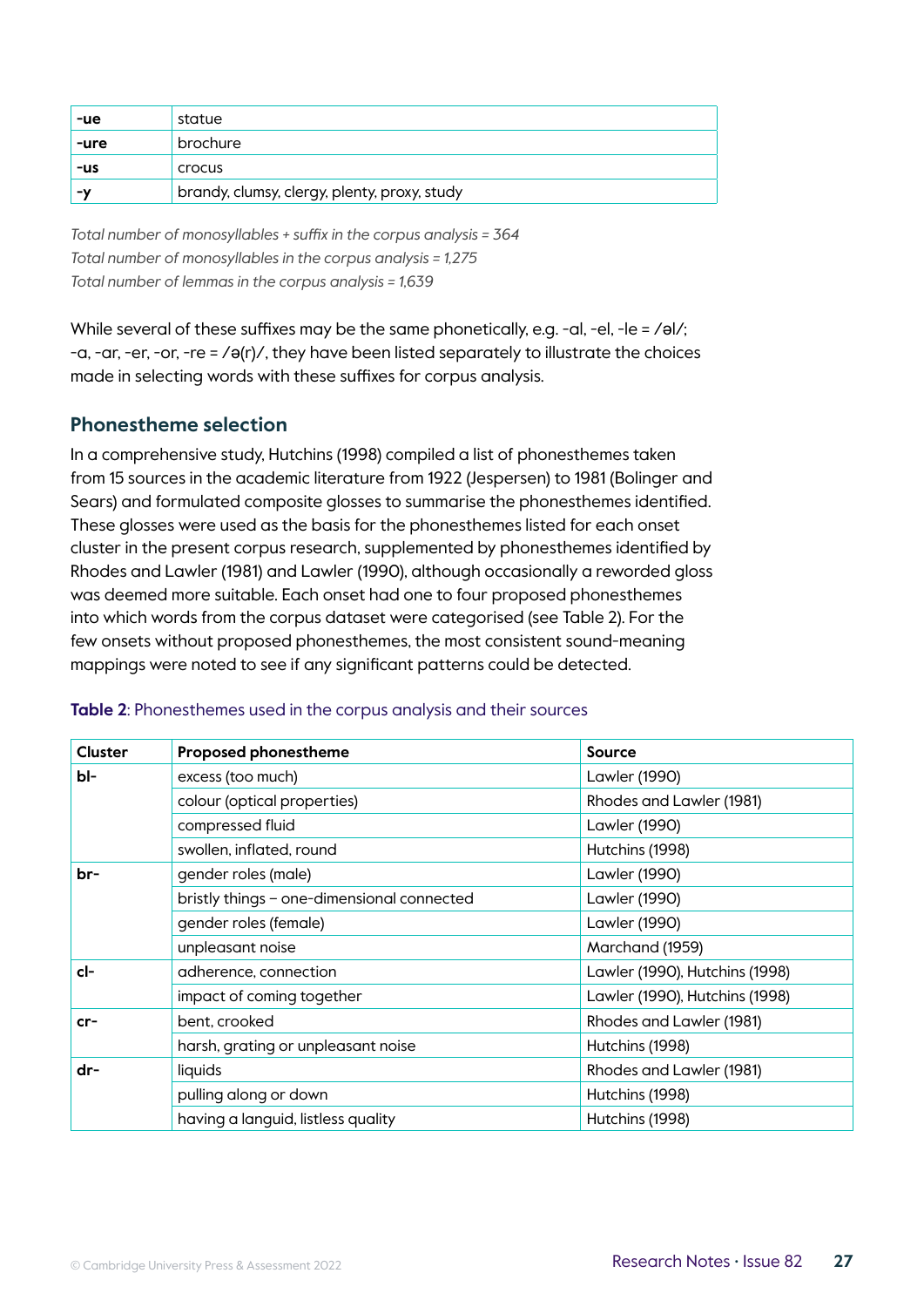| -ue | statue |
|---|---|
| -ure | brochure |
| -us | crocus |
| -y | brandy, clumsy, clergy, plenty, proxy, study |

*Total number of monosyllables + suffix in the corpus analysis = 364*
*Total number of monosyllables in the corpus analysis = 1,275*
*Total number of lemmas in the corpus analysis = 1,639*

While several of these suffixes may be the same phonetically, e.g. -al, -el, -le = /əl/; -a, -ar, -er, -or, -re = /ə(r)/, they have been listed separately to illustrate the choices made in selecting words with these suffixes for corpus analysis.

## Phonestheme selection

In a comprehensive study, Hutchins (1998) compiled a list of phonesthemes taken from 15 sources in the academic literature from 1922 (Jespersen) to 1981 (Bolinger and Sears) and formulated composite glosses to summarise the phonesthemes identified. These glosses were used as the basis for the phonesthemes listed for each onset cluster in the present corpus research, supplemented by phonesthemes identified by Rhodes and Lawler (1981) and Lawler (1990), although occasionally a reworded gloss was deemed more suitable. Each onset had one to four proposed phonesthemes into which words from the corpus dataset were categorised (see Table 2). For the few onsets without proposed phonesthemes, the most consistent sound-meaning mappings were noted to see if any significant patterns could be detected.

**Table 2**: Phonesthemes used in the corpus analysis and their sources

| Cluster | Proposed phonestheme | Source |
|---|---|---|
| **bl-** | excess (too much) | Lawler (1990) |
| | colour (optical properties) | Rhodes and Lawler (1981) |
| | compressed fluid | Lawler (1990) |
| | swollen, inflated, round | Hutchins (1998) |
| **br-** | gender roles (male) | Lawler (1990) |
| | bristly things – one-dimensional connected | Lawler (1990) |
| | gender roles (female) | Lawler (1990) |
| | unpleasant noise | Marchand (1959) |
| **cl-** | adherence, connection | Lawler (1990), Hutchins (1998) |
| | impact of coming together | Lawler (1990), Hutchins (1998) |
| **cr-** | bent, crooked | Rhodes and Lawler (1981) |
| | harsh, grating or unpleasant noise | Hutchins (1998) |
| **dr-** | liquids | Rhodes and Lawler (1981) |
| | pulling along or down | Hutchins (1998) |
| | having a languid, listless quality | Hutchins (1998) |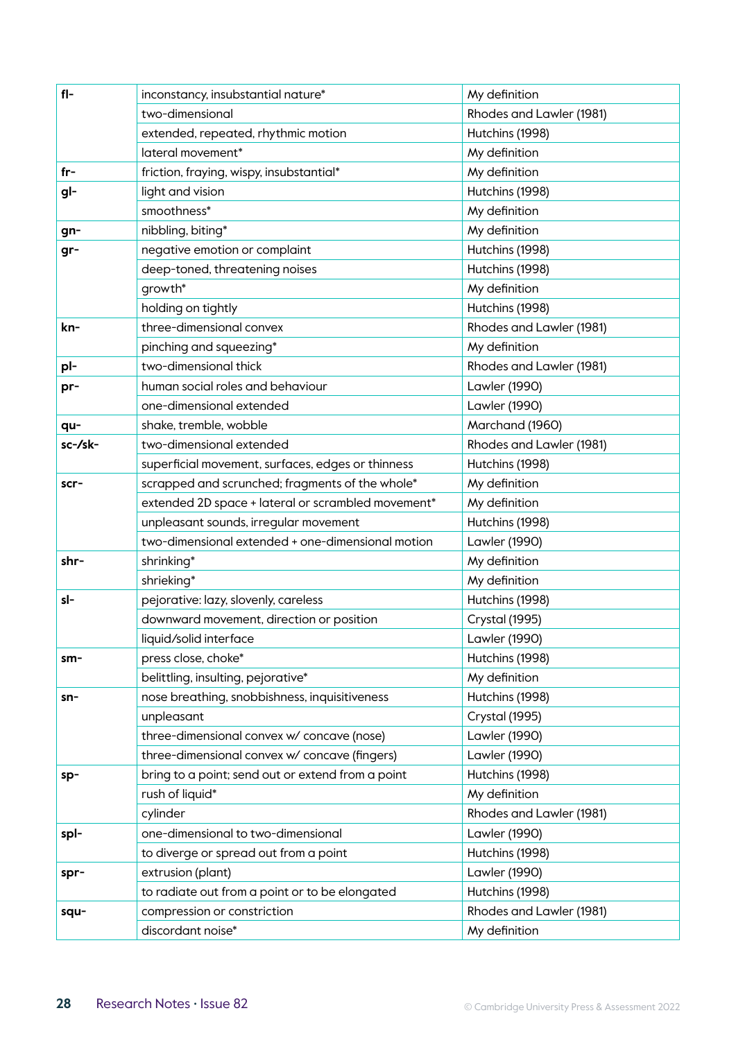| | | |
|---|---|---|
| **fl-** | inconstancy, insubstantial nature* | My definition |
| | two-dimensional | Rhodes and Lawler (1981) |
| | extended, repeated, rhythmic motion | Hutchins (1998) |
| | lateral movement* | My definition |
| **fr-** | friction, fraying, wispy, insubstantial* | My definition |
| **gl-** | light and vision | Hutchins (1998) |
| | smoothness* | My definition |
| **gn-** | nibbling, biting* | My definition |
| **gr-** | negative emotion or complaint | Hutchins (1998) |
| | deep-toned, threatening noises | Hutchins (1998) |
| | growth* | My definition |
| | holding on tightly | Hutchins (1998) |
| **kn-** | three-dimensional convex | Rhodes and Lawler (1981) |
| | pinching and squeezing* | My definition |
| **pl-** | two-dimensional thick | Rhodes and Lawler (1981) |
| **pr-** | human social roles and behaviour | Lawler (1990) |
| | one-dimensional extended | Lawler (1990) |
| **qu-** | shake, tremble, wobble | Marchand (1960) |
| **sc-/sk-** | two-dimensional extended | Rhodes and Lawler (1981) |
| | superficial movement, surfaces, edges or thinness | Hutchins (1998) |
| **scr-** | scrapped and scrunched; fragments of the whole* | My definition |
| | extended 2D space + lateral or scrambled movement* | My definition |
| | unpleasant sounds, irregular movement | Hutchins (1998) |
| | two-dimensional extended + one-dimensional motion | Lawler (1990) |
| **shr-** | shrinking* | My definition |
| | shrieking* | My definition |
| **sl-** | pejorative: lazy, slovenly, careless | Hutchins (1998) |
| | downward movement, direction or position | Crystal (1995) |
| | liquid/solid interface | Lawler (1990) |
| **sm-** | press close, choke* | Hutchins (1998) |
| | belittling, insulting, pejorative* | My definition |
| **sn-** | nose breathing, snobbishness, inquisitiveness | Hutchins (1998) |
| | unpleasant | Crystal (1995) |
| | three-dimensional convex w/ concave (nose) | Lawler (1990) |
| | three-dimensional convex w/ concave (fingers) | Lawler (1990) |
| **sp-** | bring to a point; send out or extend from a point | Hutchins (1998) |
| | rush of liquid* | My definition |
| | cylinder | Rhodes and Lawler (1981) |
| **spl-** | one-dimensional to two-dimensional | Lawler (1990) |
| | to diverge or spread out from a point | Hutchins (1998) |
| **spr-** | extrusion (plant) | Lawler (1990) |
| | to radiate out from a point or to be elongated | Hutchins (1998) |
| **squ-** | compression or constriction | Rhodes and Lawler (1981) |
| | discordant noise* | My definition |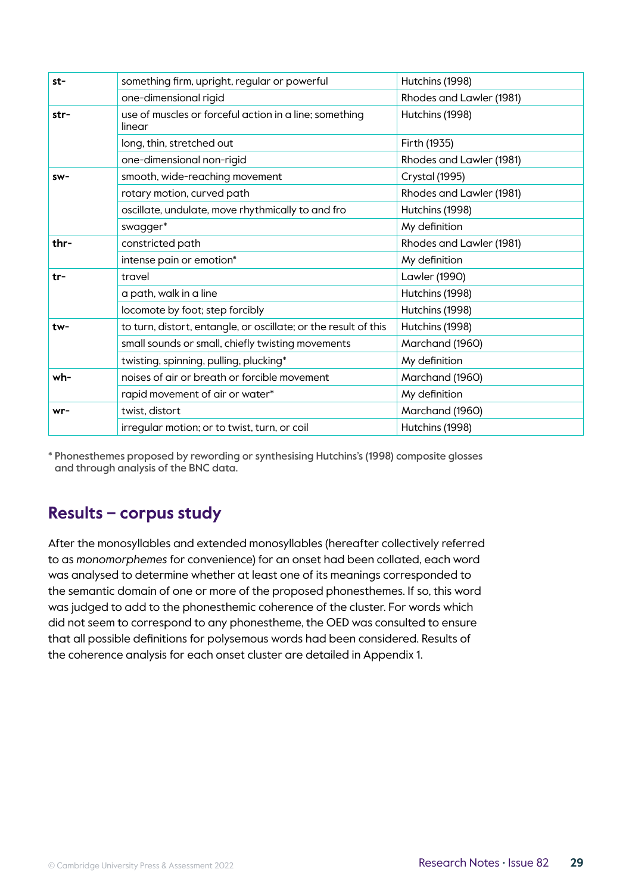| st- | something firm, upright, regular or powerful | Hutchins (1998) |
|---|---|---|
| | one-dimensional rigid | Rhodes and Lawler (1981) |
| str- | use of muscles or forceful action in a line; something linear | Hutchins (1998) |
| | long, thin, stretched out | Firth (1935) |
| | one-dimensional non-rigid | Rhodes and Lawler (1981) |
| sw- | smooth, wide-reaching movement | Crystal (1995) |
| | rotary motion, curved path | Rhodes and Lawler (1981) |
| | oscillate, undulate, move rhythmically to and fro | Hutchins (1998) |
| | swagger* | My definition |
| thr- | constricted path | Rhodes and Lawler (1981) |
| | intense pain or emotion* | My definition |
| tr- | travel | Lawler (1990) |
| | a path, walk in a line | Hutchins (1998) |
| | locomote by foot; step forcibly | Hutchins (1998) |
| tw- | to turn, distort, entangle, or oscillate; or the result of this | Hutchins (1998) |
| | small sounds or small, chiefly twisting movements | Marchand (1960) |
| | twisting, spinning, pulling, plucking* | My definition |
| wh- | noises of air or breath or forcible movement | Marchand (1960) |
| | rapid movement of air or water* | My definition |
| wr- | twist, distort | Marchand (1960) |
| | irregular motion; or to twist, turn, or coil | Hutchins (1998) |

* Phonesthemes proposed by rewording or synthesising Hutchins's (1998) composite glosses and through analysis of the BNC data.

## Results – corpus study

After the monosyllables and extended monosyllables (hereafter collectively referred to as *monomorphemes* for convenience) for an onset had been collated, each word was analysed to determine whether at least one of its meanings corresponded to the semantic domain of one or more of the proposed phonesthemes. If so, this word was judged to add to the phonesthemic coherence of the cluster. For words which did not seem to correspond to any phonestheme, the OED was consulted to ensure that all possible definitions for polysemous words had been considered. Results of the coherence analysis for each onset cluster are detailed in Appendix 1.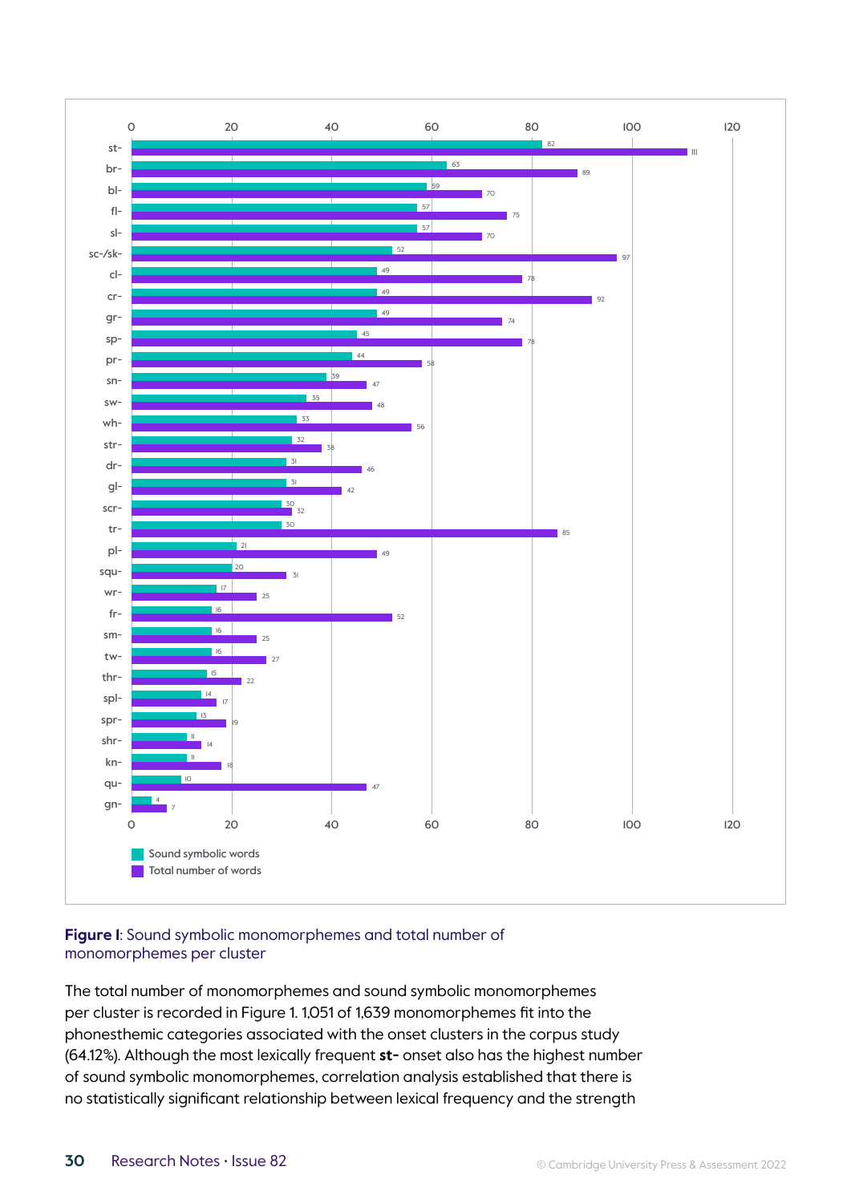| Cluster | Sound symbolic words | Total number of words |
|---|---|---|
| st- | 82 | 111 |
| br- | 63 | 89 |
| bl- | 59 | 70 |
| fl- | 57 | 75 |
| sl- | 57 | 70 |
| sc-/sk- | 52 | 97 |
| cl- | 49 | 78 |
| cr- | 49 | 92 |
| gr- | 49 | 74 |
| sp- | 45 | 78 |
| pr- | 44 | 58 |
| sn- | 39 | 47 |
| sw- | 35 | 48 |
| wh- | 33 | 56 |
| str- | 32 | 38 |
| dr- | 31 | 46 |
| gl- | 31 | 42 |
| scr- | 30 | 32 |
| tr- | 30 | 85 |
| pl- | 21 | 49 |
| squ- | 20 | 31 |
| wr- | 17 | 25 |
| fr- | 16 | 52 |
| sm- | 16 | 25 |
| tw- | 16 | 27 |
| thr- | 15 | 22 |
| spl- | 14 | 17 |
| spr- | 13 | 19 |
| shr- | 11 | 14 |
| kn- | 11 | 18 |
| qu- | 10 | 47 |
| gn- | 4 | 7 |

**Figure 1**: Sound symbolic monomorphemes and total number of monomorphemes per cluster

The total number of monomorphemes and sound symbolic monomorphemes per cluster is recorded in Figure 1. 1,051 of 1,639 monomorphemes fit into the phonesthemic categories associated with the onset clusters in the corpus study (64.12%). Although the most lexically frequent **st-** onset also has the highest number of sound symbolic monomorphemes, correlation analysis established that there is no statistically significant relationship between lexical frequency and the strength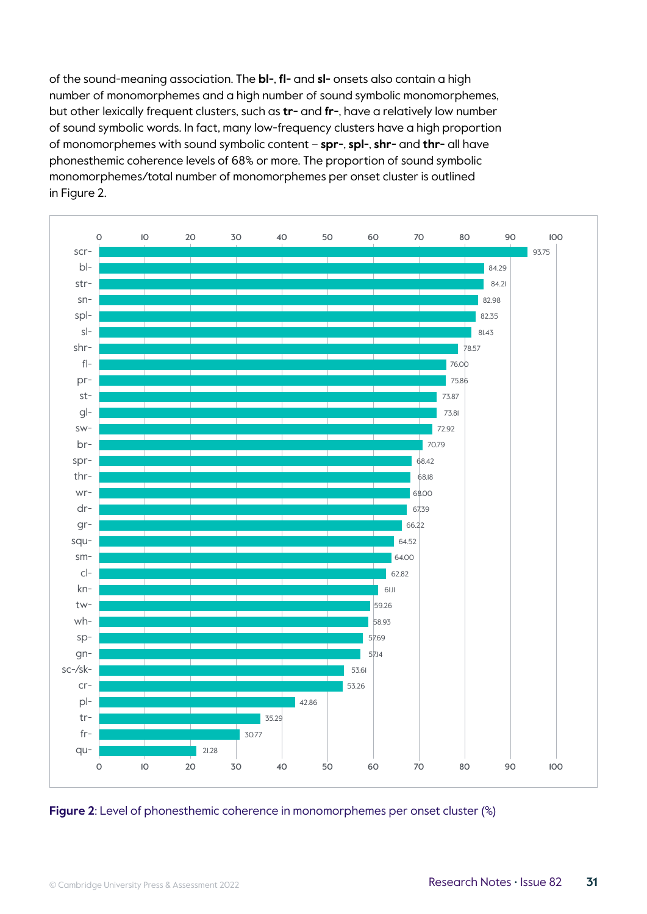of the sound-meaning association. The **bl-**, **fl-** and **sl-** onsets also contain a high number of monomorphemes and a high number of sound symbolic monomorphemes, but other lexically frequent clusters, such as **tr-** and **fr-**, have a relatively low number of sound symbolic words. In fact, many low-frequency clusters have a high proportion of monomorphemes with sound symbolic content – **spr-**, **spl-**, **shr-** and **thr-** all have phonesthemic coherence levels of 68% or more. The proportion of sound symbolic monomorphemes/total number of monomorphemes per onset cluster is outlined in Figure 2.

| Onset cluster | Phonesthemic coherence (%) |
|---|---|
| scr- | 93.75 |
| bl- | 84.29 |
| str- | 84.21 |
| sn- | 82.98 |
| spl- | 82.35 |
| sl- | 81.43 |
| shr- | 78.57 |
| fl- | 76.00 |
| pr- | 75.86 |
| st- | 73.87 |
| gl- | 73.81 |
| sw- | 72.92 |
| br- | 70.79 |
| spr- | 68.42 |
| thr- | 68.18 |
| wr- | 68.00 |
| dr- | 67.39 |
| gr- | 66.22 |
| squ- | 64.52 |
| sm- | 64.00 |
| cl- | 62.82 |
| kn- | 61.11 |
| tw- | 59.26 |
| wh- | 58.93 |
| sp- | 57.69 |
| gn- | 57.14 |
| sc-/sk- | 53.61 |
| cr- | 53.26 |
| pl- | 42.86 |
| tr- | 35.29 |
| fr- | 30.77 |
| qu- | 21.28 |

**Figure 2**: Level of phonesthemic coherence in monomorphemes per onset cluster (%)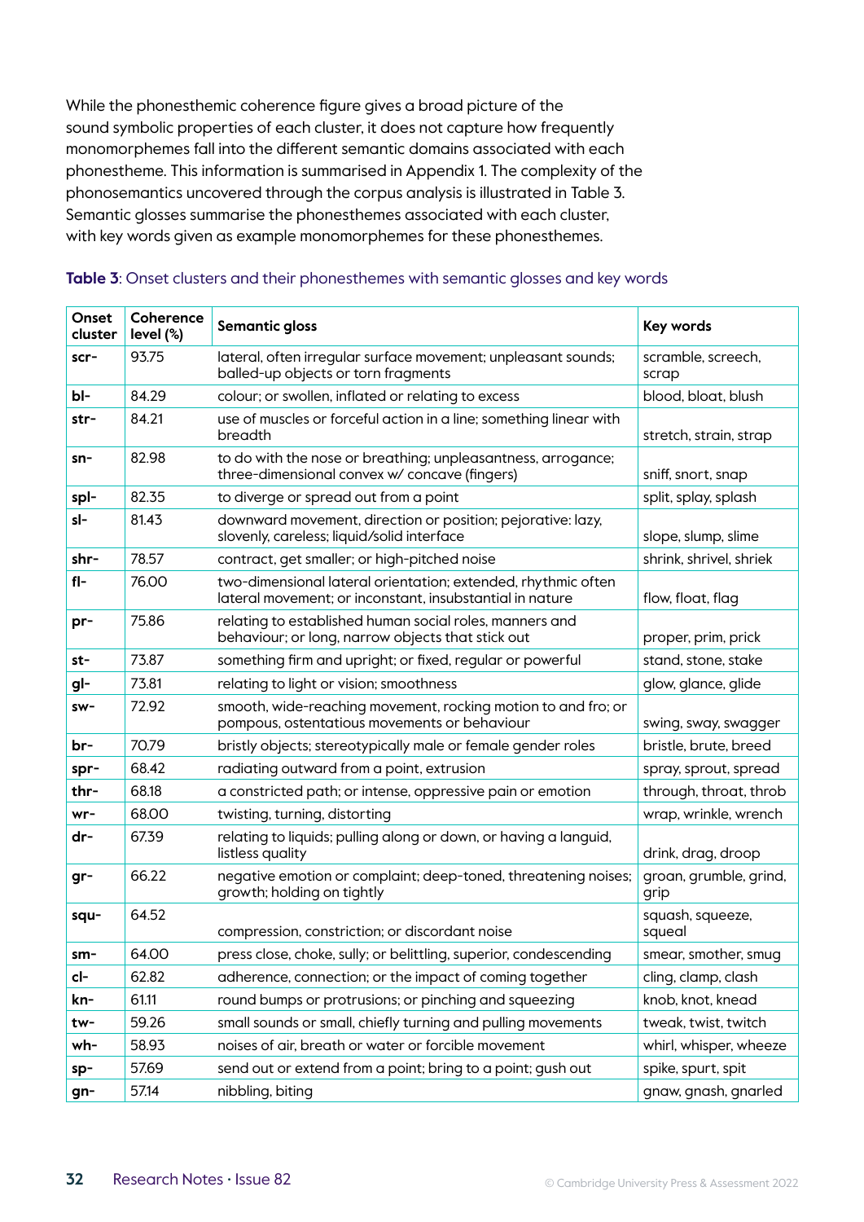While the phonesthemic coherence figure gives a broad picture of the sound symbolic properties of each cluster, it does not capture how frequently monomorphemes fall into the different semantic domains associated with each phonestheme. This information is summarised in Appendix 1. The complexity of the phonosemantics uncovered through the corpus analysis is illustrated in Table 3. Semantic glosses summarise the phonesthemes associated with each cluster, with key words given as example monomorphemes for these phonesthemes.

**Table 3**: Onset clusters and their phonesthemes with semantic glosses and key words

| Onset cluster | Coherence level (%) | Semantic gloss | Key words |
|---|---|---|---|
| **scr-** | 93.75 | lateral, often irregular surface movement; unpleasant sounds; balled-up objects or torn fragments | scramble, screech, scrap |
| **bl-** | 84.29 | colour; or swollen, inflated or relating to excess | blood, bloat, blush |
| **str-** | 84.21 | use of muscles or forceful action in a line; something linear with breadth | stretch, strain, strap |
| **sn-** | 82.98 | to do with the nose or breathing; unpleasantness, arrogance; three-dimensional convex w/ concave (fingers) | sniff, snort, snap |
| **spl-** | 82.35 | to diverge or spread out from a point | split, splay, splash |
| **sl-** | 81.43 | downward movement, direction or position; pejorative: lazy, slovenly, careless; liquid/solid interface | slope, slump, slime |
| **shr-** | 78.57 | contract, get smaller; or high-pitched noise | shrink, shrivel, shriek |
| **fl-** | 76.00 | two-dimensional lateral orientation; extended, rhythmic often lateral movement; or inconstant, insubstantial in nature | flow, float, flag |
| **pr-** | 75.86 | relating to established human social roles, manners and behaviour; or long, narrow objects that stick out | proper, prim, prick |
| **st-** | 73.87 | something firm and upright; or fixed, regular or powerful | stand, stone, stake |
| **gl-** | 73.81 | relating to light or vision; smoothness | glow, glance, glide |
| **sw-** | 72.92 | smooth, wide-reaching movement, rocking motion to and fro; or pompous, ostentatious movements or behaviour | swing, sway, swagger |
| **br-** | 70.79 | bristly objects; stereotypically male or female gender roles | bristle, brute, breed |
| **spr-** | 68.42 | radiating outward from a point, extrusion | spray, sprout, spread |
| **thr-** | 68.18 | a constricted path; or intense, oppressive pain or emotion | through, throat, throb |
| **wr-** | 68.00 | twisting, turning, distorting | wrap, wrinkle, wrench |
| **dr-** | 67.39 | relating to liquids; pulling along or down, or having a languid, listless quality | drink, drag, droop |
| **gr-** | 66.22 | negative emotion or complaint; deep-toned, threatening noises; growth; holding on tightly | groan, grumble, grind, grip |
| **squ-** | 64.52 | compression, constriction; or discordant noise | squash, squeeze, squeal |
| **sm-** | 64.00 | press close, choke, sully; or belittling, superior, condescending | smear, smother, smug |
| **cl-** | 62.82 | adherence, connection; or the impact of coming together | cling, clamp, clash |
| **kn-** | 61.11 | round bumps or protrusions; or pinching and squeezing | knob, knot, knead |
| **tw-** | 59.26 | small sounds or small, chiefly turning and pulling movements | tweak, twist, twitch |
| **wh-** | 58.93 | noises of air, breath or water or forcible movement | whirl, whisper, wheeze |
| **sp-** | 57.69 | send out or extend from a point; bring to a point; gush out | spike, spurt, spit |
| **gn-** | 57.14 | nibbling, biting | gnaw, gnash, gnarled |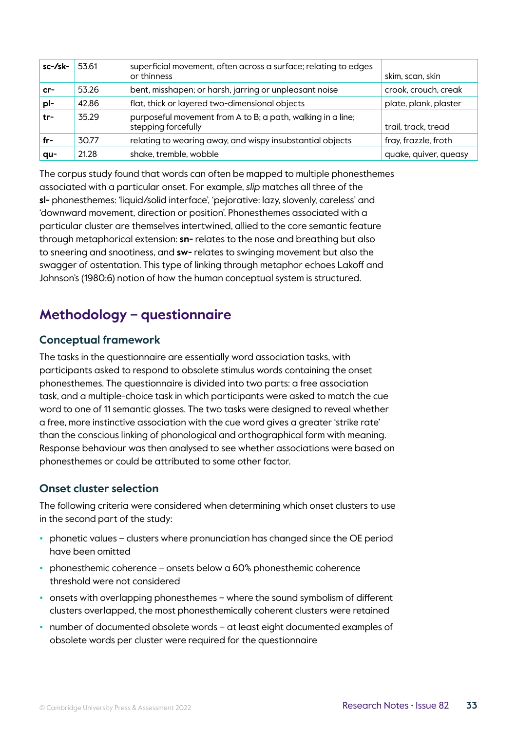| **sc-/sk-** | 53.61 | superficial movement, often across a surface; relating to edges or thinness | skim, scan, skin |
|---|---|---|---|
| **cr-** | 53.26 | bent, misshapen; or harsh, jarring or unpleasant noise | crook, crouch, creak |
| **pl-** | 42.86 | flat, thick or layered two-dimensional objects | plate, plank, plaster |
| **tr-** | 35.29 | purposeful movement from A to B; a path, walking in a line; stepping forcefully | trail, track, tread |
| **fr-** | 30.77 | relating to wearing away, and wispy insubstantial objects | fray, frazzle, froth |
| **qu-** | 21.28 | shake, tremble, wobble | quake, quiver, queasy |

The corpus study found that words can often be mapped to multiple phonesthemes associated with a particular onset. For example, *slip* matches all three of the **sl-** phonesthemes: 'liquid/solid interface', 'pejorative: lazy, slovenly, careless' and 'downward movement, direction or position'. Phonesthemes associated with a particular cluster are themselves intertwined, allied to the core semantic feature through metaphorical extension: **sn-** relates to the nose and breathing but also to sneering and snootiness, and **sw-** relates to swinging movement but also the swagger of ostentation. This type of linking through metaphor echoes Lakoff and Johnson's (1980:6) notion of how the human conceptual system is structured.

## Methodology – questionnaire

### Conceptual framework

The tasks in the questionnaire are essentially word association tasks, with participants asked to respond to obsolete stimulus words containing the onset phonesthemes. The questionnaire is divided into two parts: a free association task, and a multiple-choice task in which participants were asked to match the cue word to one of 11 semantic glosses. The two tasks were designed to reveal whether a free, more instinctive association with the cue word gives a greater 'strike rate' than the conscious linking of phonological and orthographical form with meaning. Response behaviour was then analysed to see whether associations were based on phonesthemes or could be attributed to some other factor.

### Onset cluster selection

The following criteria were considered when determining which onset clusters to use in the second part of the study:

- phonetic values – clusters where pronunciation has changed since the OE period have been omitted
- phonesthemic coherence – onsets below a 60% phonesthemic coherence threshold were not considered
- onsets with overlapping phonesthemes – where the sound symbolism of different clusters overlapped, the most phonesthemically coherent clusters were retained
- number of documented obsolete words – at least eight documented examples of obsolete words per cluster were required for the questionnaire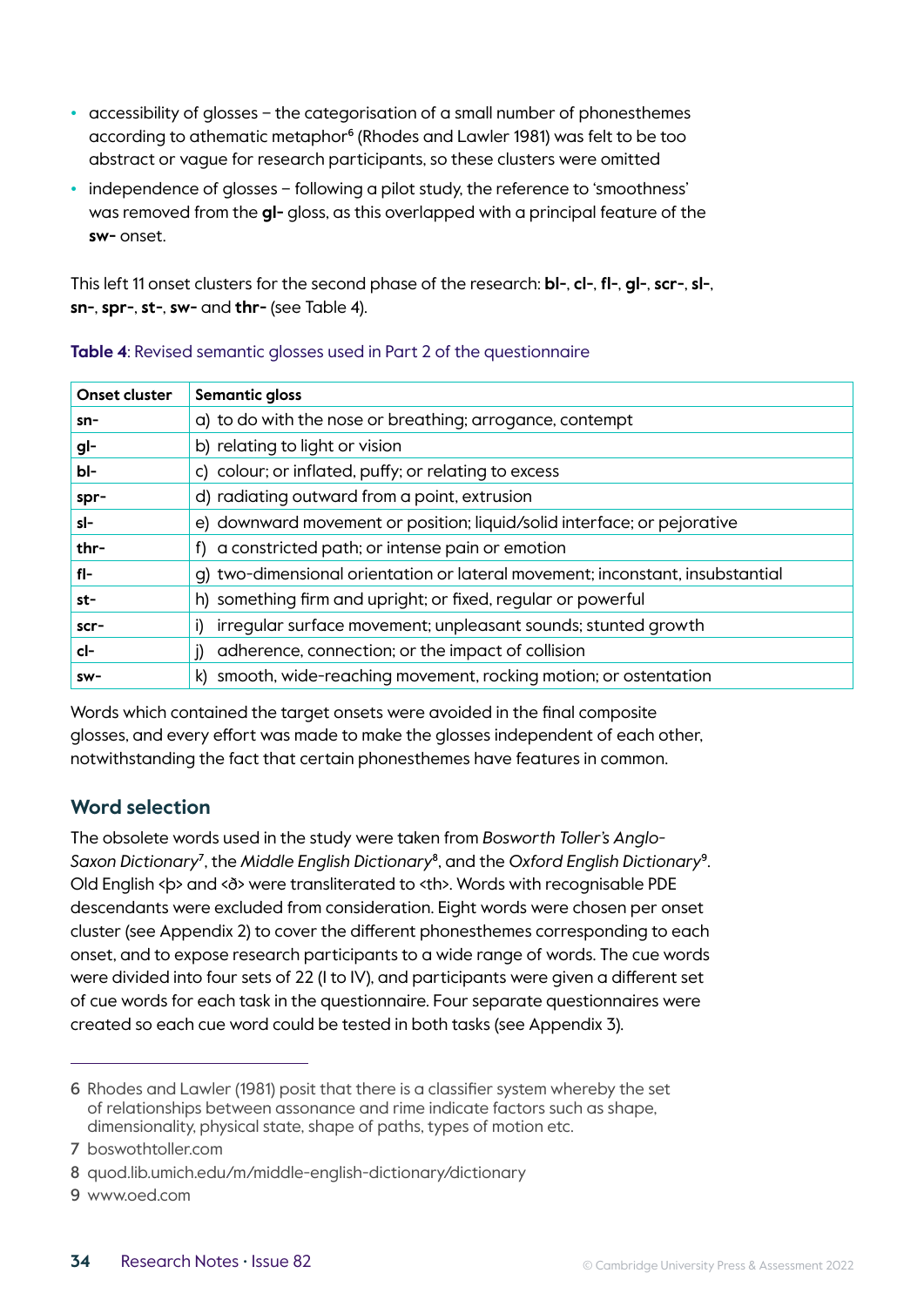- accessibility of glosses – the categorisation of a small number of phonesthemes according to athematic metaphor[6] (Rhodes and Lawler 1981) was felt to be too abstract or vague for research participants, so these clusters were omitted
- independence of glosses – following a pilot study, the reference to 'smoothness' was removed from the **gl-** gloss, as this overlapped with a principal feature of the **sw-** onset.

This left 11 onset clusters for the second phase of the research: **bl-**, **cl-**, **fl-**, **gl-**, **scr-**, **sl-**, **sn-**, **spr-**, **st-**, **sw-** and **thr-** (see Table 4).

**Table 4**: Revised semantic glosses used in Part 2 of the questionnaire

| Onset cluster | Semantic gloss |
|---|---|
| **sn-** | a) to do with the nose or breathing; arrogance, contempt |
| **gl-** | b) relating to light or vision |
| **bl-** | c) colour; or inflated, puffy; or relating to excess |
| **spr-** | d) radiating outward from a point, extrusion |
| **sl-** | e) downward movement or position; liquid/solid interface; or pejorative |
| **thr-** | f) a constricted path; or intense pain or emotion |
| **fl-** | g) two-dimensional orientation or lateral movement; inconstant, insubstantial |
| **st-** | h) something firm and upright; or fixed, regular or powerful |
| **scr-** | i) irregular surface movement; unpleasant sounds; stunted growth |
| **cl-** | j) adherence, connection; or the impact of collision |
| **sw-** | k) smooth, wide-reaching movement, rocking motion; or ostentation |

Words which contained the target onsets were avoided in the final composite glosses, and every effort was made to make the glosses independent of each other, notwithstanding the fact that certain phonesthemes have features in common.

## Word selection

The obsolete words used in the study were taken from *Bosworth Toller's Anglo-Saxon Dictionary*[7], the *Middle English Dictionary*[8], and the *Oxford English Dictionary*[9]. Old English <þ> and <ð> were transliterated to <th>. Words with recognisable PDE descendants were excluded from consideration. Eight words were chosen per onset cluster (see Appendix 2) to cover the different phonesthemes corresponding to each onset, and to expose research participants to a wide range of words. The cue words were divided into four sets of 22 (I to IV), and participants were given a different set of cue words for each task in the questionnaire. Four separate questionnaires were created so each cue word could be tested in both tasks (see Appendix 3).

---

6 Rhodes and Lawler (1981) posit that there is a classifier system whereby the set of relationships between assonance and rime indicate factors such as shape, dimensionality, physical state, shape of paths, types of motion etc.

7 boswothtoller.com

8 quod.lib.umich.edu/m/middle-english-dictionary/dictionary

9 www.oed.com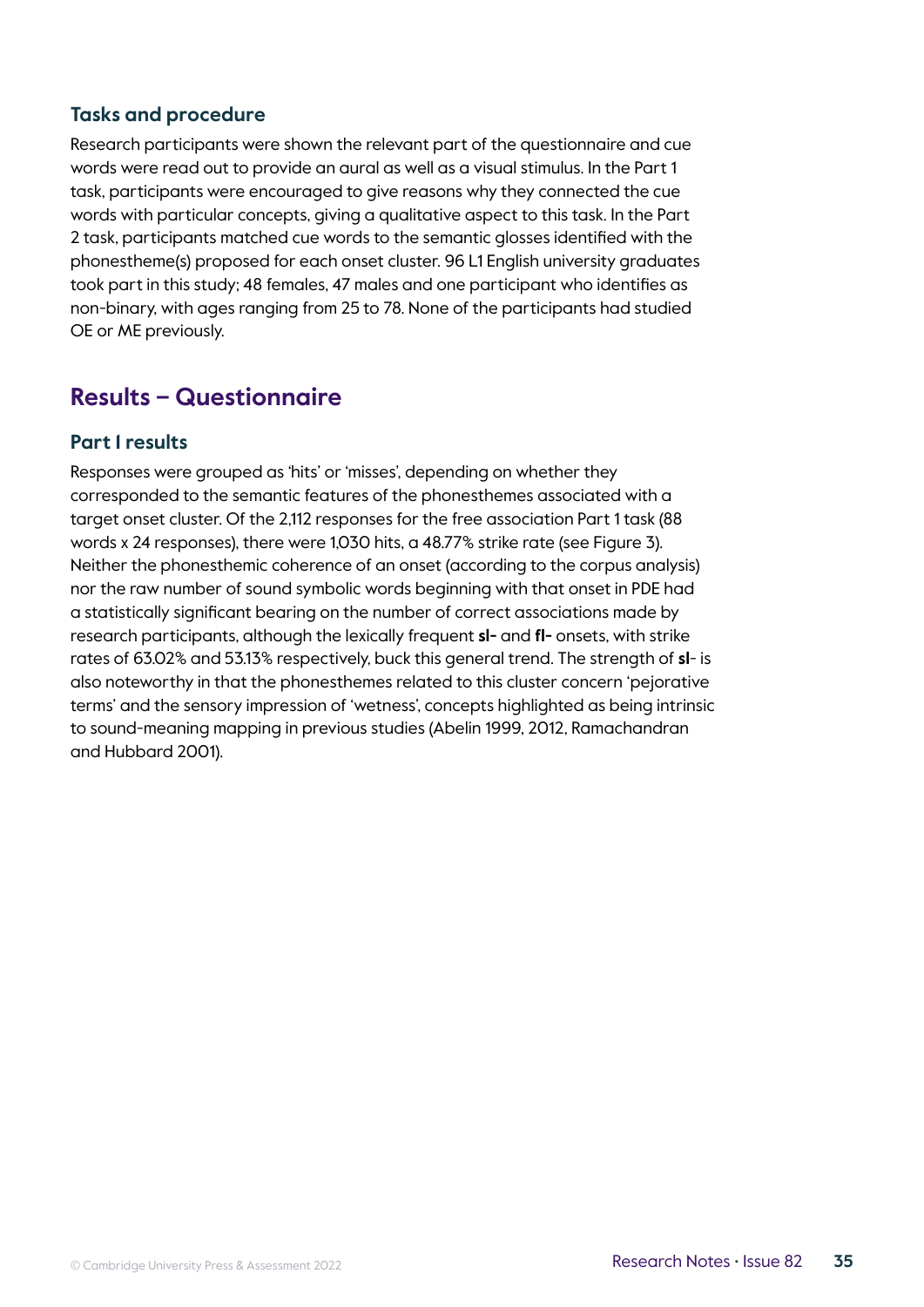### Tasks and procedure

Research participants were shown the relevant part of the questionnaire and cue words were read out to provide an aural as well as a visual stimulus. In the Part 1 task, participants were encouraged to give reasons why they connected the cue words with particular concepts, giving a qualitative aspect to this task. In the Part 2 task, participants matched cue words to the semantic glosses identified with the phonestheme(s) proposed for each onset cluster. 96 L1 English university graduates took part in this study; 48 females, 47 males and one participant who identifies as non-binary, with ages ranging from 25 to 78. None of the participants had studied OE or ME previously.

## Results – Questionnaire

### Part I results

Responses were grouped as 'hits' or 'misses', depending on whether they corresponded to the semantic features of the phonesthemes associated with a target onset cluster. Of the 2,112 responses for the free association Part 1 task (88 words x 24 responses), there were 1,030 hits, a 48.77% strike rate (see Figure 3). Neither the phonesthemic coherence of an onset (according to the corpus analysis) nor the raw number of sound symbolic words beginning with that onset in PDE had a statistically significant bearing on the number of correct associations made by research participants, although the lexically frequent **sl-** and **fl-** onsets, with strike rates of 63.02% and 53.13% respectively, buck this general trend. The strength of **sl**- is also noteworthy in that the phonesthemes related to this cluster concern 'pejorative terms' and the sensory impression of 'wetness', concepts highlighted as being intrinsic to sound-meaning mapping in previous studies (Abelin 1999, 2012, Ramachandran and Hubbard 2001).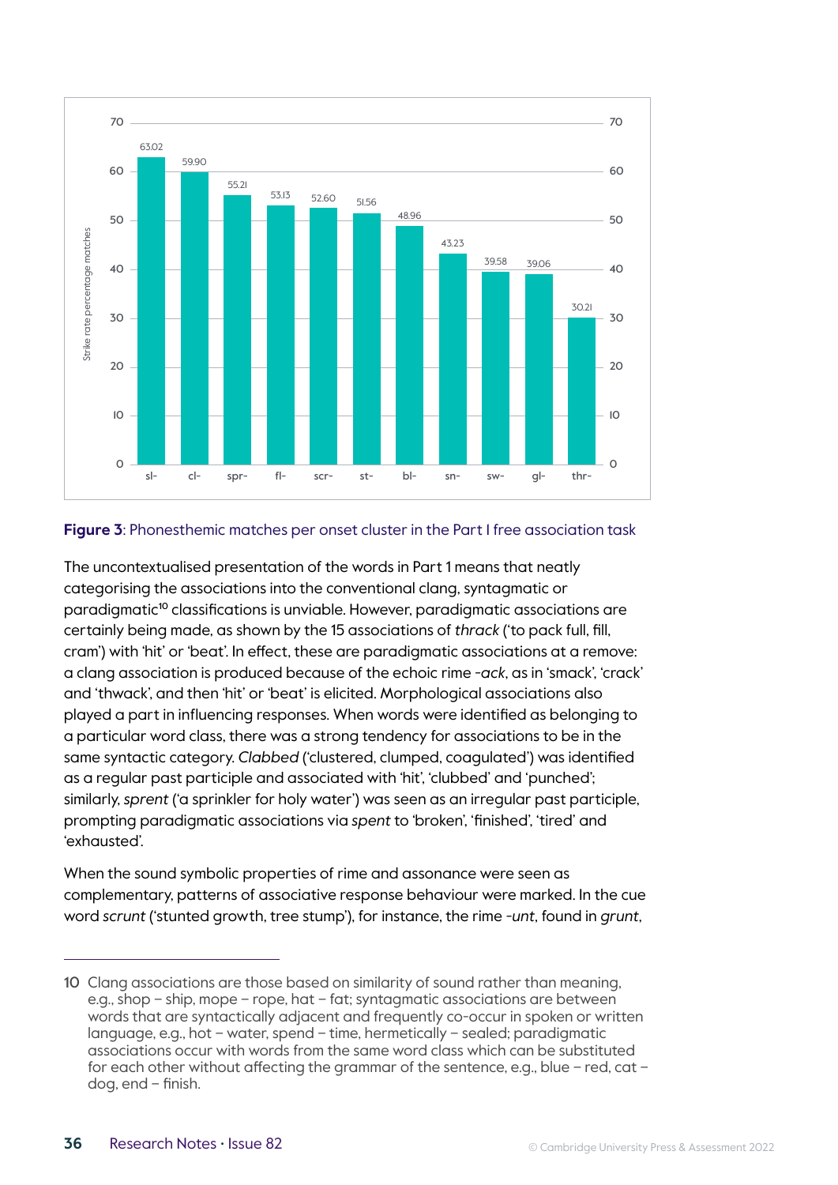| Onset cluster | Strike rate percentage matches |
|---|---|
| sl- | 63.02 |
| cl- | 59.90 |
| spr- | 55.21 |
| fl- | 53.13 |
| scr- | 52.60 |
| st- | 51.56 |
| bl- | 48.96 |
| sn- | 43.23 |
| sw- | 39.58 |
| gl- | 39.06 |
| thr- | 30.21 |

**Figure 3**: Phonesthemic matches per onset cluster in the Part I free association task

The uncontextualised presentation of the words in Part 1 means that neatly categorising the associations into the conventional clang, syntagmatic or paradigmatic[10] classifications is unviable. However, paradigmatic associations are certainly being made, as shown by the 15 associations of *thrack* ('to pack full, fill, cram') with 'hit' or 'beat'. In effect, these are paradigmatic associations at a remove: a clang association is produced because of the echoic rime *-ack*, as in 'smack', 'crack' and 'thwack', and then 'hit' or 'beat' is elicited. Morphological associations also played a part in influencing responses. When words were identified as belonging to a particular word class, there was a strong tendency for associations to be in the same syntactic category. *Clabbed* ('clustered, clumped, coagulated') was identified as a regular past participle and associated with 'hit', 'clubbed' and 'punched'; similarly, *sprent* ('a sprinkler for holy water') was seen as an irregular past participle, prompting paradigmatic associations via *spent* to 'broken', 'finished', 'tired' and 'exhausted'.

When the sound symbolic properties of rime and assonance were seen as complementary, patterns of associative response behaviour were marked. In the cue word *scrunt* ('stunted growth, tree stump'), for instance, the rime *-unt*, found in *grunt*,

---

10 Clang associations are those based on similarity of sound rather than meaning, e.g., shop – ship, mope – rope, hat – fat; syntagmatic associations are between words that are syntactically adjacent and frequently co-occur in spoken or written language, e.g., hot – water, spend – time, hermetically – sealed; paradigmatic associations occur with words from the same word class which can be substituted for each other without affecting the grammar of the sentence, e.g., blue – red, cat – dog, end – finish.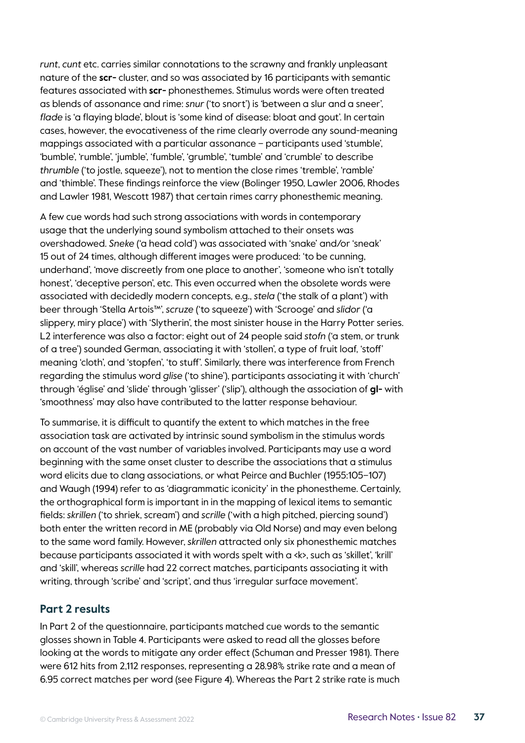*runt*, *cunt* etc. carries similar connotations to the scrawny and frankly unpleasant nature of the **scr-** cluster, and so was associated by 16 participants with semantic features associated with **scr-** phonesthemes. Stimulus words were often treated as blends of assonance and rime: *snur* ('to snort') is 'between a slur and a sneer', *flade* is 'a flaying blade', blout is 'some kind of disease: bloat and gout'. In certain cases, however, the evocativeness of the rime clearly overrode any sound-meaning mappings associated with a particular assonance – participants used 'stumble', 'bumble', 'rumble', 'jumble', 'fumble', 'grumble', 'tumble' and 'crumble' to describe *thrumble* ('to jostle, squeeze'), not to mention the close rimes 'tremble', 'ramble' and 'thimble'. These findings reinforce the view (Bolinger 1950, Lawler 2006, Rhodes and Lawler 1981, Wescott 1987) that certain rimes carry phonesthemic meaning.

A few cue words had such strong associations with words in contemporary usage that the underlying sound symbolism attached to their onsets was overshadowed. *Sneke* ('a head cold') was associated with 'snake' and/or 'sneak' 15 out of 24 times, although different images were produced: 'to be cunning, underhand', 'move discreetly from one place to another', 'someone who isn't totally honest', 'deceptive person', etc. This even occurred when the obsolete words were associated with decidedly modern concepts, e.g., *stela* ('the stalk of a plant') with beer through 'Stella Artois™', *scruze* ('to squeeze') with 'Scrooge' and *slidor* ('a slippery, miry place') with 'Slytherin', the most sinister house in the Harry Potter series. L2 interference was also a factor: eight out of 24 people said *stofn* ('a stem, or trunk of a tree') sounded German, associating it with 'stollen', a type of fruit loaf, 'stoff' meaning 'cloth', and 'stopfen', 'to stuff'. Similarly, there was interference from French regarding the stimulus word *glise* ('to shine'), participants associating it with 'church' through 'église' and 'slide' through 'glisser' ('slip'), although the association of **gl-** with 'smoothness' may also have contributed to the latter response behaviour.

To summarise, it is difficult to quantify the extent to which matches in the free association task are activated by intrinsic sound symbolism in the stimulus words on account of the vast number of variables involved. Participants may use a word beginning with the same onset cluster to describe the associations that a stimulus word elicits due to clang associations, or what Peirce and Buchler (1955:105–107) and Waugh (1994) refer to as 'diagrammatic iconicity' in the phonestheme. Certainly, the orthographical form is important in in the mapping of lexical items to semantic fields: *skrillen* ('to shriek, scream') and *scrille* ('with a high pitched, piercing sound') both enter the written record in ME (probably via Old Norse) and may even belong to the same word family. However, *skrillen* attracted only six phonesthemic matches because participants associated it with words spelt with a <k>, such as 'skillet', 'krill' and 'skill', whereas *scrille* had 22 correct matches, participants associating it with writing, through 'scribe' and 'script', and thus 'irregular surface movement'.

## Part 2 results

In Part 2 of the questionnaire, participants matched cue words to the semantic glosses shown in Table 4. Participants were asked to read all the glosses before looking at the words to mitigate any order effect (Schuman and Presser 1981). There were 612 hits from 2,112 responses, representing a 28.98% strike rate and a mean of 6.95 correct matches per word (see Figure 4). Whereas the Part 2 strike rate is much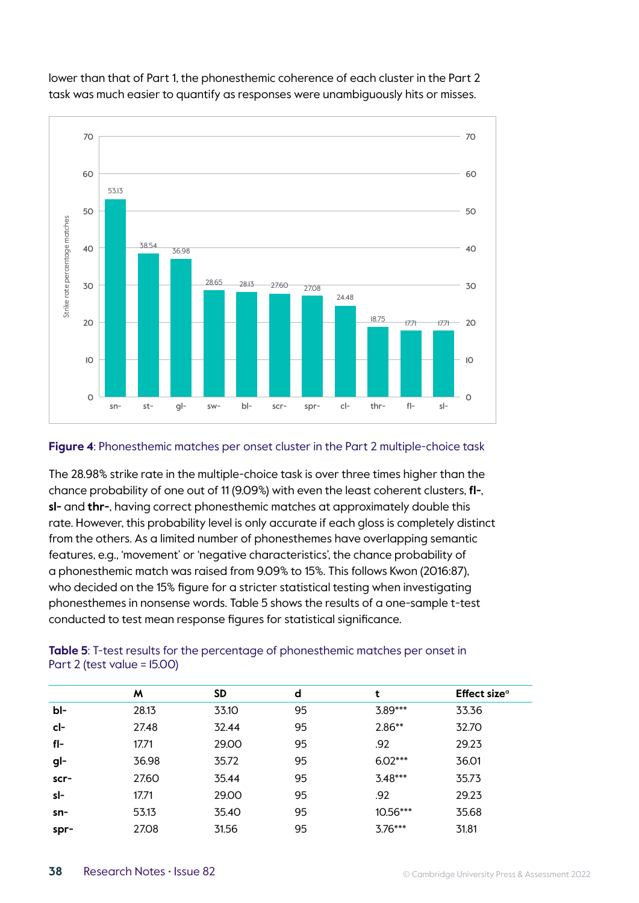lower than that of Part 1, the phonesthemic coherence of each cluster in the Part 2 task was much easier to quantify as responses were unambiguously hits or misses.

**Figure 4**: Phonesthemic matches per onset cluster in the Part 2 multiple-choice task

The 28.98% strike rate in the multiple-choice task is over three times higher than the chance probability of one out of 11 (9.09%) with even the least coherent clusters, **fl-**, **sl-** and **thr-**, having correct phonesthemic matches at approximately double this rate. However, this probability level is only accurate if each gloss is completely distinct from the others. As a limited number of phonesthemes have overlapping semantic features, e.g., 'movement' or 'negative characteristics', the chance probability of a phonesthemic match was raised from 9.09% to 15%. This follows Kwon (2016:87), who decided on the 15% figure for a stricter statistical testing when investigating phonesthemes in nonsense words. Table 5 shows the results of a one-sample t-test conducted to test mean response figures for statistical significance.

**Table 5**: T-test results for the percentage of phonesthemic matches per onset in Part 2 (test value = 15.00)

| | M | SD | d | t | Effect size[a] |
|---|---|---|---|---|---|
| **bl-** | 28.13 | 33.10 | 95 | 3.89*** | 33.36 |
| **cl-** | 27.48 | 32.44 | 95 | 2.86** | 32.70 |
| **fl-** | 17.71 | 29.00 | 95 | .92 | 29.23 |
| **gl-** | 36.98 | 35.72 | 95 | 6.02*** | 36.01 |
| **scr-** | 27.60 | 35.44 | 95 | 3.48*** | 35.73 |
| **sl-** | 17.71 | 29.00 | 95 | .92 | 29.23 |
| **sn-** | 53.13 | 35.40 | 95 | 10.56*** | 35.68 |
| **spr-** | 27.08 | 31.56 | 95 | 3.76*** | 31.81 |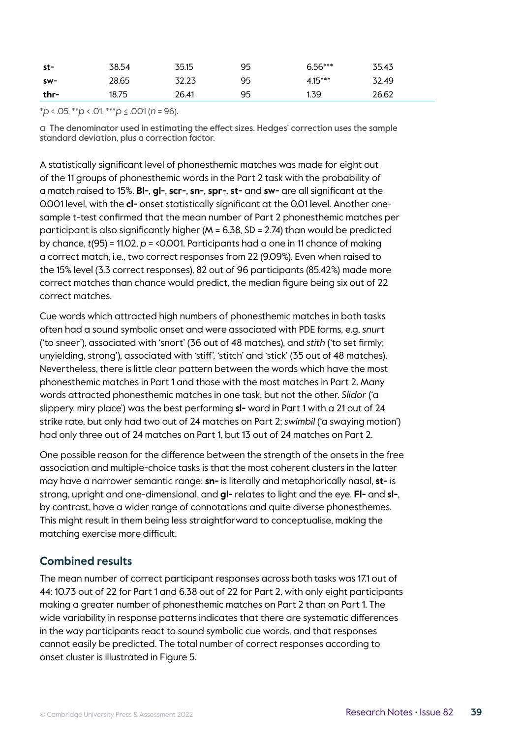| | | | | | |
|---|---|---|---|---|---|
| **st-** | 38.54 | 35.15 | 95 | 6.56*** | 35.43 |
| **sw-** | 28.65 | 32.23 | 95 | 4.15*** | 32.49 |
| **thr-** | 18.75 | 26.41 | 95 | 1.39 | 26.62 |

*$p$ < .05, **$p$ < .01, ***$p$ ≤ .001 ($n$ = 96).

*a* The denominator used in estimating the effect sizes. Hedges' correction uses the sample standard deviation, plus a correction factor.

A statistically significant level of phonesthemic matches was made for eight out of the 11 groups of phonesthemic words in the Part 2 task with the probability of a match raised to 15%. **Bl-**, **gl-**, **scr-**, **sn-**, **spr-**, **st-** and **sw-** are all significant at the 0.001 level, with the **cl-** onset statistically significant at the 0.01 level. Another one-sample t-test confirmed that the mean number of Part 2 phonesthemic matches per participant is also significantly higher (M = 6.38, SD = 2.74) than would be predicted by chance, $t$(95) = 11.02, $p$ = <0.001. Participants had a one in 11 chance of making a correct match, i.e., two correct responses from 22 (9.09%). Even when raised to the 15% level (3.3 correct responses), 82 out of 96 participants (85.42%) made more correct matches than chance would predict, the median figure being six out of 22 correct matches.

Cue words which attracted high numbers of phonesthemic matches in both tasks often had a sound symbolic onset and were associated with PDE forms, e.g, *snurt* ('to sneer'), associated with 'snort' (36 out of 48 matches), and *stith* ('to set firmly; unyielding, strong'), associated with 'stiff', 'stitch' and 'stick' (35 out of 48 matches). Nevertheless, there is little clear pattern between the words which have the most phonesthemic matches in Part 1 and those with the most matches in Part 2. Many words attracted phonesthemic matches in one task, but not the other. *Slidor* ('a slippery, miry place') was the best performing **sl-** word in Part 1 with a 21 out of 24 strike rate, but only had two out of 24 matches on Part 2; *swimbil* ('a swaying motion') had only three out of 24 matches on Part 1, but 13 out of 24 matches on Part 2.

One possible reason for the difference between the strength of the onsets in the free association and multiple-choice tasks is that the most coherent clusters in the latter may have a narrower semantic range: **sn-** is literally and metaphorically nasal, **st-** is strong, upright and one-dimensional, and **gl-** relates to light and the eye. **Fl-** and **sl-**, by contrast, have a wider range of connotations and quite diverse phonesthemes. This might result in them being less straightforward to conceptualise, making the matching exercise more difficult.

## Combined results

The mean number of correct participant responses across both tasks was 17.1 out of 44: 10.73 out of 22 for Part 1 and 6.38 out of 22 for Part 2, with only eight participants making a greater number of phonesthemic matches on Part 2 than on Part 1. The wide variability in response patterns indicates that there are systematic differences in the way participants react to sound symbolic cue words, and that responses cannot easily be predicted. The total number of correct responses according to onset cluster is illustrated in Figure 5.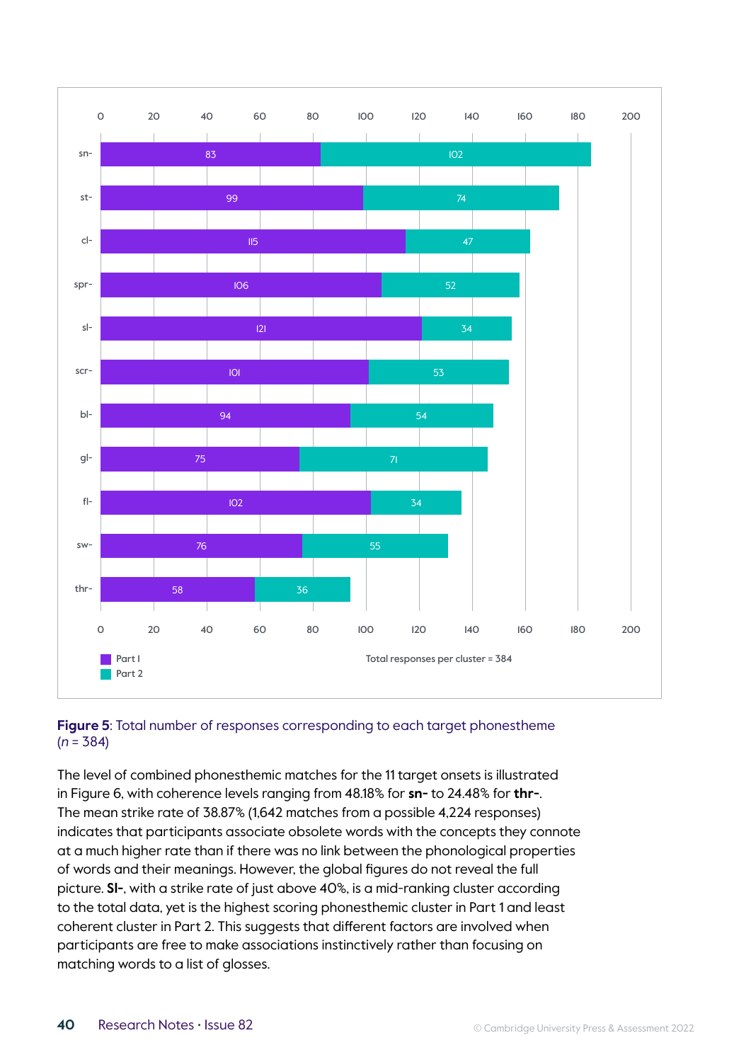| Cluster | Part 1 | Part 2 |
|---|---|---|
| sn- | 83 | 102 |
| st- | 99 | 74 |
| cl- | 115 | 47 |
| spr- | 106 | 52 |
| sl- | 121 | 34 |
| scr- | 101 | 53 |
| bl- | 94 | 54 |
| gl- | 75 | 71 |
| fl- | 102 | 34 |
| sw- | 76 | 55 |
| thr- | 58 | 36 |

Total responses per cluster = 384

**Figure 5**: Total number of responses corresponding to each target phonestheme ($n$ = 384)

The level of combined phonesthemic matches for the 11 target onsets is illustrated in Figure 6, with coherence levels ranging from 48.18% for **sn-** to 24.48% for **thr-**. The mean strike rate of 38.87% (1,642 matches from a possible 4,224 responses) indicates that participants associate obsolete words with the concepts they connote at a much higher rate than if there was no link between the phonological properties of words and their meanings. However, the global figures do not reveal the full picture. **Sl-**, with a strike rate of just above 40%, is a mid-ranking cluster according to the total data, yet is the highest scoring phonesthemic cluster in Part 1 and least coherent cluster in Part 2. This suggests that different factors are involved when participants are free to make associations instinctively rather than focusing on matching words to a list of glosses.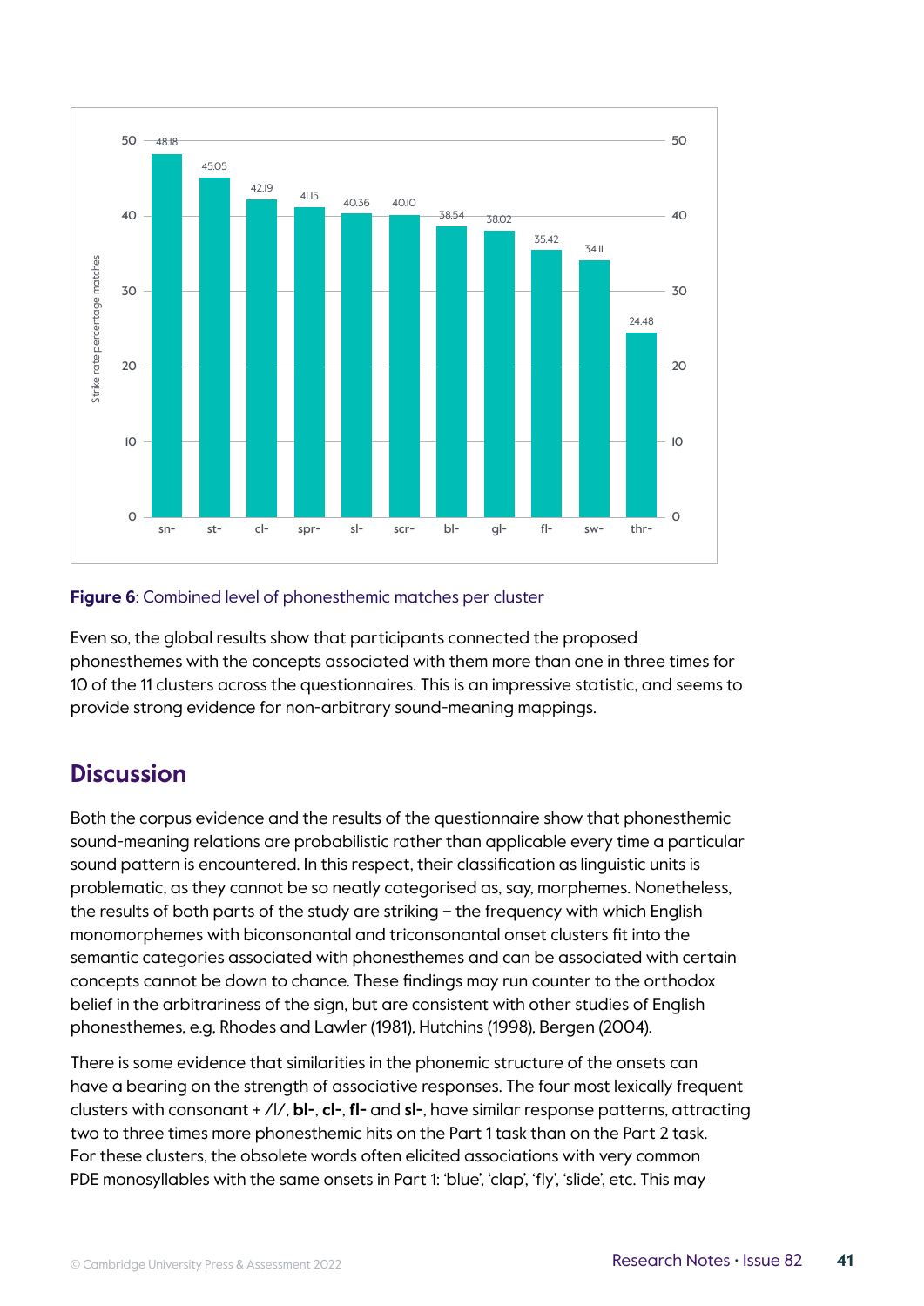| Cluster | Strike rate percentage matches |
|---|---|
| sn- | 48.18 |
| st- | 45.05 |
| cl- | 42.19 |
| spr- | 41.15 |
| sl- | 40.36 |
| scr- | 40.10 |
| bl- | 38.54 |
| gl- | 38.02 |
| fl- | 35.42 |
| sw- | 34.11 |
| thr- | 24.48 |

**Figure 6**: Combined level of phonesthemic matches per cluster

Even so, the global results show that participants connected the proposed phonesthemes with the concepts associated with them more than one in three times for 10 of the 11 clusters across the questionnaires. This is an impressive statistic, and seems to provide strong evidence for non-arbitrary sound-meaning mappings.

## Discussion

Both the corpus evidence and the results of the questionnaire show that phonesthemic sound-meaning relations are probabilistic rather than applicable every time a particular sound pattern is encountered. In this respect, their classification as linguistic units is problematic, as they cannot be so neatly categorised as, say, morphemes. Nonetheless, the results of both parts of the study are striking – the frequency with which English monomorphemes with biconsonantal and triconsonantal onset clusters fit into the semantic categories associated with phonesthemes and can be associated with certain concepts cannot be down to chance. These findings may run counter to the orthodox belief in the arbitrariness of the sign, but are consistent with other studies of English phonesthemes, e.g. Rhodes and Lawler (1981), Hutchins (1998), Bergen (2004).

There is some evidence that similarities in the phonemic structure of the onsets can have a bearing on the strength of associative responses. The four most lexically frequent clusters with consonant + /l/, **bl-**, **cl-**, **fl-** and **sl-**, have similar response patterns, attracting two to three times more phonesthemic hits on the Part 1 task than on the Part 2 task. For these clusters, the obsolete words often elicited associations with very common PDE monosyllables with the same onsets in Part 1: 'blue', 'clap', 'fly', 'slide', etc. This may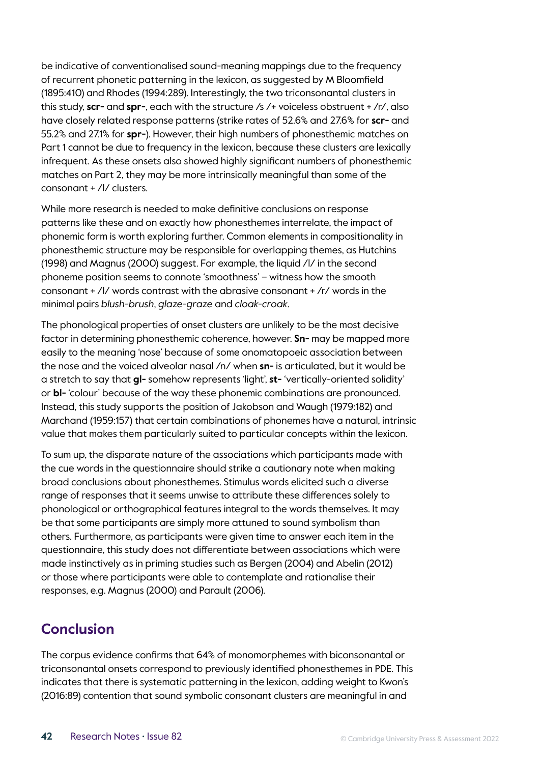be indicative of conventionalised sound-meaning mappings due to the frequency of recurrent phonetic patterning in the lexicon, as suggested by M Bloomfield (1895:410) and Rhodes (1994:289). Interestingly, the two triconsonantal clusters in this study, **scr-** and **spr-**, each with the structure /s /+ voiceless obstruent + /r/, also have closely related response patterns (strike rates of 52.6% and 27.6% for **scr-** and 55.2% and 27.1% for **spr-**). However, their high numbers of phonesthemic matches on Part 1 cannot be due to frequency in the lexicon, because these clusters are lexically infrequent. As these onsets also showed highly significant numbers of phonesthemic matches on Part 2, they may be more intrinsically meaningful than some of the consonant + /l/ clusters.

While more research is needed to make definitive conclusions on response patterns like these and on exactly how phonesthemes interrelate, the impact of phonemic form is worth exploring further. Common elements in compositionality in phonesthemic structure may be responsible for overlapping themes, as Hutchins (1998) and Magnus (2000) suggest. For example, the liquid /l/ in the second phoneme position seems to connote 'smoothness' – witness how the smooth consonant + /l/ words contrast with the abrasive consonant + /r/ words in the minimal pairs *blush-brush*, *glaze-graze* and *cloak-croak*.

The phonological properties of onset clusters are unlikely to be the most decisive factor in determining phonesthemic coherence, however. **Sn-** may be mapped more easily to the meaning 'nose' because of some onomatopoeic association between the nose and the voiced alveolar nasal /n/ when **sn-** is articulated, but it would be a stretch to say that **gl-** somehow represents 'light', **st-** 'vertically-oriented solidity' or **bl-** 'colour' because of the way these phonemic combinations are pronounced. Instead, this study supports the position of Jakobson and Waugh (1979:182) and Marchand (1959:157) that certain combinations of phonemes have a natural, intrinsic value that makes them particularly suited to particular concepts within the lexicon.

To sum up, the disparate nature of the associations which participants made with the cue words in the questionnaire should strike a cautionary note when making broad conclusions about phonesthemes. Stimulus words elicited such a diverse range of responses that it seems unwise to attribute these differences solely to phonological or orthographical features integral to the words themselves. It may be that some participants are simply more attuned to sound symbolism than others. Furthermore, as participants were given time to answer each item in the questionnaire, this study does not differentiate between associations which were made instinctively as in priming studies such as Bergen (2004) and Abelin (2012) or those where participants were able to contemplate and rationalise their responses, e.g. Magnus (2000) and Parault (2006).

## Conclusion

The corpus evidence confirms that 64% of monomorphemes with biconsonantal or triconsonantal onsets correspond to previously identified phonesthemes in PDE. This indicates that there is systematic patterning in the lexicon, adding weight to Kwon's (2016:89) contention that sound symbolic consonant clusters are meaningful in and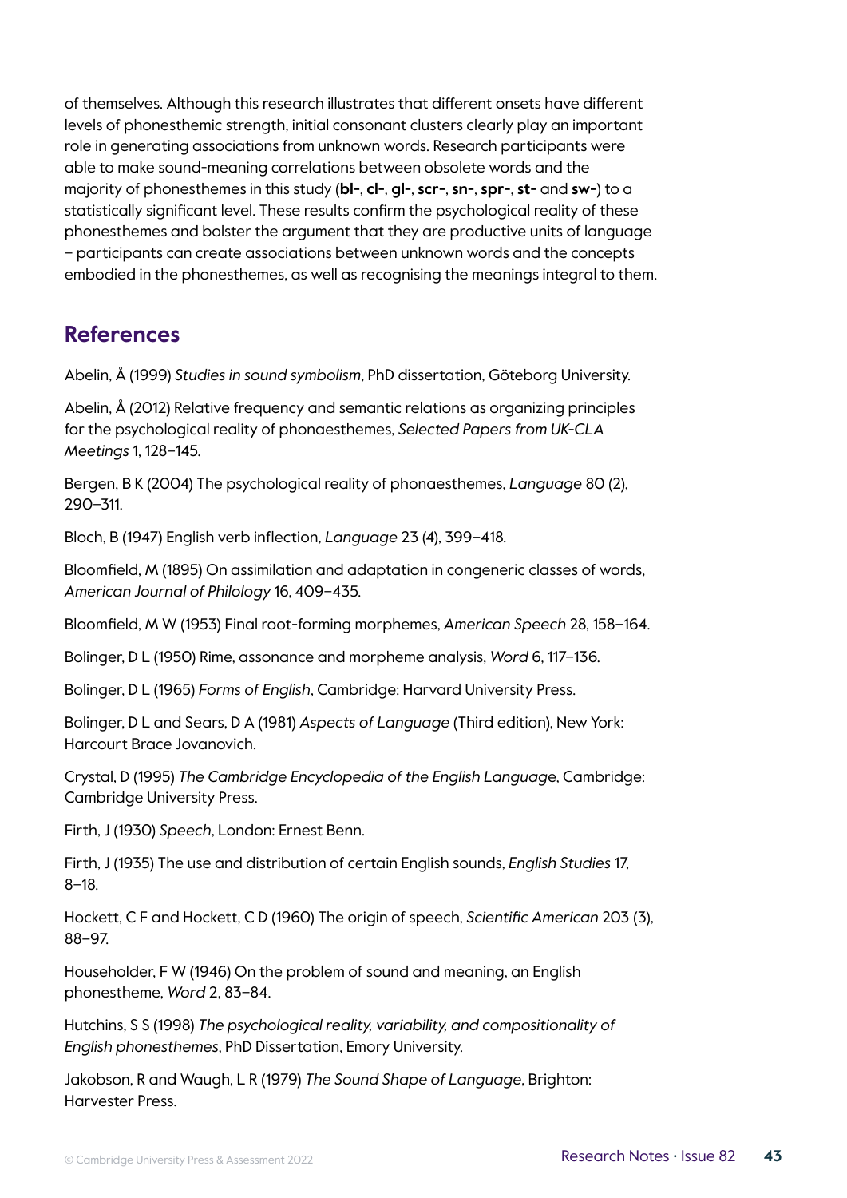of themselves. Although this research illustrates that different onsets have different levels of phonesthemic strength, initial consonant clusters clearly play an important role in generating associations from unknown words. Research participants were able to make sound-meaning correlations between obsolete words and the majority of phonesthemes in this study (**bl-**, **cl-**, **gl-**, **scr-**, **sn-**, **spr-**, **st-** and **sw-**) to a statistically significant level. These results confirm the psychological reality of these phonesthemes and bolster the argument that they are productive units of language – participants can create associations between unknown words and the concepts embodied in the phonesthemes, as well as recognising the meanings integral to them.

## References

Abelin, Å (1999) *Studies in sound symbolism*, PhD dissertation, Göteborg University.

Abelin, Å (2012) Relative frequency and semantic relations as organizing principles for the psychological reality of phonaesthemes, *Selected Papers from UK-CLA Meetings* 1, 128–145.

Bergen, B K (2004) The psychological reality of phonaesthemes, *Language* 80 (2), 290–311.

Bloch, B (1947) English verb inflection, *Language* 23 (4), 399–418.

Bloomfield, M (1895) On assimilation and adaptation in congeneric classes of words, *American Journal of Philology* 16, 409–435.

Bloomfield, M W (1953) Final root-forming morphemes, *American Speech* 28, 158–164.

Bolinger, D L (1950) Rime, assonance and morpheme analysis, *Word* 6, 117–136.

Bolinger, D L (1965) *Forms of English*, Cambridge: Harvard University Press.

Bolinger, D L and Sears, D A (1981) *Aspects of Language* (Third edition), New York: Harcourt Brace Jovanovich.

Crystal, D (1995) *The Cambridge Encyclopedia of the English Language*, Cambridge: Cambridge University Press.

Firth, J (1930) *Speech*, London: Ernest Benn.

Firth, J (1935) The use and distribution of certain English sounds, *English Studies* 17, 8–18.

Hockett, C F and Hockett, C D (1960) The origin of speech, *Scientific American* 203 (3), 88–97.

Householder, F W (1946) On the problem of sound and meaning, an English phonestheme, *Word* 2, 83–84.

Hutchins, S S (1998) *The psychological reality, variability, and compositionality of English phonesthemes*, PhD Dissertation, Emory University.

Jakobson, R and Waugh, L R (1979) *The Sound Shape of Language*, Brighton: Harvester Press.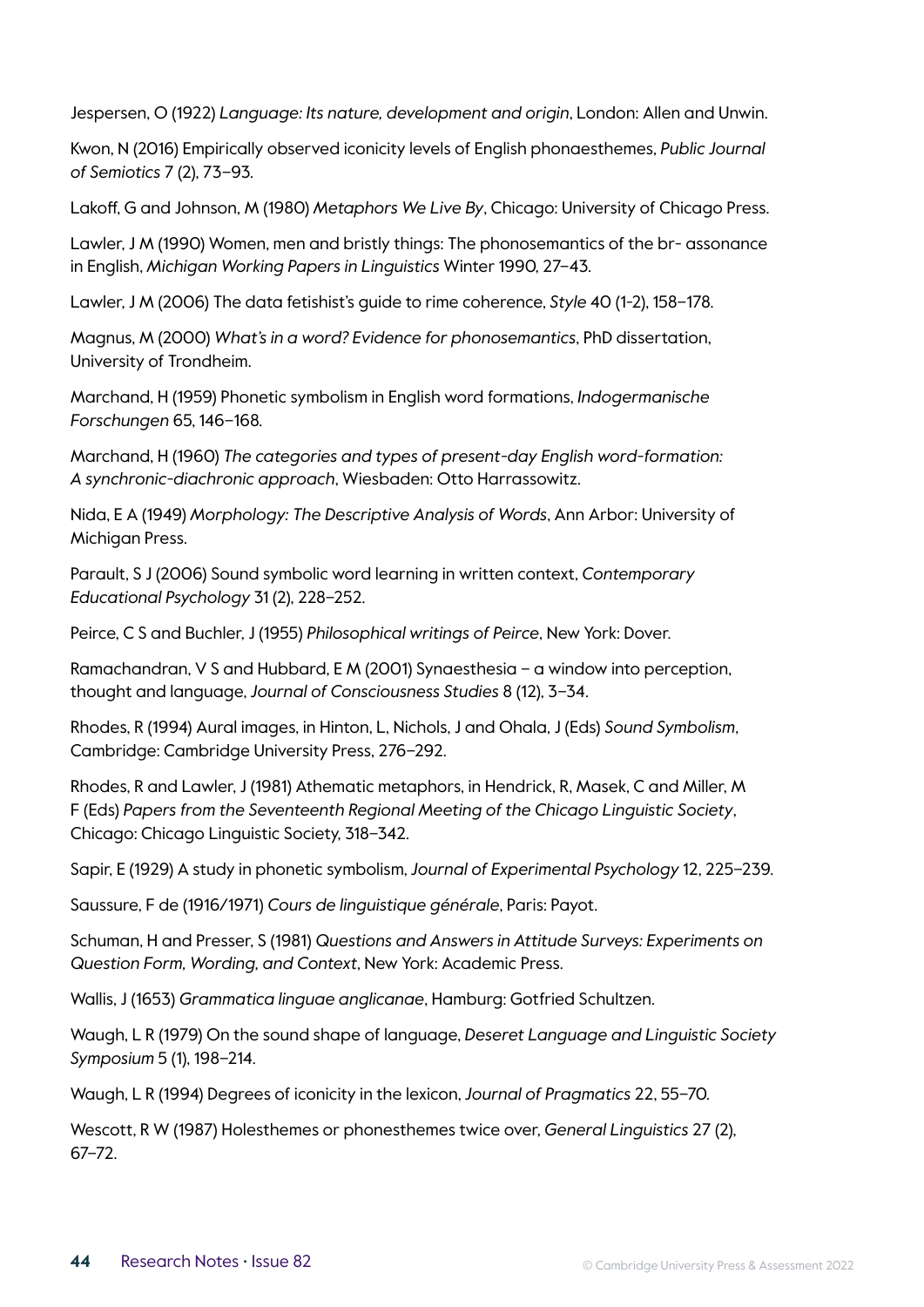Jespersen, O (1922) *Language: Its nature, development and origin*, London: Allen and Unwin.

Kwon, N (2016) Empirically observed iconicity levels of English phonaesthemes, *Public Journal of Semiotics* 7 (2), 73–93.

Lakoff, G and Johnson, M (1980) *Metaphors We Live By*, Chicago: University of Chicago Press.

Lawler, J M (1990) Women, men and bristly things: The phonosemantics of the br- assonance in English, *Michigan Working Papers in Linguistics* Winter 1990, 27–43.

Lawler, J M (2006) The data fetishist's guide to rime coherence, *Style* 40 (1-2), 158–178.

Magnus, M (2000) *What's in a word? Evidence for phonosemantics*, PhD dissertation, University of Trondheim.

Marchand, H (1959) Phonetic symbolism in English word formations, *Indogermanische Forschungen* 65, 146–168.

Marchand, H (1960) *The categories and types of present-day English word-formation: A synchronic-diachronic approach*, Wiesbaden: Otto Harrassowitz.

Nida, E A (1949) *Morphology: The Descriptive Analysis of Words*, Ann Arbor: University of Michigan Press.

Parault, S J (2006) Sound symbolic word learning in written context, *Contemporary Educational Psychology* 31 (2), 228–252.

Peirce, C S and Buchler, J (1955) *Philosophical writings of Peirce*, New York: Dover.

Ramachandran, V S and Hubbard, E M (2001) Synaesthesia – a window into perception, thought and language, *Journal of Consciousness Studies* 8 (12), 3–34.

Rhodes, R (1994) Aural images, in Hinton, L, Nichols, J and Ohala, J (Eds) *Sound Symbolism*, Cambridge: Cambridge University Press, 276–292.

Rhodes, R and Lawler, J (1981) Athematic metaphors, in Hendrick, R, Masek, C and Miller, M F (Eds) *Papers from the Seventeenth Regional Meeting of the Chicago Linguistic Society*, Chicago: Chicago Linguistic Society, 318–342.

Sapir, E (1929) A study in phonetic symbolism, *Journal of Experimental Psychology* 12, 225–239.

Saussure, F de (1916/1971) *Cours de linguistique générale*, Paris: Payot.

Schuman, H and Presser, S (1981) *Questions and Answers in Attitude Surveys: Experiments on Question Form, Wording, and Context*, New York: Academic Press.

Wallis, J (1653) *Grammatica linguae anglicanae*, Hamburg: Gotfried Schultzen.

Waugh, L R (1979) On the sound shape of language, *Deseret Language and Linguistic Society Symposium* 5 (1), 198–214.

Waugh, L R (1994) Degrees of iconicity in the lexicon, *Journal of Pragmatics* 22, 55–70.

Wescott, R W (1987) Holesthemes or phonesthemes twice over, *General Linguistics* 27 (2), 67–72.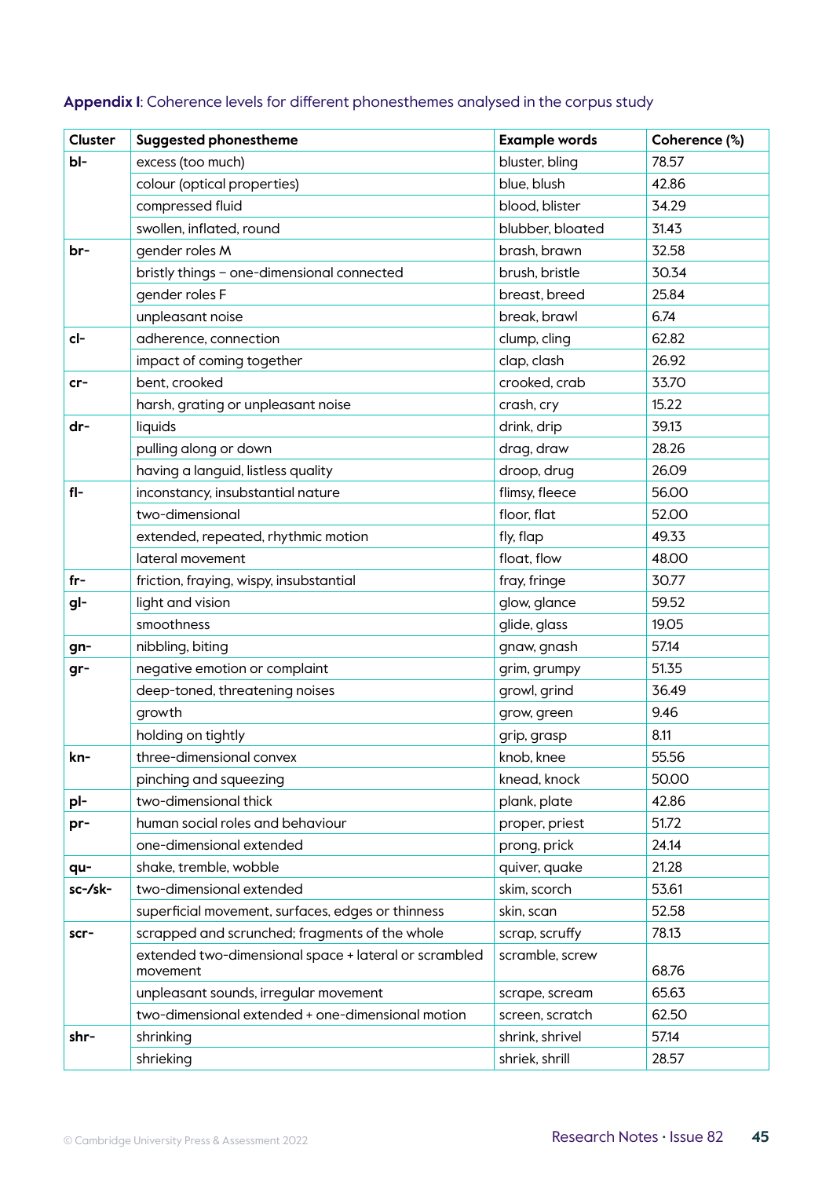**Appendix I**: Coherence levels for different phonesthemes analysed in the corpus study

| Cluster | Suggested phonestheme | Example words | Coherence (%) |
|---|---|---|---|
| **bl-** | excess (too much) | bluster, bling | 78.57 |
| | colour (optical properties) | blue, blush | 42.86 |
| | compressed fluid | blood, blister | 34.29 |
| | swollen, inflated, round | blubber, bloated | 31.43 |
| **br-** | gender roles M | brash, brawn | 32.58 |
| | bristly things – one-dimensional connected | brush, bristle | 30.34 |
| | gender roles F | breast, breed | 25.84 |
| | unpleasant noise | break, brawl | 6.74 |
| **cl-** | adherence, connection | clump, cling | 62.82 |
| | impact of coming together | clap, clash | 26.92 |
| **cr-** | bent, crooked | crooked, crab | 33.70 |
| | harsh, grating or unpleasant noise | crash, cry | 15.22 |
| **dr-** | liquids | drink, drip | 39.13 |
| | pulling along or down | drag, draw | 28.26 |
| | having a languid, listless quality | droop, drug | 26.09 |
| **fl-** | inconstancy, insubstantial nature | flimsy, fleece | 56.00 |
| | two-dimensional | floor, flat | 52.00 |
| | extended, repeated, rhythmic motion | fly, flap | 49.33 |
| | lateral movement | float, flow | 48.00 |
| **fr-** | friction, fraying, wispy, insubstantial | fray, fringe | 30.77 |
| **gl-** | light and vision | glow, glance | 59.52 |
| | smoothness | glide, glass | 19.05 |
| **gn-** | nibbling, biting | gnaw, gnash | 57.14 |
| **gr-** | negative emotion or complaint | grim, grumpy | 51.35 |
| | deep-toned, threatening noises | growl, grind | 36.49 |
| | growth | grow, green | 9.46 |
| | holding on tightly | grip, grasp | 8.11 |
| **kn-** | three-dimensional convex | knob, knee | 55.56 |
| | pinching and squeezing | knead, knock | 50.00 |
| **pl-** | two-dimensional thick | plank, plate | 42.86 |
| **pr-** | human social roles and behaviour | proper, priest | 51.72 |
| | one-dimensional extended | prong, prick | 24.14 |
| **qu-** | shake, tremble, wobble | quiver, quake | 21.28 |
| **sc-/sk-** | two-dimensional extended | skim, scorch | 53.61 |
| | superficial movement, surfaces, edges or thinness | skin, scan | 52.58 |
| **scr-** | scrapped and scrunched; fragments of the whole | scrap, scruffy | 78.13 |
| | extended two-dimensional space + lateral or scrambled movement | scramble, screw | 68.76 |
| | unpleasant sounds, irregular movement | scrape, scream | 65.63 |
| | two-dimensional extended + one-dimensional motion | screen, scratch | 62.50 |
| **shr-** | shrinking | shrink, shrivel | 57.14 |
| | shrieking | shriek, shrill | 28.57 |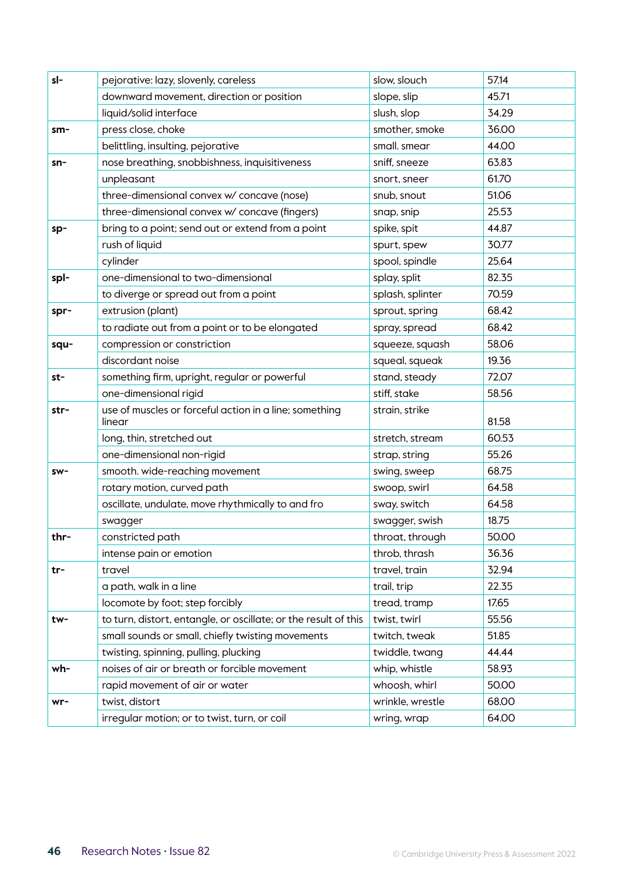| sl- | pejorative: lazy, slovenly, careless | slow, slouch | 57.14 |
|---|---|---|---|
| | downward movement, direction or position | slope, slip | 45.71 |
| | liquid/solid interface | slush, slop | 34.29 |
| sm- | press close, choke | smother, smoke | 36.00 |
| | belittling, insulting, pejorative | small. smear | 44.00 |
| sn- | nose breathing, snobbishness, inquisitiveness | sniff, sneeze | 63.83 |
| | unpleasant | snort, sneer | 61.70 |
| | three-dimensional convex w/ concave (nose) | snub, snout | 51.06 |
| | three-dimensional convex w/ concave (fingers) | snap, snip | 25.53 |
| sp- | bring to a point; send out or extend from a point | spike, spit | 44.87 |
| | rush of liquid | spurt, spew | 30.77 |
| | cylinder | spool, spindle | 25.64 |
| spl- | one-dimensional to two-dimensional | splay, split | 82.35 |
| | to diverge or spread out from a point | splash, splinter | 70.59 |
| spr- | extrusion (plant) | sprout, spring | 68.42 |
| | to radiate out from a point or to be elongated | spray, spread | 68.42 |
| squ- | compression or constriction | squeeze, squash | 58.06 |
| | discordant noise | squeal, squeak | 19.36 |
| st- | something firm, upright, regular or powerful | stand, steady | 72.07 |
| | one-dimensional rigid | stiff, stake | 58.56 |
| str- | use of muscles or forceful action in a line; something linear | strain, strike | 81.58 |
| | long, thin, stretched out | stretch, stream | 60.53 |
| | one-dimensional non-rigid | strap, string | 55.26 |
| sw- | smooth. wide-reaching movement | swing, sweep | 68.75 |
| | rotary motion, curved path | swoop, swirl | 64.58 |
| | oscillate, undulate, move rhythmically to and fro | sway, switch | 64.58 |
| | swagger | swagger, swish | 18.75 |
| thr- | constricted path | throat, through | 50.00 |
| | intense pain or emotion | throb, thrash | 36.36 |
| tr- | travel | travel, train | 32.94 |
| | a path, walk in a line | trail, trip | 22.35 |
| | locomote by foot; step forcibly | tread, tramp | 17.65 |
| tw- | to turn, distort, entangle, or oscillate; or the result of this | twist, twirl | 55.56 |
| | small sounds or small, chiefly twisting movements | twitch, tweak | 51.85 |
| | twisting, spinning, pulling, plucking | twiddle, twang | 44.44 |
| wh- | noises of air or breath or forcible movement | whip, whistle | 58.93 |
| | rapid movement of air or water | whoosh, whirl | 50.00 |
| wr- | twist, distort | wrinkle, wrestle | 68.00 |
| | irregular motion; or to twist, turn, or coil | wring, wrap | 64.00 |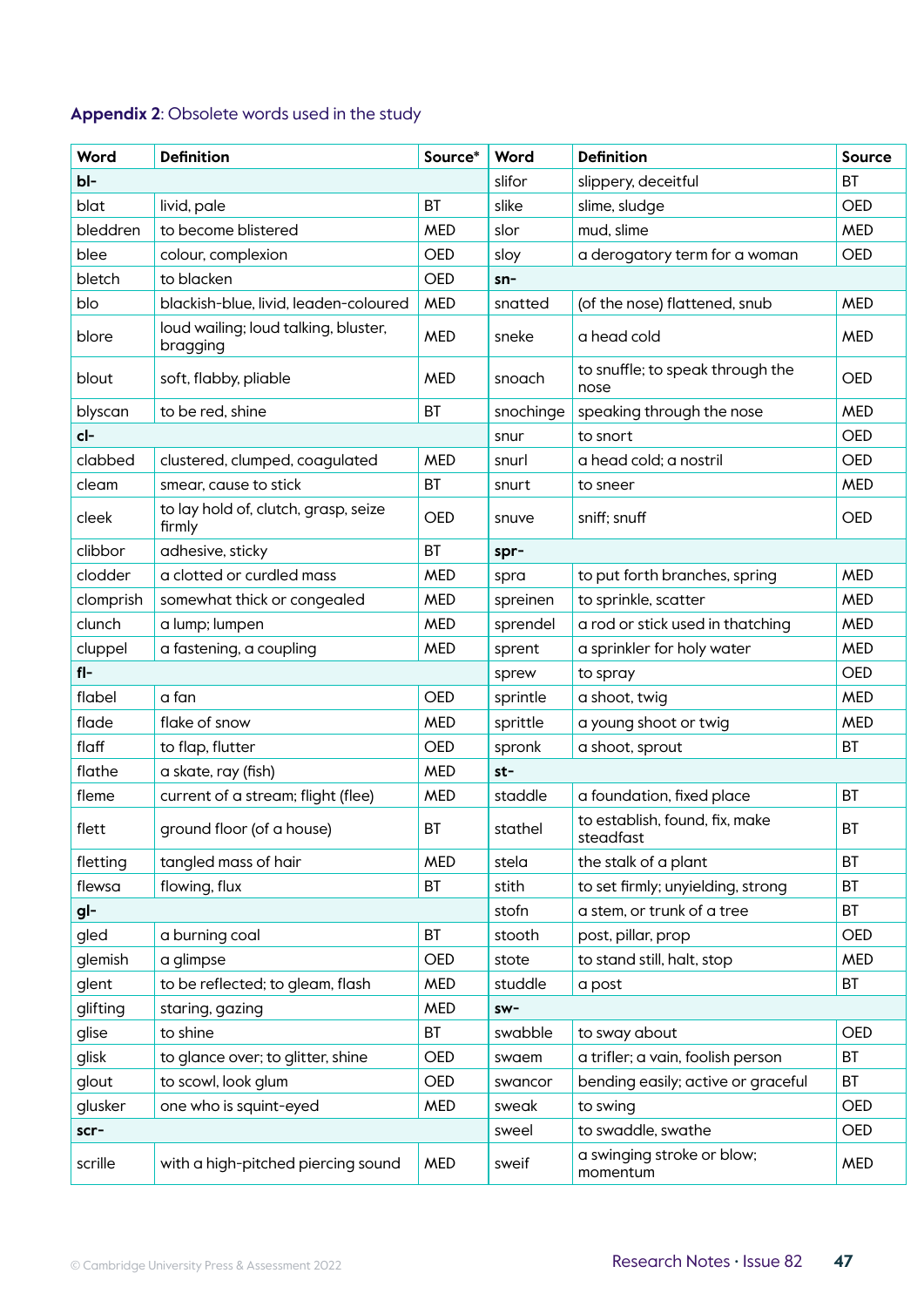**Appendix 2**: Obsolete words used in the study

| Word | Definition | Source* | Word | Definition | Source |
|---|---|---|---|---|---|
| **bl-** | | | slifor | slippery, deceitful | BT |
| blat | livid, pale | BT | slike | slime, sludge | OED |
| bleddren | to become blistered | MED | slor | mud, slime | MED |
| blee | colour, complexion | OED | sloy | a derogatory term for a woman | OED |
| bletch | to blacken | OED | **sn-** | | |
| blo | blackish-blue, livid, leaden-coloured | MED | snatted | (of the nose) flattened, snub | MED |
| blore | loud wailing; loud talking, bluster, bragging | MED | sneke | a head cold | MED |
| blout | soft, flabby, pliable | MED | snoach | to snuffle; to speak through the nose | OED |
| blyscan | to be red, shine | BT | snochinge | speaking through the nose | MED |
| **cl-** | | | snur | to snort | OED |
| clabbed | clustered, clumped, coagulated | MED | snurl | a head cold; a nostril | OED |
| cleam | smear, cause to stick | BT | snurt | to sneer | MED |
| cleek | to lay hold of, clutch, grasp, seize firmly | OED | snuve | sniff; snuff | OED |
| clibbor | adhesive, sticky | BT | **spr-** | | |
| clodder | a clotted or curdled mass | MED | spra | to put forth branches, spring | MED |
| clomprish | somewhat thick or congealed | MED | spreinen | to sprinkle, scatter | MED |
| clunch | a lump; lumpen | MED | sprendel | a rod or stick used in thatching | MED |
| cluppel | a fastening, a coupling | MED | sprent | a sprinkler for holy water | MED |
| **fl-** | | | sprew | to spray | OED |
| flabel | a fan | OED | sprintle | a shoot, twig | MED |
| flade | flake of snow | MED | sprittle | a young shoot or twig | MED |
| flaff | to flap, flutter | OED | spronk | a shoot, sprout | BT |
| flathe | a skate, ray (fish) | MED | **st-** | | |
| fleme | current of a stream; flight (flee) | MED | staddle | a foundation, fixed place | BT |
| flett | ground floor (of a house) | BT | stathel | to establish, found, fix, make steadfast | BT |
| fletting | tangled mass of hair | MED | stela | the stalk of a plant | BT |
| flewsa | flowing, flux | BT | stith | to set firmly; unyielding, strong | BT |
| **gl-** | | | stofn | a stem, or trunk of a tree | BT |
| gled | a burning coal | BT | stooth | post, pillar, prop | OED |
| glemish | a glimpse | OED | stote | to stand still, halt, stop | MED |
| glent | to be reflected; to gleam, flash | MED | studdle | a post | BT |
| glifting | staring, gazing | MED | **sw-** | | |
| glise | to shine | BT | swabble | to sway about | OED |
| glisk | to glance over; to glitter, shine | OED | swaem | a trifler; a vain, foolish person | BT |
| glout | to scowl, look glum | OED | swancor | bending easily; active or graceful | BT |
| glusker | one who is squint-eyed | MED | sweak | to swing | OED |
| **scr-** | | | sweel | to swaddle, swathe | OED |
| scrille | with a high-pitched piercing sound | MED | sweif | a swinging stroke or blow; momentum | MED |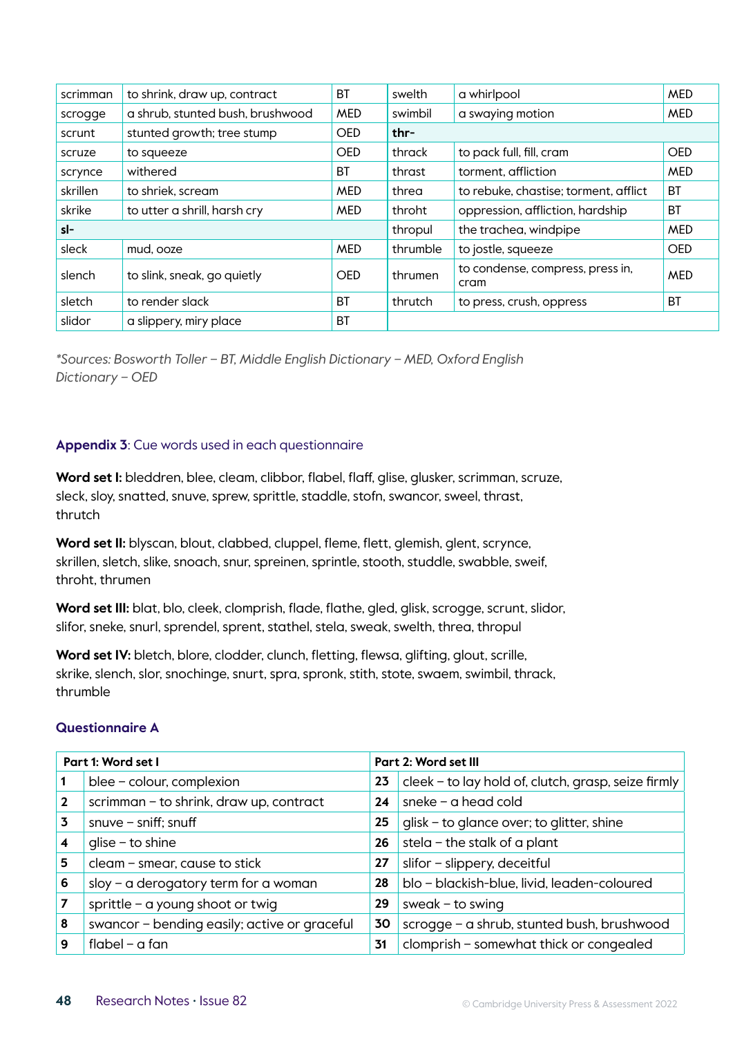| | | | | | |
|---|---|---|---|---|---|
| scrimman | to shrink, draw up, contract | BT | swelth | a whirlpool | MED |
| scrogge | a shrub, stunted bush, brushwood | MED | swimbil | a swaying motion | MED |
| scrunt | stunted growth; tree stump | OED | **thr-** | | |
| scruze | to squeeze | OED | thrack | to pack full, fill, cram | OED |
| scrynce | withered | BT | thrast | torment, affliction | MED |
| skrillen | to shriek, scream | MED | threa | to rebuke, chastise; torment, afflict | BT |
| skrike | to utter a shrill, harsh cry | MED | throht | oppression, affliction, hardship | BT |
| **sl-** | | | thropul | the trachea, windpipe | MED |
| sleck | mud, ooze | MED | thrumble | to jostle, squeeze | OED |
| slench | to slink, sneak, go quietly | OED | thrumen | to condense, compress, press in, cram | MED |
| sletch | to render slack | BT | thrutch | to press, crush, oppress | BT |
| slidor | a slippery, miry place | BT | | | |

*\*Sources: Bosworth Toller – BT, Middle English Dictionary – MED, Oxford English Dictionary – OED*

## Appendix 3: Cue words used in each questionnaire

**Word set I:** bleddren, blee, cleam, clibbor, flabel, flaff, glise, glusker, scrimman, scruze, sleck, sloy, snatted, snuve, sprew, sprittle, staddle, stofn, swancor, sweel, thrast, thrutch

**Word set II:** blyscan, blout, clabbed, cluppel, fleme, flett, glemish, glent, scrynce, skrillen, sletch, slike, snoach, snur, spreinen, sprintle, stooth, studdle, swabble, sweif, throht, thrumen

**Word set III:** blat, blo, cleek, clomprish, flade, flathe, gled, glisk, scrogge, scrunt, slidor, slifor, sneke, snurl, sprendel, sprent, stathel, stela, sweak, swelth, threa, thropul

**Word set IV:** bletch, blore, clodder, clunch, fletting, flewsa, glifting, glout, scrille, skrike, slench, slor, snochinge, snurt, spra, spronk, stith, stote, swaem, swimbil, thrack, thrumble

### Questionnaire A

| Part 1: Word set I | | Part 2: Word set III | |
|---|---|---|---|
| **1** | blee – colour, complexion | **23** | cleek – to lay hold of, clutch, grasp, seize firmly |
| **2** | scrimman – to shrink, draw up, contract | **24** | sneke – a head cold |
| **3** | snuve – sniff; snuff | **25** | glisk – to glance over; to glitter, shine |
| **4** | glise – to shine | **26** | stela – the stalk of a plant |
| **5** | cleam – smear, cause to stick | **27** | slifor – slippery, deceitful |
| **6** | sloy – a derogatory term for a woman | **28** | blo – blackish-blue, livid, leaden-coloured |
| **7** | sprittle – a young shoot or twig | **29** | sweak – to swing |
| **8** | swancor – bending easily; active or graceful | **30** | scrogge – a shrub, stunted bush, brushwood |
| **9** | flabel – a fan | **31** | clomprish – somewhat thick or congealed |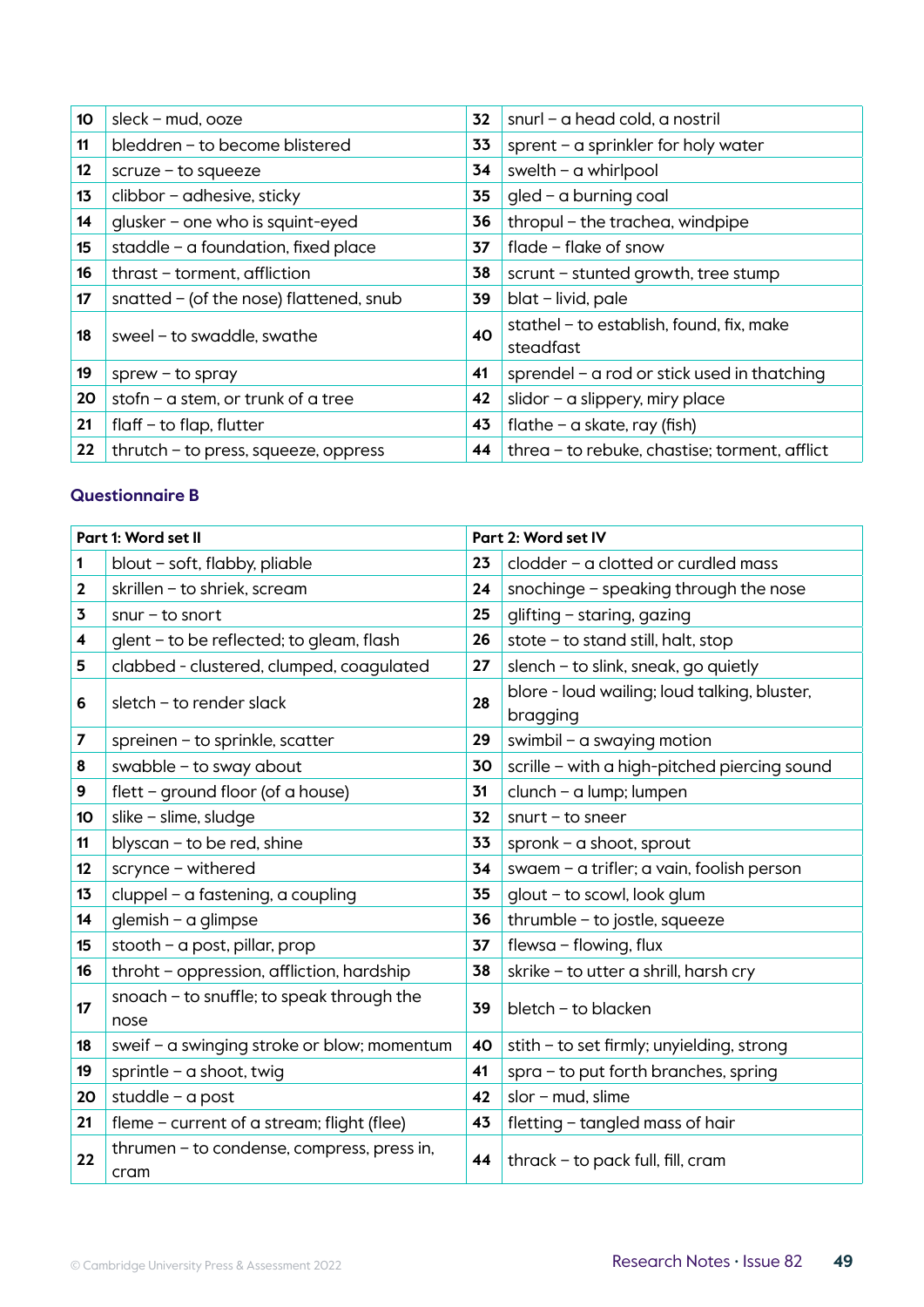| | | | |
|---|---|---|---|
| 10 | sleck – mud, ooze | 32 | snurl – a head cold, a nostril |
| 11 | bleddren – to become blistered | 33 | sprent – a sprinkler for holy water |
| 12 | scruze – to squeeze | 34 | swelth – a whirlpool |
| 13 | clibbor – adhesive, sticky | 35 | gled – a burning coal |
| 14 | glusker – one who is squint-eyed | 36 | thropul – the trachea, windpipe |
| 15 | staddle – a foundation, fixed place | 37 | flade – flake of snow |
| 16 | thrast – torment, affliction | 38 | scrunt – stunted growth, tree stump |
| 17 | snatted – (of the nose) flattened, snub | 39 | blat – livid, pale |
| 18 | sweel – to swaddle, swathe | 40 | stathel – to establish, found, fix, make steadfast |
| 19 | sprew – to spray | 41 | sprendel – a rod or stick used in thatching |
| 20 | stofn – a stem, or trunk of a tree | 42 | slidor – a slippery, miry place |
| 21 | flaff – to flap, flutter | 43 | flathe – a skate, ray (fish) |
| 22 | thrutch – to press, squeeze, oppress | 44 | threa – to rebuke, chastise; torment, afflict |

### Questionnaire B

| **Part 1: Word set II** | | **Part 2: Word set IV** | |
|---|---|---|---|
| 1 | blout – soft, flabby, pliable | 23 | clodder – a clotted or curdled mass |
| 2 | skrillen – to shriek, scream | 24 | snochinge – speaking through the nose |
| 3 | snur – to snort | 25 | glifting – staring, gazing |
| 4 | glent – to be reflected; to gleam, flash | 26 | stote – to stand still, halt, stop |
| 5 | clabbed - clustered, clumped, coagulated | 27 | slench – to slink, sneak, go quietly |
| 6 | sletch – to render slack | 28 | blore - loud wailing; loud talking, bluster, bragging |
| 7 | spreinen – to sprinkle, scatter | 29 | swimbil – a swaying motion |
| 8 | swabble – to sway about | 30 | scrille – with a high-pitched piercing sound |
| 9 | flett – ground floor (of a house) | 31 | clunch – a lump; lumpen |
| 10 | slike – slime, sludge | 32 | snurt – to sneer |
| 11 | blyscan – to be red, shine | 33 | spronk – a shoot, sprout |
| 12 | scrynce – withered | 34 | swaem – a trifler; a vain, foolish person |
| 13 | cluppel – a fastening, a coupling | 35 | glout – to scowl, look glum |
| 14 | glemish – a glimpse | 36 | thrumble – to jostle, squeeze |
| 15 | stooth – a post, pillar, prop | 37 | flewsa – flowing, flux |
| 16 | throht – oppression, affliction, hardship | 38 | skrike – to utter a shrill, harsh cry |
| 17 | snoach – to snuffle; to speak through the nose | 39 | bletch – to blacken |
| 18 | sweif – a swinging stroke or blow; momentum | 40 | stith – to set firmly; unyielding, strong |
| 19 | sprintle – a shoot, twig | 41 | spra – to put forth branches, spring |
| 20 | studdle – a post | 42 | slor – mud, slime |
| 21 | fleme – current of a stream; flight (flee) | 43 | fletting – tangled mass of hair |
| 22 | thrumen – to condense, compress, press in, cram | 44 | thrack – to pack full, fill, cram |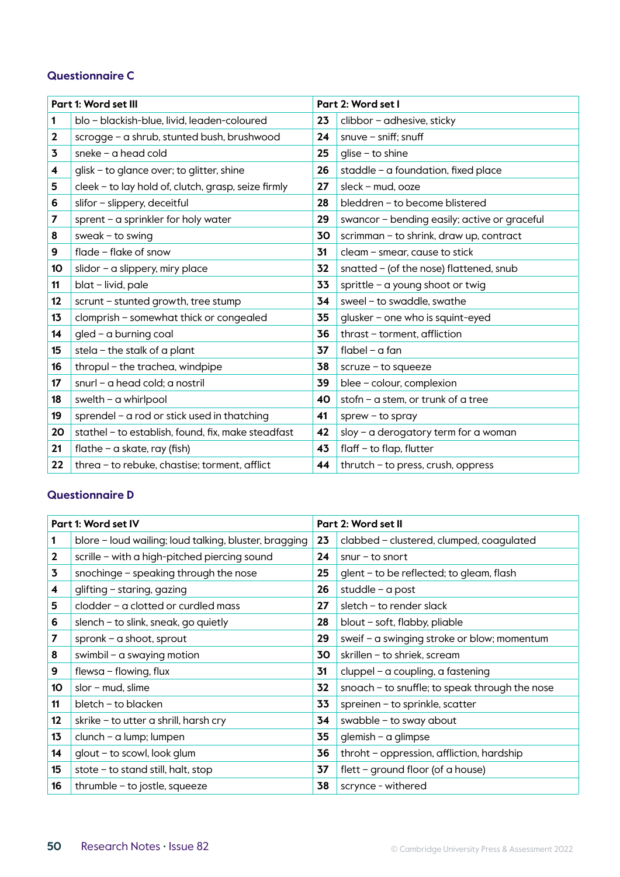### Questionnaire C

| Part 1: Word set III | | Part 2: Word set I | |
|---|---|---|---|
| 1 | blo – blackish-blue, livid, leaden-coloured | 23 | clibbor – adhesive, sticky |
| 2 | scrogge – a shrub, stunted bush, brushwood | 24 | snuve – sniff; snuff |
| 3 | sneke – a head cold | 25 | glise – to shine |
| 4 | glisk – to glance over; to glitter, shine | 26 | staddle – a foundation, fixed place |
| 5 | cleek – to lay hold of, clutch, grasp, seize firmly | 27 | sleck – mud, ooze |
| 6 | slifor – slippery, deceitful | 28 | bleddren – to become blistered |
| 7 | sprent – a sprinkler for holy water | 29 | swancor – bending easily; active or graceful |
| 8 | sweak – to swing | 30 | scrimman – to shrink, draw up, contract |
| 9 | flade – flake of snow | 31 | cleam – smear, cause to stick |
| 10 | slidor – a slippery, miry place | 32 | snatted – (of the nose) flattened, snub |
| 11 | blat – livid, pale | 33 | sprittle – a young shoot or twig |
| 12 | scrunt – stunted growth, tree stump | 34 | sweel – to swaddle, swathe |
| 13 | clomprish – somewhat thick or congealed | 35 | glusker – one who is squint-eyed |
| 14 | gled – a burning coal | 36 | thrast – torment, affliction |
| 15 | stela – the stalk of a plant | 37 | flabel – a fan |
| 16 | thropul – the trachea, windpipe | 38 | scruze – to squeeze |
| 17 | snurl – a head cold; a nostril | 39 | blee – colour, complexion |
| 18 | swelth – a whirlpool | 40 | stofn – a stem, or trunk of a tree |
| 19 | sprendel – a rod or stick used in thatching | 41 | sprew – to spray |
| 20 | stathel – to establish, found, fix, make steadfast | 42 | sloy – a derogatory term for a woman |
| 21 | flathe – a skate, ray (fish) | 43 | flaff – to flap, flutter |
| 22 | threa – to rebuke, chastise; torment, afflict | 44 | thrutch – to press, crush, oppress |

### Questionnaire D

| Part 1: Word set IV | | Part 2: Word set II | |
|---|---|---|---|
| 1 | blore – loud wailing; loud talking, bluster, bragging | 23 | clabbed – clustered, clumped, coagulated |
| 2 | scrille – with a high-pitched piercing sound | 24 | snur – to snort |
| 3 | snochinge – speaking through the nose | 25 | glent – to be reflected; to gleam, flash |
| 4 | glifting – staring, gazing | 26 | studdle – a post |
| 5 | clodder – a clotted or curdled mass | 27 | sletch – to render slack |
| 6 | slench – to slink, sneak, go quietly | 28 | blout – soft, flabby, pliable |
| 7 | spronk – a shoot, sprout | 29 | sweif – a swinging stroke or blow; momentum |
| 8 | swimbil – a swaying motion | 30 | skrillen – to shriek, scream |
| 9 | flewsa – flowing, flux | 31 | cluppel – a coupling, a fastening |
| 10 | slor – mud, slime | 32 | snoach – to snuffle; to speak through the nose |
| 11 | bletch – to blacken | 33 | spreinen – to sprinkle, scatter |
| 12 | skrike – to utter a shrill, harsh cry | 34 | swabble – to sway about |
| 13 | clunch – a lump; lumpen | 35 | glemish – a glimpse |
| 14 | glout – to scowl, look glum | 36 | throht – oppression, affliction, hardship |
| 15 | stote – to stand still, halt, stop | 37 | flett – ground floor (of a house) |
| 16 | thrumble – to jostle, squeeze | 38 | scrynce - withered |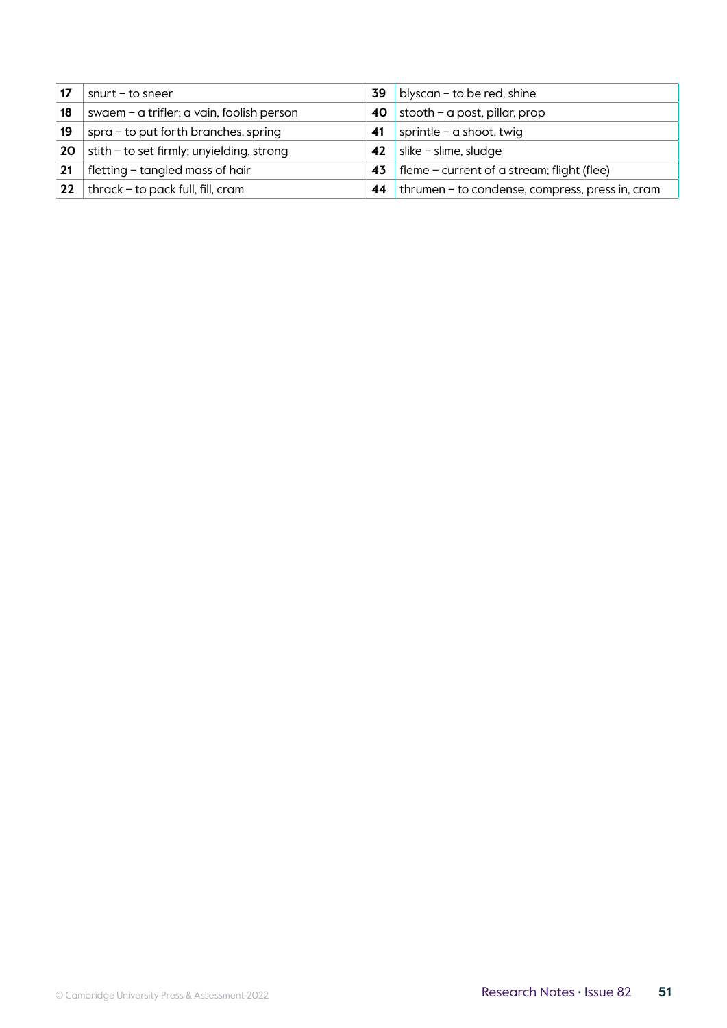| | | | |
|---|---|---|---|
| **17** | snurt – to sneer | **39** | blyscan – to be red, shine |
| **18** | swaem – a trifler; a vain, foolish person | **40** | stooth – a post, pillar, prop |
| **19** | spra – to put forth branches, spring | **41** | sprintle – a shoot, twig |
| **20** | stith – to set firmly; unyielding, strong | **42** | slike – slime, sludge |
| **21** | fletting – tangled mass of hair | **43** | fleme – current of a stream; flight (flee) |
| **22** | thrack – to pack full, fill, cram | **44** | thrumen – to condense, compress, press in, cram |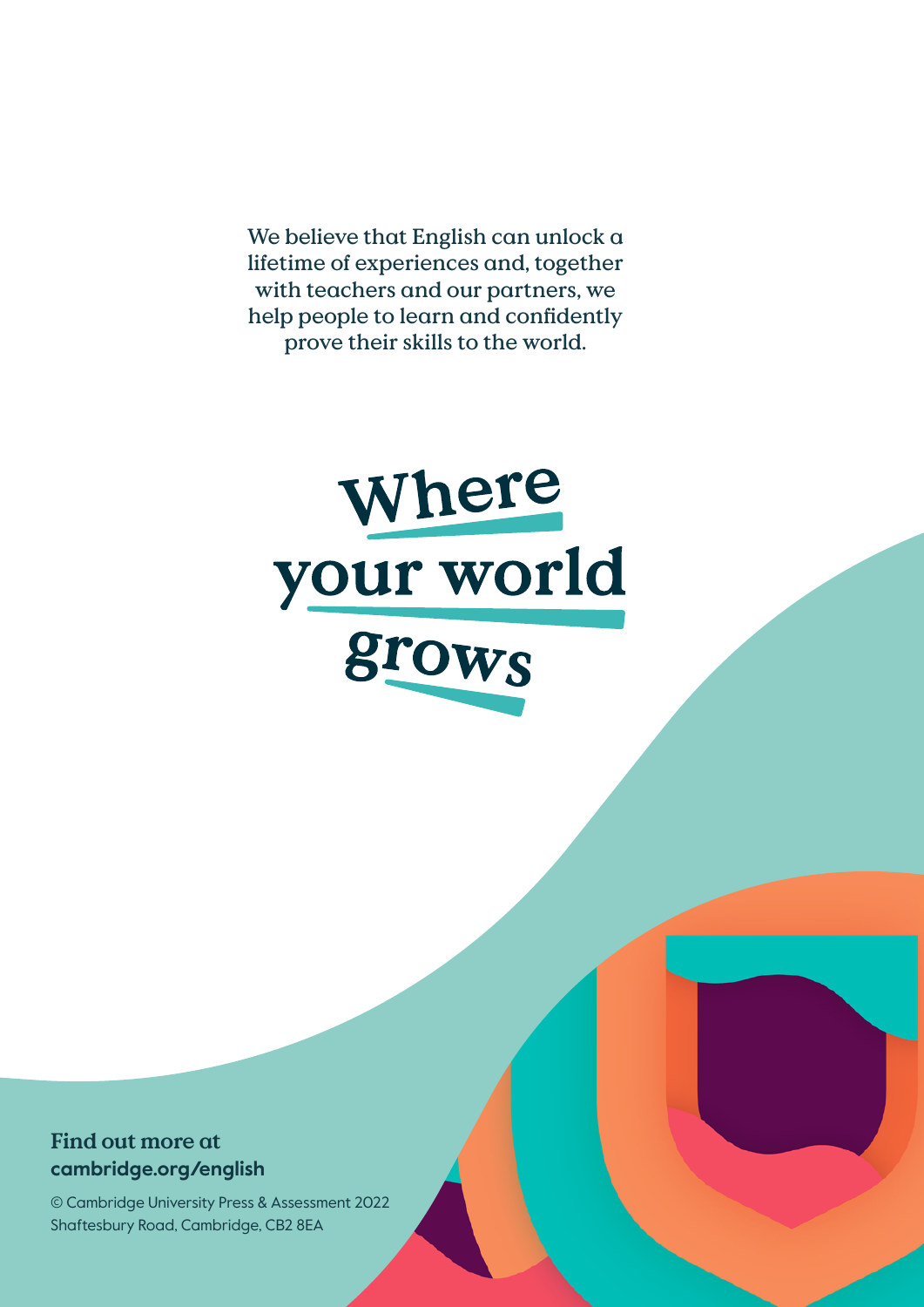We believe that English can unlock a lifetime of experiences and, together with teachers and our partners, we help people to learn and confidently prove their skills to the world.

Where your world grows

**Find out more at**
**cambridge.org/english**

© Cambridge University Press & Assessment 2022
Shaftesbury Road, Cambridge, CB2 8EA